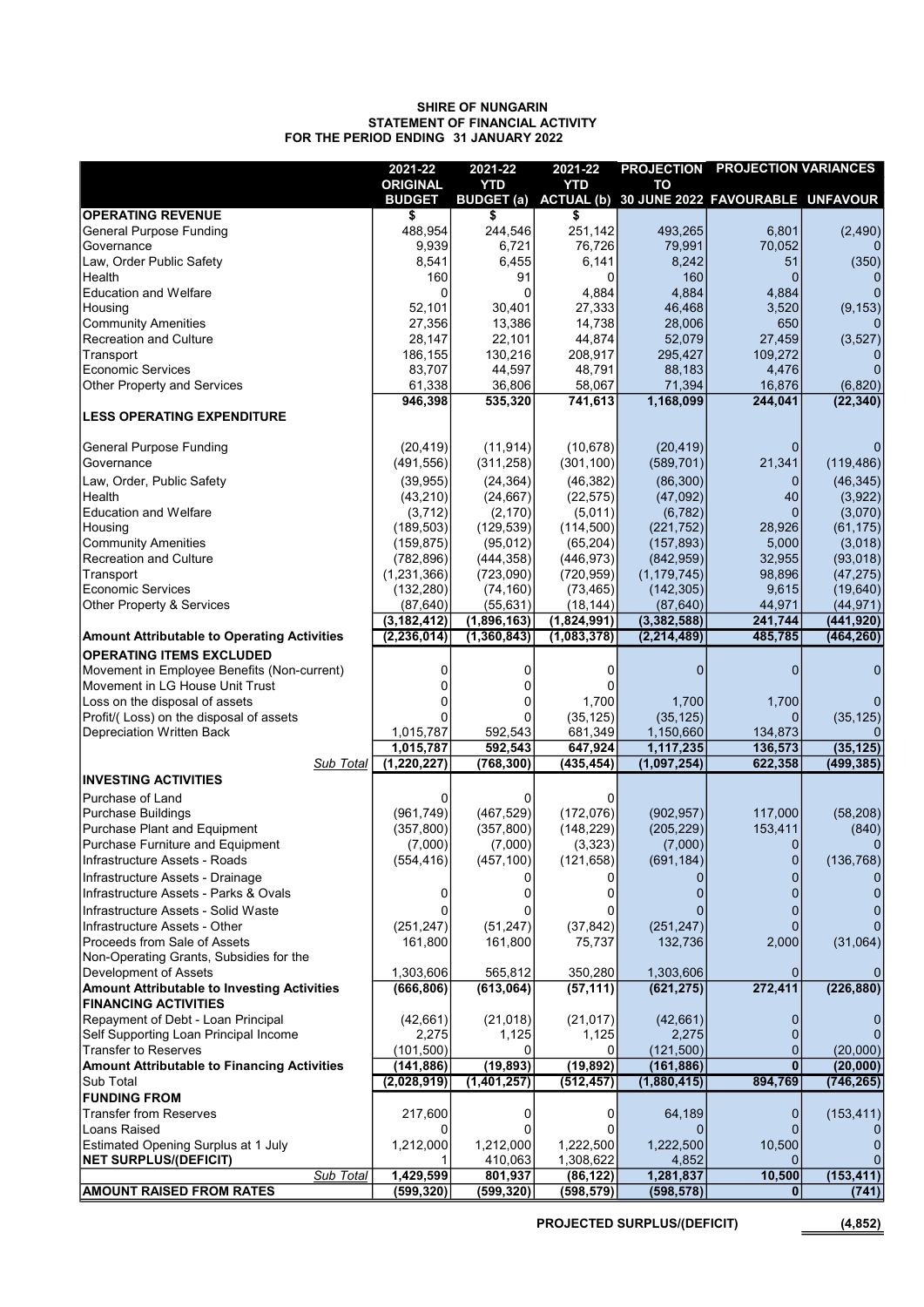**SHIRE OF NUNGARIN**
**STATEMENT OF FINANCIAL ACTIVITY**
**FOR THE PERIOD ENDING 31 JANUARY 2022**

| | 2021-22 ORIGINAL BUDGET | 2021-22 YTD BUDGET (a) | 2021-22 YTD ACTUAL (b) | PROJECTION TO 30 JUNE 2022 | PROJECTION VARIANCES FAVOURABLE | UNFAVOUR |
|---|---|---|---|---|---|---|
| **OPERATING REVENUE** | $ | $ | $ | | | |
| General Purpose Funding | 488,954 | 244,546 | 251,142 | 493,265 | 6,801 | (2,490) |
| Governance | 9,939 | 6,721 | 76,726 | 79,991 | 70,052 | 0 |
| Law, Order Public Safety | 8,541 | 6,455 | 6,141 | 8,242 | 51 | (350) |
| Health | 160 | 91 | 0 | 160 | 0 | 0 |
| Education and Welfare | 0 | 0 | 4,884 | 4,884 | 4,884 | 0 |
| Housing | 52,101 | 30,401 | 27,333 | 46,468 | 3,520 | (9,153) |
| Community Amenities | 27,356 | 13,386 | 14,738 | 28,006 | 650 | 0 |
| Recreation and Culture | 28,147 | 22,101 | 44,874 | 52,079 | 27,459 | (3,527) |
| Transport | 186,155 | 130,216 | 208,917 | 295,427 | 109,272 | 0 |
| Economic Services | 83,707 | 44,597 | 48,791 | 88,183 | 4,476 | 0 |
| Other Property and Services | 61,338 | 36,806 | 58,067 | 71,394 | 16,876 | (6,820) |
| | 946,398 | 535,320 | 741,613 | 1,168,099 | 244,041 | (22,340) |
| **LESS OPERATING EXPENDITURE** | | | | | | |
| General Purpose Funding | (20,419) | (11,914) | (10,678) | (20,419) | 0 | 0 |
| Governance | (491,556) | (311,258) | (301,100) | (589,701) | 21,341 | (119,486) |
| Law, Order, Public Safety | (39,955) | (24,364) | (46,382) | (86,300) | 0 | (46,345) |
| Health | (43,210) | (24,667) | (22,575) | (47,092) | 40 | (3,922) |
| Education and Welfare | (3,712) | (2,170) | (5,011) | (6,782) | 0 | (3,070) |
| Housing | (189,503) | (129,539) | (114,500) | (221,752) | 28,926 | (61,175) |
| Community Amenities | (159,875) | (95,012) | (65,204) | (157,893) | 5,000 | (3,018) |
| Recreation and Culture | (782,896) | (444,358) | (446,973) | (842,959) | 32,955 | (93,018) |
| Transport | (1,231,366) | (723,090) | (720,959) | (1,179,745) | 98,896 | (47,275) |
| Economic Services | (132,280) | (74,160) | (73,465) | (142,305) | 9,615 | (19,640) |
| Other Property & Services | (87,640) | (55,631) | (18,144) | (87,640) | 44,971 | (44,971) |
| | (3,182,412) | (1,896,163) | (1,824,991) | (3,382,588) | 241,744 | (441,920) |
| **Amount Attributable to Operating Activities** | (2,236,014) | (1,360,843) | (1,083,378) | (2,214,489) | 485,785 | (464,260) |
| **OPERATING ITEMS EXCLUDED** | | | | | | |
| Movement in Employee Benefits (Non-current) | 0 | 0 | 0 | 0 | 0 | 0 |
| Movement in LG House Unit Trust | 0 | 0 | 0 | | | |
| Loss on the disposal of assets | 0 | 0 | 1,700 | 1,700 | 1,700 | 0 |
| Profit/( Loss) on the disposal of assets | 0 | 0 | (35,125) | (35,125) | 0 | (35,125) |
| Depreciation Written Back | 1,015,787 | 592,543 | 681,349 | 1,150,660 | 134,873 | 0 |
| | 1,015,787 | 592,543 | 647,924 | 1,117,235 | 136,573 | (35,125) |
| *Sub Total* | (1,220,227) | (768,300) | (435,454) | (1,097,254) | 622,358 | (499,385) |
| **INVESTING ACTIVITIES** | | | | | | |
| Purchase of Land | 0 | 0 | 0 | | | |
| Purchase Buildings | (961,749) | (467,529) | (172,076) | (902,957) | 117,000 | (58,208) |
| Purchase Plant and Equipment | (357,800) | (357,800) | (148,229) | (205,229) | 153,411 | (840) |
| Purchase Furniture and Equipment | (7,000) | (7,000) | (3,323) | (7,000) | 0 | 0 |
| Infrastructure Assets - Roads | (554,416) | (457,100) | (121,658) | (691,184) | 0 | (136,768) |
| Infrastructure Assets - Drainage | | 0 | 0 | 0 | 0 | 0 |
| Infrastructure Assets - Parks & Ovals | 0 | 0 | 0 | 0 | 0 | 0 |
| Infrastructure Assets - Solid Waste | 0 | 0 | 0 | 0 | 0 | 0 |
| Infrastructure Assets - Other | (251,247) | (51,247) | (37,842) | (251,247) | 0 | 0 |
| Proceeds from Sale of Assets | 161,800 | 161,800 | 75,737 | 132,736 | 2,000 | (31,064) |
| Non-Operating Grants, Subsidies for the Development of Assets | 1,303,606 | 565,812 | 350,280 | 1,303,606 | 0 | 0 |
| **Amount Attributable to Investing Activities** | (666,806) | (613,064) | (57,111) | (621,275) | 272,411 | (226,880) |
| **FINANCING ACTIVITIES** | | | | | | |
| Repayment of Debt - Loan Principal | (42,661) | (21,018) | (21,017) | (42,661) | 0 | 0 |
| Self Supporting Loan Principal Income | 2,275 | 1,125 | 1,125 | 2,275 | 0 | 0 |
| Transfer to Reserves | (101,500) | 0 | 0 | (121,500) | 0 | (20,000) |
| **Amount Attributable to Financing Activities** | (141,886) | (19,893) | (19,892) | (161,886) | 0 | (20,000) |
| Sub Total | (2,028,919) | (1,401,257) | (512,457) | (1,880,415) | 894,769 | (746,265) |
| **FUNDING FROM** | | | | | | |
| Transfer from Reserves | 217,600 | 0 | 0 | 64,189 | 0 | (153,411) |
| Loans Raised | 0 | 0 | 0 | 0 | 0 | 0 |
| Estimated Opening Surplus at 1 July | 1,212,000 | 1,212,000 | 1,222,500 | 1,222,500 | 10,500 | 0 |
| **NET SURPLUS/(DEFICIT)** | 1 | 410,063 | 1,308,622 | 4,852 | 0 | 0 |
| *Sub Total* | 1,429,599 | 801,937 | (86,122) | 1,281,837 | 10,500 | (153,411) |
| **AMOUNT RAISED FROM RATES** | (599,320) | (599,320) | (598,579) | (598,578) | 0 | (741) |

**PROJECTED SURPLUS/(DEFICIT)** **(4,852)**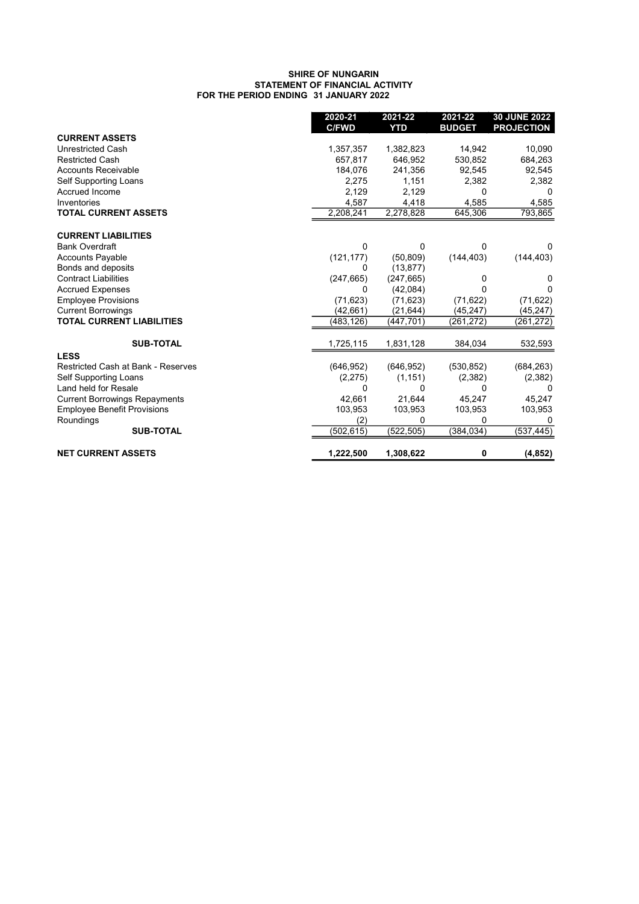**SHIRE OF NUNGARIN**
**STATEMENT OF FINANCIAL ACTIVITY**
**FOR THE PERIOD ENDING 31 JANUARY 2022**

| | 2020-21 C/FWD | 2021-22 YTD | 2021-22 BUDGET | 30 JUNE 2022 PROJECTION |
|---|---|---|---|---|
| **CURRENT ASSETS** | | | | |
| Unrestricted Cash | 1,357,357 | 1,382,823 | 14,942 | 10,090 |
| Restricted Cash | 657,817 | 646,952 | 530,852 | 684,263 |
| Accounts Receivable | 184,076 | 241,356 | 92,545 | 92,545 |
| Self Supporting Loans | 2,275 | 1,151 | 2,382 | 2,382 |
| Accrued Income | 2,129 | 2,129 | 0 | 0 |
| Inventories | 4,587 | 4,418 | 4,585 | 4,585 |
| **TOTAL CURRENT ASSETS** | 2,208,241 | 2,278,828 | 645,306 | 793,865 |
| **CURRENT LIABILITIES** | | | | |
| Bank Overdraft | 0 | 0 | 0 | 0 |
| Accounts Payable | (121,177) | (50,809) | (144,403) | (144,403) |
| Bonds and deposits | 0 | (13,877) | | |
| Contract Liabilities | (247,665) | (247,665) | 0 | 0 |
| Accrued Expenses | 0 | (42,084) | 0 | 0 |
| Employee Provisions | (71,623) | (71,623) | (71,622) | (71,622) |
| Current Borrowings | (42,661) | (21,644) | (45,247) | (45,247) |
| **TOTAL CURRENT LIABILITIES** | (483,126) | (447,701) | (261,272) | (261,272) |
| **SUB-TOTAL** | 1,725,115 | 1,831,128 | 384,034 | 532,593 |
| **LESS** | | | | |
| Restricted Cash at Bank - Reserves | (646,952) | (646,952) | (530,852) | (684,263) |
| Self Supporting Loans | (2,275) | (1,151) | (2,382) | (2,382) |
| Land held for Resale | 0 | 0 | 0 | 0 |
| Current Borrowings Repayments | 42,661 | 21,644 | 45,247 | 45,247 |
| Employee Benefit Provisions | 103,953 | 103,953 | 103,953 | 103,953 |
| Roundings | (2) | 0 | 0 | 0 |
| **SUB-TOTAL** | (502,615) | (522,505) | (384,034) | (537,445) |
| **NET CURRENT ASSETS** | **1,222,500** | **1,308,622** | **0** | **(4,852)** |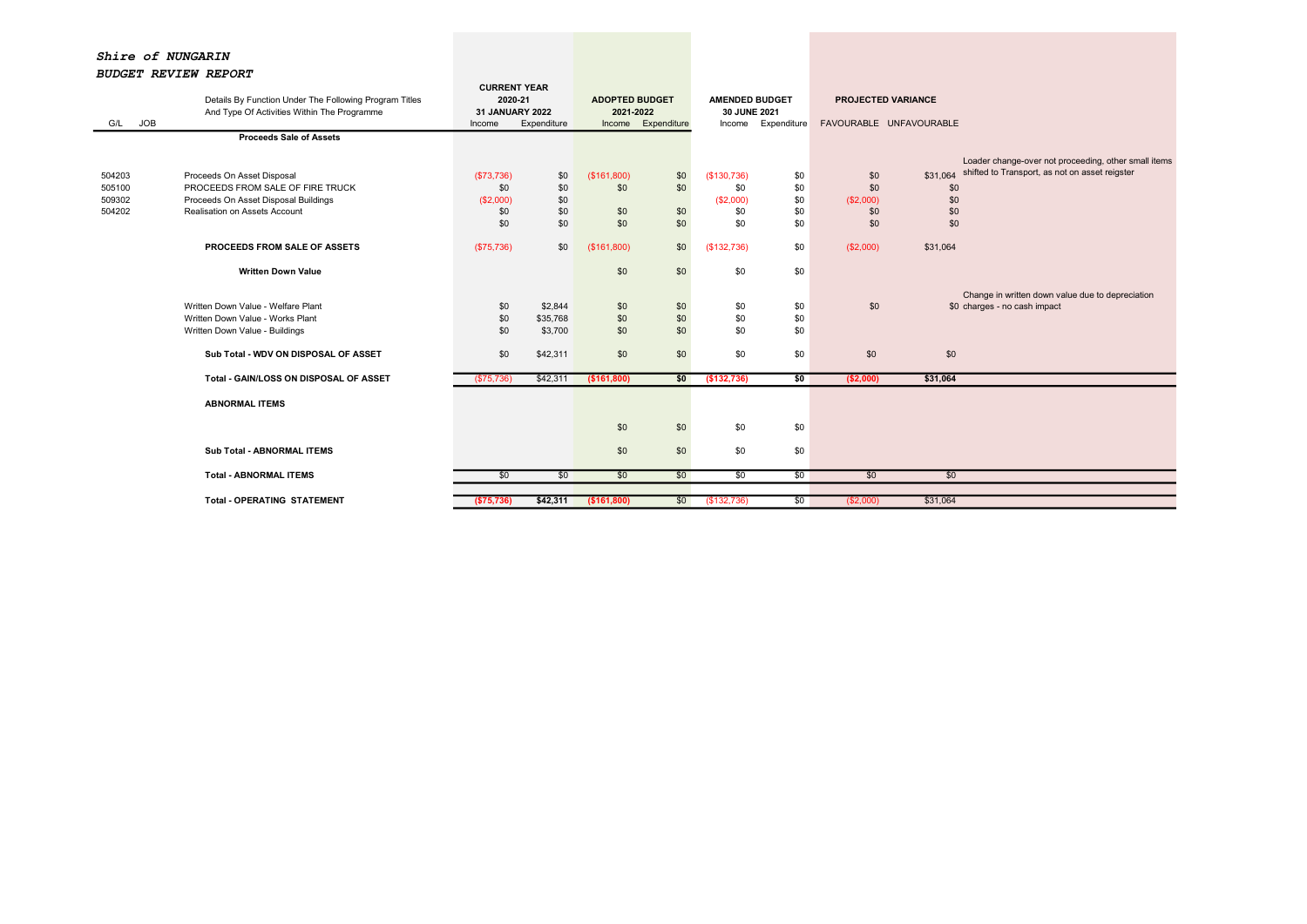***Shire of NUNGARIN***

***BUDGET REVIEW REPORT***

| G/L | JOB | Details By Function Under The Following Program Titles And Type Of Activities Within The Programme | CURRENT YEAR 2020-21 31 JANUARY 2022 | | ADOPTED BUDGET 2021-2022 | | AMENDED BUDGET 30 JUNE 2021 | | PROJECTED VARIANCE | | |
|---|---|---|---|---|---|---|---|---|---|---|---|
| | | | Income | Expenditure | Income | Expenditure | Income | Expenditure | FAVOURABLE | UNFAVOURABLE | |
| | | **Proceeds Sale of Assets** | | | | | | | | | |
| 504203 | | Proceeds On Asset Disposal | ($73,736) | $0 | ($161,800) | $0 | ($130,736) | $0 | $0 | $31,064 | Loader change-over not proceeding, other small items shifted to Transport, as not on asset reigster |
| 505100 | | PROCEEDS FROM SALE OF FIRE TRUCK | $0 | $0 | $0 | $0 | $0 | $0 | $0 | $0 | |
| 509302 | | Proceeds On Asset Disposal Buildings | ($2,000) | $0 | | | ($2,000) | $0 | ($2,000) | $0 | |
| 504202 | | Realisation on Assets Account | $0 | $0 | $0 | $0 | $0 | $0 | $0 | $0 | |
| | | | $0 | $0 | $0 | $0 | $0 | $0 | $0 | $0 | |
| | | **PROCEEDS FROM SALE OF ASSETS** | ($75,736) | $0 | ($161,800) | $0 | ($132,736) | $0 | ($2,000) | $31,064 | |
| | | **Written Down Value** | | | $0 | $0 | $0 | $0 | | | |
| | | Written Down Value - Welfare Plant | $0 | $2,844 | $0 | $0 | $0 | $0 | $0 | $0 | Change in written down value due to depreciation charges - no cash impact |
| | | Written Down Value - Works Plant | $0 | $35,768 | $0 | $0 | $0 | $0 | | | |
| | | Written Down Value - Buildings | $0 | $3,700 | $0 | $0 | $0 | $0 | | | |
| | | **Sub Total - WDV ON DISPOSAL OF ASSET** | $0 | $42,311 | $0 | $0 | $0 | $0 | $0 | $0 | |
| | | **Total - GAIN/LOSS ON DISPOSAL OF ASSET** | ($75,736) | $42,311 | **($161,800)** | **$0** | **($132,736)** | **$0** | **($2,000)** | **$31,064** | |
| | | **ABNORMAL ITEMS** | | | | | | | | | |
| | | | | | $0 | $0 | $0 | $0 | | | |
| | | **Sub Total - ABNORMAL ITEMS** | | | $0 | $0 | $0 | $0 | | | |
| | | **Total - ABNORMAL ITEMS** | $0 | $0 | $0 | $0 | $0 | $0 | $0 | $0 | |
| | | **Total - OPERATING STATEMENT** | **($75,736)** | **$42,311** | **($161,800)** | $0 | ($132,736) | $0 | ($2,000) | $31,064 | |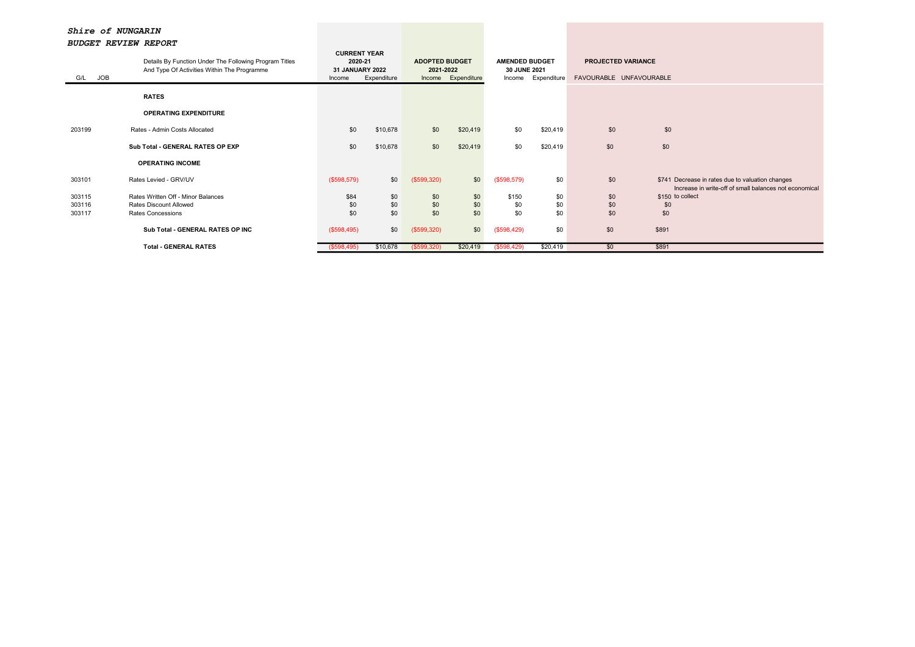***Shire of NUNGARIN***

***BUDGET REVIEW REPORT***

| G/L | JOB | Details By Function Under The Following Program Titles And Type Of Activities Within The Programme | CURRENT YEAR 2020-21 31 JANUARY 2022 | | ADOPTED BUDGET 2021-2022 | | AMENDED BUDGET 30 JUNE 2021 | | PROJECTED VARIANCE | | |
|---|---|---|---|---|---|---|---|---|---|---|---|
| | | | Income | Expenditure | Income | Expenditure | Income | Expenditure | FAVOURABLE | UNFAVOURABLE | |
| | | **RATES** | | | | | | | | | |
| | | **OPERATING EXPENDITURE** | | | | | | | | | |
| 203199 | | Rates - Admin Costs Allocated | $0 | $10,678 | $0 | $20,419 | $0 | $20,419 | $0 | $0 | |
| | | **Sub Total - GENERAL RATES OP EXP** | $0 | $10,678 | $0 | $20,419 | $0 | $20,419 | $0 | $0 | |
| | | **OPERATING INCOME** | | | | | | | | | |
| 303101 | | Rates Levied - GRV/UV | ($598,579) | $0 | ($599,320) | $0 | ($598,579) | $0 | $0 | $741 | Decrease in rates due to valuation changes |
| 303115 | | Rates Written Off - Minor Balances | $84 | $0 | $0 | $0 | $150 | $0 | $0 | $150 | Increase in write-off of small balances not economical to collect |
| 303116 | | Rates Discount Allowed | $0 | $0 | $0 | $0 | $0 | $0 | $0 | $0 | |
| 303117 | | Rates Concessions | $0 | $0 | $0 | $0 | $0 | $0 | $0 | $0 | |
| | | **Sub Total - GENERAL RATES OP INC** | ($598,495) | $0 | ($599,320) | $0 | ($598,429) | $0 | $0 | $891 | |
| | | **Total - GENERAL RATES** | ($598,495) | $10,678 | ($599,320) | $20,419 | ($598,429) | $20,419 | $0 | $891 | |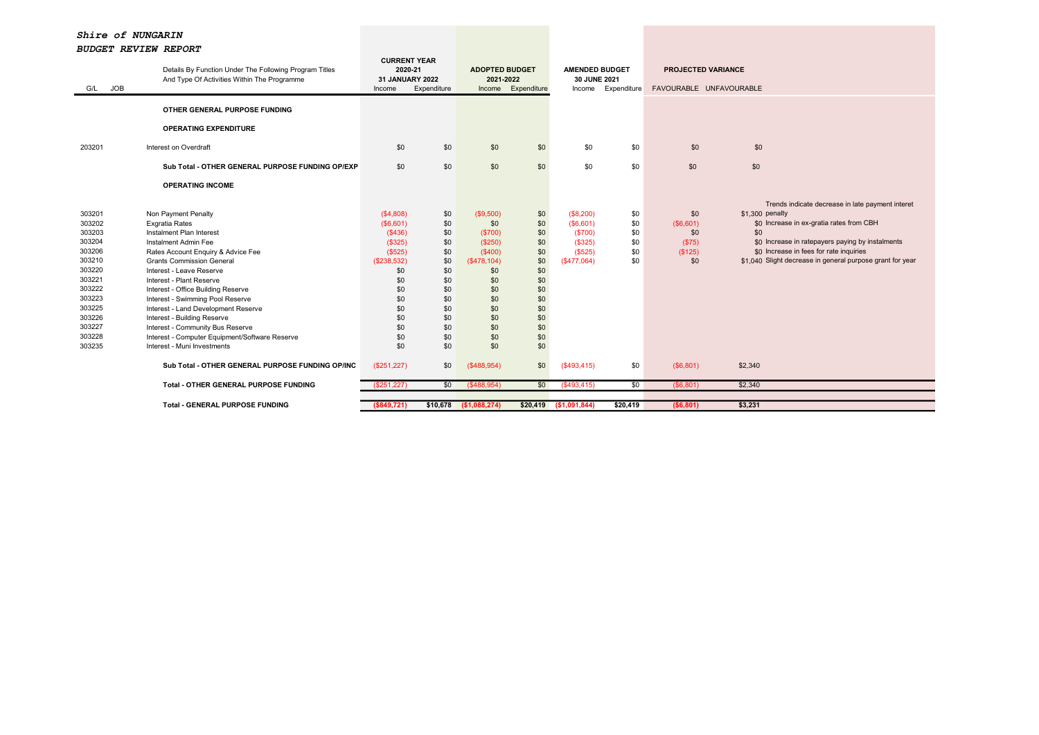***Shire of NUNGARIN***

***BUDGET REVIEW REPORT***

| G/L | JOB | Details By Function Under The Following Program Titles And Type Of Activities Within The Programme | CURRENT YEAR 2020-21 31 JANUARY 2022 | | ADOPTED BUDGET 2021-2022 | | AMENDED BUDGET 30 JUNE 2021 | | PROJECTED VARIANCE | | |
|---|---|---|---|---|---|---|---|---|---|---|---|
| | | | Income | Expenditure | Income | Expenditure | Income | Expenditure | FAVOURABLE | UNFAVOURABLE | |
| | | **OTHER GENERAL PURPOSE FUNDING** | | | | | | | | | |
| | | **OPERATING EXPENDITURE** | | | | | | | | | |
| 203201 | | Interest on Overdraft | $0 | $0 | $0 | $0 | $0 | $0 | $0 | $0 | |
| | | **Sub Total - OTHER GENERAL PURPOSE FUNDING OP/EXP** | $0 | $0 | $0 | $0 | $0 | $0 | $0 | $0 | |
| | | **OPERATING INCOME** | | | | | | | | | |
| 303201 | | Non Payment Penalty | ($4,808) | $0 | ($9,500) | $0 | ($8,200) | $0 | $0 | $1,300 | Trends indicate decrease in late payment interet penalty |
| 303202 | | Exgratia Rates | ($6,601) | $0 | $0 | $0 | ($6,601) | $0 | ($6,601) | $0 | Increase in ex-gratia rates from CBH |
| 303203 | | Instalment Plan Interest | ($436) | $0 | ($700) | $0 | ($700) | $0 | $0 | $0 | |
| 303204 | | Instalment Admin Fee | ($325) | $0 | ($250) | $0 | ($325) | $0 | ($75) | $0 | Increase in ratepayers paying by instalments |
| 303206 | | Rates Account Enquiry & Advice Fee | ($525) | $0 | ($400) | $0 | ($525) | $0 | ($125) | $0 | Increase in fees for rate inquiries |
| 303210 | | Grants Commission General | ($238,532) | $0 | ($478,104) | $0 | ($477,064) | $0 | $0 | $1,040 | Slight decrease in general purpose grant for year |
| 303220 | | Interest - Leave Reserve | $0 | $0 | $0 | $0 | | | | | |
| 303221 | | Interest - Plant Reserve | $0 | $0 | $0 | $0 | | | | | |
| 303222 | | Interest - Office Building Reserve | $0 | $0 | $0 | $0 | | | | | |
| 303223 | | Interest - Swimming Pool Reserve | $0 | $0 | $0 | $0 | | | | | |
| 303225 | | Interest - Land Development Reserve | $0 | $0 | $0 | $0 | | | | | |
| 303226 | | Interest - Building Reserve | $0 | $0 | $0 | $0 | | | | | |
| 303227 | | Interest - Community Bus Reserve | $0 | $0 | $0 | $0 | | | | | |
| 303228 | | Interest - Computer Equipment/Software Reserve | $0 | $0 | $0 | $0 | | | | | |
| 303235 | | Interest - Muni Investments | $0 | $0 | $0 | $0 | | | | | |
| | | **Sub Total - OTHER GENERAL PURPOSE FUNDING OP/INC** | ($251,227) | $0 | ($488,954) | $0 | ($493,415) | $0 | ($6,801) | $2,340 | |
| | | **Total - OTHER GENERAL PURPOSE FUNDING** | ($251,227) | $0 | ($488,954) | $0 | ($493,415) | $0 | ($6,801) | $2,340 | |
| | | **Total - GENERAL PURPOSE FUNDING** | **($849,721)** | **$10,678** | **($1,088,274)** | **$20,419** | **($1,091,844)** | **$20,419** | **($6,801)** | **$3,231** | |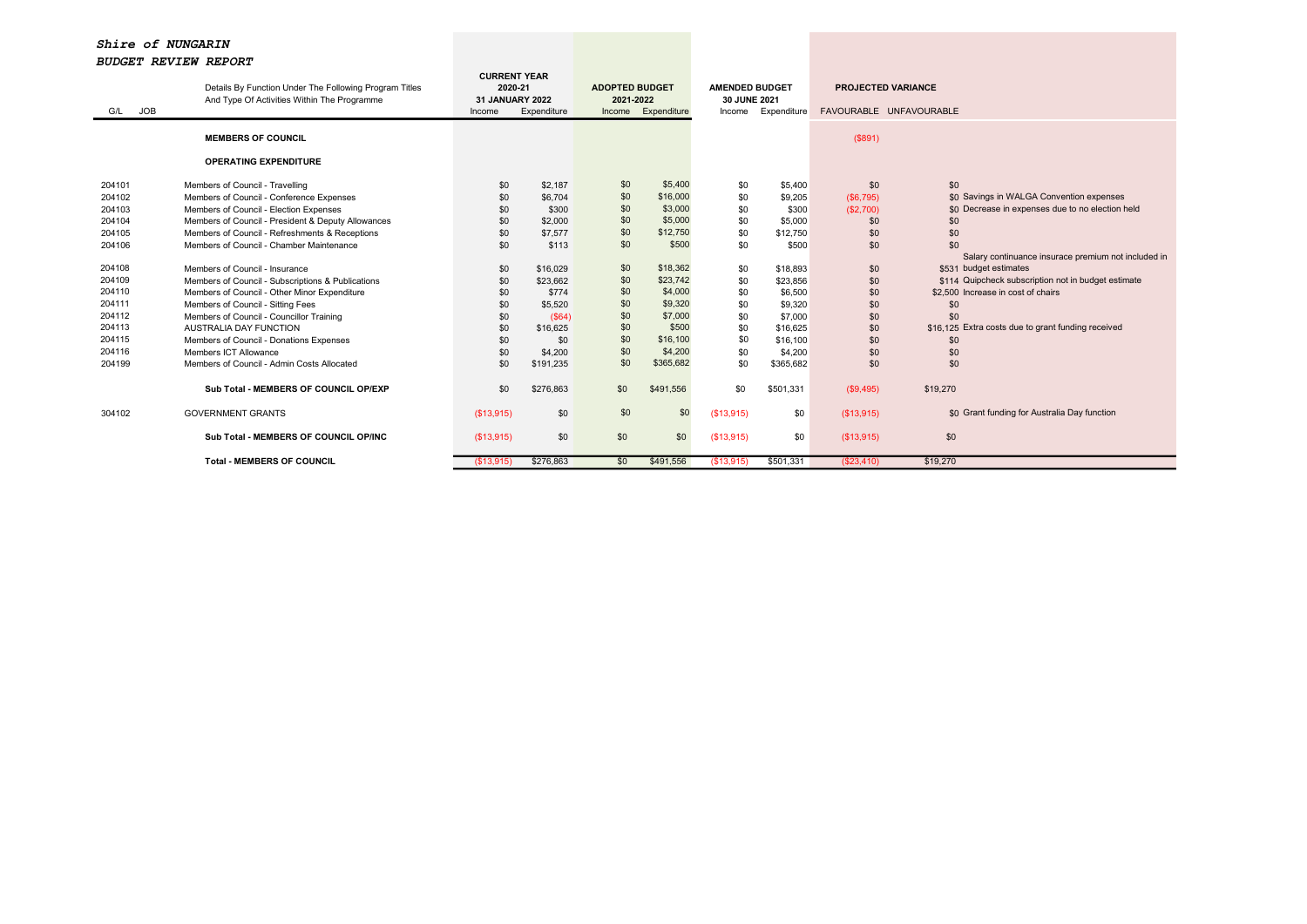***Shire of NUNGARIN***

***BUDGET REVIEW REPORT***

| G/L | JOB | Details By Function Under The Following Program Titles And Type Of Activities Within The Programme | CURRENT YEAR 2020-21 31 JANUARY 2022 | | ADOPTED BUDGET 2021-2022 | | AMENDED BUDGET 30 JUNE 2021 | | PROJECTED VARIANCE | | |
|---|---|---|---|---|---|---|---|---|---|---|---|
| | | | Income | Expenditure | Income | Expenditure | Income | Expenditure | FAVOURABLE | UNFAVOURABLE | |
| | | **MEMBERS OF COUNCIL** | | | | | | | ($891) | | |
| | | **OPERATING EXPENDITURE** | | | | | | | | | |
| 204101 | | Members of Council - Travelling | $0 | $2,187 | $0 | $5,400 | $0 | $5,400 | $0 | $0 | |
| 204102 | | Members of Council - Conference Expenses | $0 | $6,704 | $0 | $16,000 | $0 | $9,205 | ($6,795) | $0 | Savings in WALGA Convention expenses |
| 204103 | | Members of Council - Election Expenses | $0 | $300 | $0 | $3,000 | $0 | $300 | ($2,700) | $0 | Decrease in expenses due to no election held |
| 204104 | | Members of Council - President & Deputy Allowances | $0 | $2,000 | $0 | $5,000 | $0 | $5,000 | $0 | $0 | |
| 204105 | | Members of Council - Refreshments & Receptions | $0 | $7,577 | $0 | $12,750 | $0 | $12,750 | $0 | $0 | |
| 204106 | | Members of Council - Chamber Maintenance | $0 | $113 | $0 | $500 | $0 | $500 | $0 | $0 | |
| 204108 | | Members of Council - Insurance | $0 | $16,029 | $0 | $18,362 | $0 | $18,893 | $0 | $531 | Salary continuance insurace premium not included in budget estimates |
| 204109 | | Members of Council - Subscriptions & Publications | $0 | $23,662 | $0 | $23,742 | $0 | $23,856 | $0 | $114 | Quipcheck subscription not in budget estimate |
| 204110 | | Members of Council - Other Minor Expenditure | $0 | $774 | $0 | $4,000 | $0 | $6,500 | $0 | $2,500 | Increase in cost of chairs |
| 204111 | | Members of Council - Sitting Fees | $0 | $5,520 | $0 | $9,320 | $0 | $9,320 | $0 | $0 | |
| 204112 | | Members of Council - Councillor Training | $0 | ($64) | $0 | $7,000 | $0 | $7,000 | $0 | $0 | |
| 204113 | | AUSTRALIA DAY FUNCTION | $0 | $16,625 | $0 | $500 | $0 | $16,625 | $0 | $16,125 | Extra costs due to grant funding received |
| 204115 | | Members of Council - Donations Expenses | $0 | $0 | $0 | $16,100 | $0 | $16,100 | $0 | $0 | |
| 204116 | | Members ICT Allowance | $0 | $4,200 | $0 | $4,200 | $0 | $4,200 | $0 | $0 | |
| 204199 | | Members of Council - Admin Costs Allocated | $0 | $191,235 | $0 | $365,682 | $0 | $365,682 | $0 | $0 | |
| | | **Sub Total - MEMBERS OF COUNCIL OP/EXP** | $0 | $276,863 | $0 | $491,556 | $0 | $501,331 | ($9,495) | $19,270 | |
| 304102 | | GOVERNMENT GRANTS | ($13,915) | $0 | $0 | $0 | ($13,915) | $0 | ($13,915) | $0 | Grant funding for Australia Day function |
| | | **Sub Total - MEMBERS OF COUNCIL OP/INC** | ($13,915) | $0 | $0 | $0 | ($13,915) | $0 | ($13,915) | $0 | |
| | | **Total - MEMBERS OF COUNCIL** | ($13,915) | $276,863 | $0 | $491,556 | ($13,915) | $501,331 | ($23,410) | $19,270 | |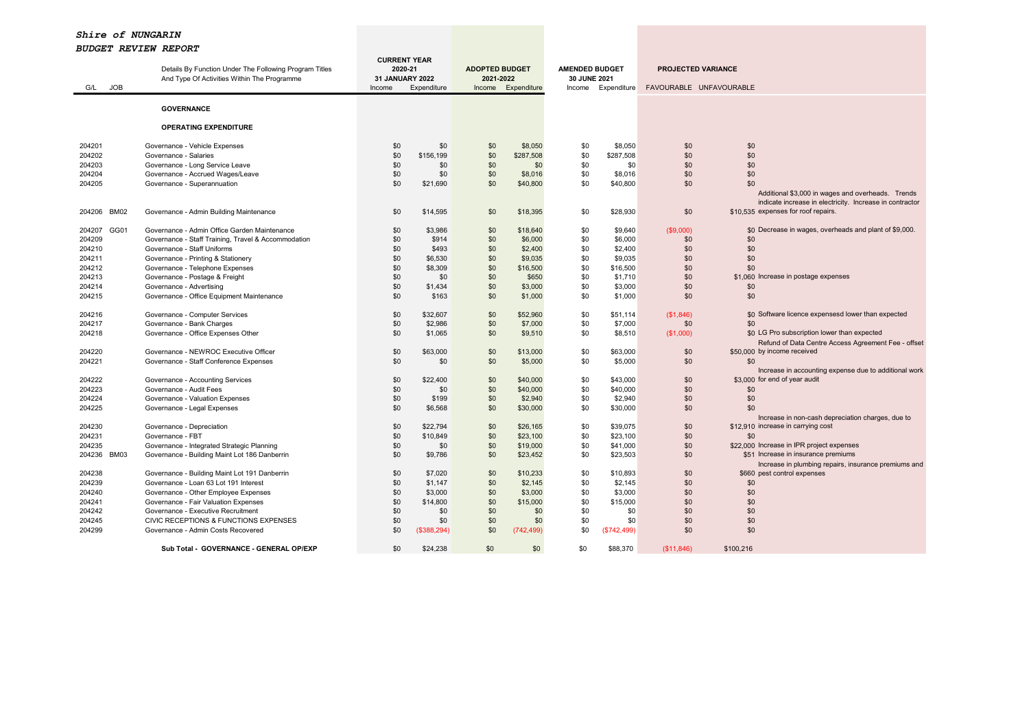***Shire of NUNGARIN***

***BUDGET REVIEW REPORT***

| G/L | JOB | Details By Function Under The Following Program Titles And Type Of Activities Within The Programme | CURRENT YEAR 2020-21 31 JANUARY 2022 Income | Expenditure | ADOPTED BUDGET 2021-2022 Income | Expenditure | AMENDED BUDGET 30 JUNE 2021 Income | Expenditure | PROJECTED VARIANCE FAVOURABLE | UNFAVOURABLE | |
|---|---|---|---|---|---|---|---|---|---|---|---|
| | | **GOVERNANCE** | | | | | | | | | |
| | | **OPERATING EXPENDITURE** | | | | | | | | | |
| 204201 | | Governance - Vehicle Expenses | $0 | $0 | $0 | $8,050 | $0 | $8,050 | $0 | $0 | |
| 204202 | | Governance - Salaries | $0 | $156,199 | $0 | $287,508 | $0 | $287,508 | $0 | $0 | |
| 204203 | | Governance - Long Service Leave | $0 | $0 | $0 | $0 | $0 | $0 | $0 | $0 | |
| 204204 | | Governance - Accrued Wages/Leave | $0 | $0 | $0 | $8,016 | $0 | $8,016 | $0 | $0 | |
| 204205 | | Governance - Superannuation | $0 | $21,690 | $0 | $40,800 | $0 | $40,800 | $0 | $0 | |
| 204206 | BM02 | Governance - Admin Building Maintenance | $0 | $14,595 | $0 | $18,395 | $0 | $28,930 | $0 | $10,535 | Additional $3,000 in wages and overheads. Trends indicate increase in electricity. Increase in contractor expenses for roof repairs. |
| 204207 | GG01 | Governance - Admin Office Garden Maintenance | $0 | $3,986 | $0 | $18,640 | $0 | $9,640 | ($9,000) | $0 | Decrease in wages, overheads and plant of $9,000. |
| 204209 | | Governance - Staff Training, Travel & Accommodation | $0 | $914 | $0 | $6,000 | $0 | $6,000 | $0 | $0 | |
| 204210 | | Governance - Staff Uniforms | $0 | $493 | $0 | $2,400 | $0 | $2,400 | $0 | $0 | |
| 204211 | | Governance - Printing & Stationery | $0 | $6,530 | $0 | $9,035 | $0 | $9,035 | $0 | $0 | |
| 204212 | | Governance - Telephone Expenses | $0 | $8,309 | $0 | $16,500 | $0 | $16,500 | $0 | $0 | |
| 204213 | | Governance - Postage & Freight | $0 | $0 | $0 | $650 | $0 | $1,710 | $0 | $1,060 | Increase in postage expenses |
| 204214 | | Governance - Advertising | $0 | $1,434 | $0 | $3,000 | $0 | $3,000 | $0 | $0 | |
| 204215 | | Governance - Office Equipment Maintenance | $0 | $163 | $0 | $1,000 | $0 | $1,000 | $0 | $0 | |
| 204216 | | Governance - Computer Services | $0 | $32,607 | $0 | $52,960 | $0 | $51,114 | ($1,846) | $0 | Software licence expensesd lower than expected |
| 204217 | | Governance - Bank Charges | $0 | $2,986 | $0 | $7,000 | $0 | $7,000 | $0 | $0 | |
| 204218 | | Governance - Office Expenses Other | $0 | $1,065 | $0 | $9,510 | $0 | $8,510 | ($1,000) | $0 | LG Pro subscription lower than expected |
| 204220 | | Governance - NEWROC Executive Officer | $0 | $63,000 | $0 | $13,000 | $0 | $63,000 | $0 | $50,000 | Refund of Data Centre Access Agreement Fee - offset by income received |
| 204221 | | Governance - Staff Conference Expenses | $0 | $0 | $0 | $5,000 | $0 | $5,000 | $0 | $0 | |
| 204222 | | Governance - Accounting Services | $0 | $22,400 | $0 | $40,000 | $0 | $43,000 | $0 | $3,000 | Increase in accounting expense due to additional work for end of year audit |
| 204223 | | Governance - Audit Fees | $0 | $0 | $0 | $40,000 | $0 | $40,000 | $0 | $0 | |
| 204224 | | Governance - Valuation Expenses | $0 | $199 | $0 | $2,940 | $0 | $2,940 | $0 | $0 | |
| 204225 | | Governance - Legal Expenses | $0 | $6,568 | $0 | $30,000 | $0 | $30,000 | $0 | $0 | |
| 204230 | | Governance - Depreciation | $0 | $22,794 | $0 | $26,165 | $0 | $39,075 | $0 | $12,910 | Increase in non-cash depreciation charges, due to increase in carrying cost |
| 204231 | | Governance - FBT | $0 | $10,849 | $0 | $23,100 | $0 | $23,100 | $0 | $0 | |
| 204235 | | Governance - Integrated Strategic Planning | $0 | $0 | $0 | $19,000 | $0 | $41,000 | $0 | $22,000 | Increase in IPR project expenses |
| 204236 | BM03 | Governance - Building Maint Lot 186 Danberrin | $0 | $9,786 | $0 | $23,452 | $0 | $23,503 | $0 | $51 | Increase in insurance premiums |
| 204238 | | Governance - Building Maint Lot 191 Danberrin | $0 | $7,020 | $0 | $10,233 | $0 | $10,893 | $0 | $660 | Increase in plumbing repairs, insurance premiums and pest control expenses |
| 204239 | | Governance - Loan 63 Lot 191 Interest | $0 | $1,147 | $0 | $2,145 | $0 | $2,145 | $0 | $0 | |
| 204240 | | Governance - Other Employee Expenses | $0 | $3,000 | $0 | $3,000 | $0 | $3,000 | $0 | $0 | |
| 204241 | | Governance - Fair Valuation Expenses | $0 | $14,800 | $0 | $15,000 | $0 | $15,000 | $0 | $0 | |
| 204242 | | Governance - Executive Recruitment | $0 | $0 | $0 | $0 | $0 | $0 | $0 | $0 | |
| 204245 | | CIVIC RECEPTIONS & FUNCTIONS EXPENSES | $0 | $0 | $0 | $0 | $0 | $0 | $0 | $0 | |
| 204299 | | Governance - Admin Costs Recovered | $0 | ($388,294) | $0 | (742,499) | $0 | ($742,499) | $0 | $0 | |
| | | **Sub Total - GOVERNANCE - GENERAL OP/EXP** | $0 | $24,238 | $0 | $0 | $0 | $88,370 | ($11,846) | $100,216 | |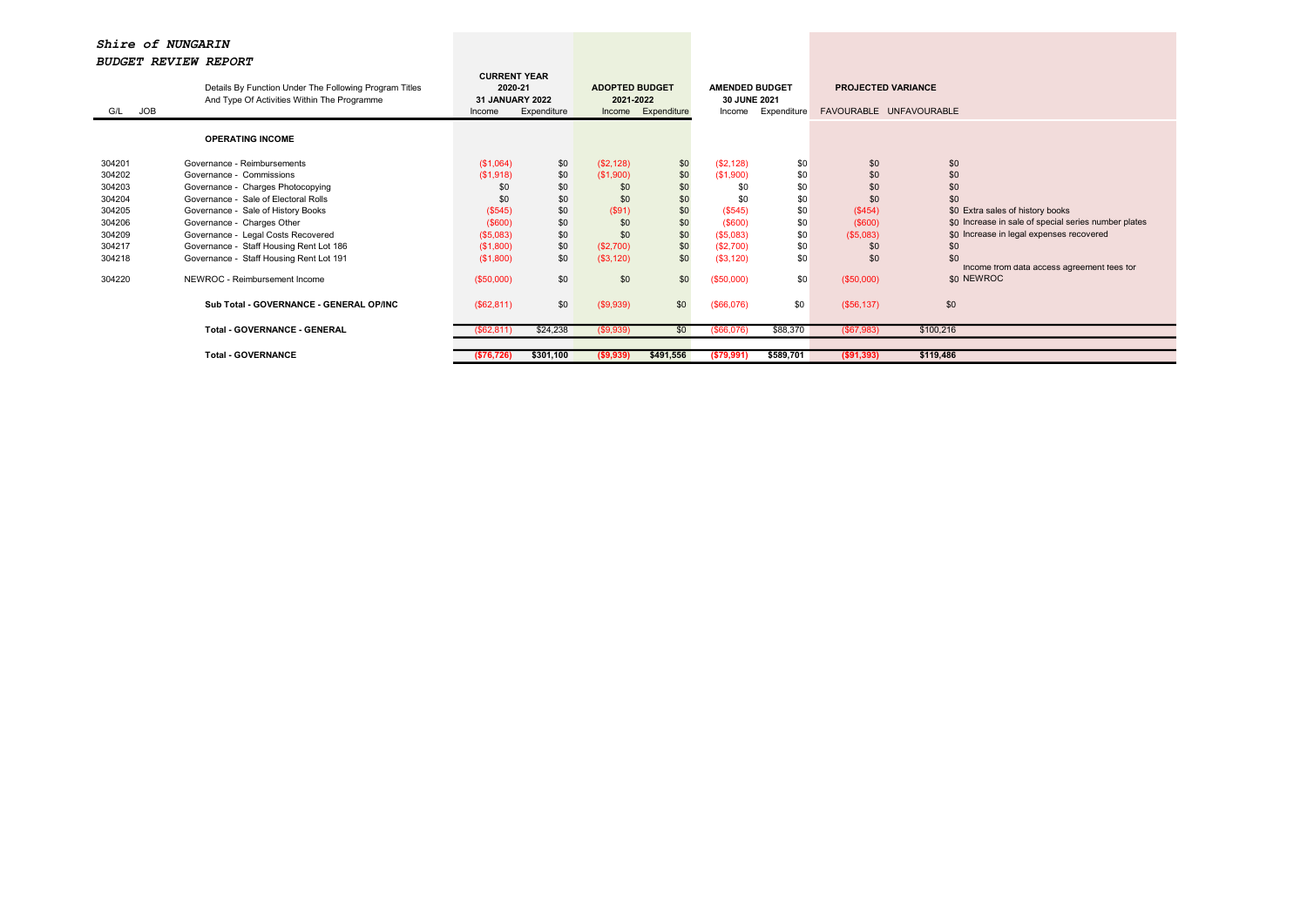***Shire of NUNGARIN***

***BUDGET REVIEW REPORT***

| G/L | JOB | Details By Function Under The Following Program Titles And Type Of Activities Within The Programme | CURRENT YEAR 2020-21 31 JANUARY 2022 Income | Expenditure | ADOPTED BUDGET 2021-2022 Income | Expenditure | AMENDED BUDGET 30 JUNE 2021 Income | Expenditure | PROJECTED VARIANCE FAVOURABLE | UNFAVOURABLE | |
|---|---|---|---|---|---|---|---|---|---|---|---|
| | | **OPERATING INCOME** | | | | | | | | | |
| 304201 | | Governance - Reimbursements | ($1,064) | $0 | ($2,128) | $0 | ($2,128) | $0 | $0 | $0 | |
| 304202 | | Governance - Commissions | ($1,918) | $0 | ($1,900) | $0 | ($1,900) | $0 | $0 | $0 | |
| 304203 | | Governance - Charges Photocopying | $0 | $0 | $0 | $0 | $0 | $0 | $0 | $0 | |
| 304204 | | Governance - Sale of Electoral Rolls | $0 | $0 | $0 | $0 | $0 | $0 | $0 | $0 | |
| 304205 | | Governance - Sale of History Books | ($545) | $0 | ($91) | $0 | ($545) | $0 | ($454) | $0 | Extra sales of history books |
| 304206 | | Governance - Charges Other | ($600) | $0 | $0 | $0 | ($600) | $0 | ($600) | $0 | Increase in sale of special series number plates |
| 304209 | | Governance - Legal Costs Recovered | ($5,083) | $0 | $0 | $0 | ($5,083) | $0 | ($5,083) | $0 | Increase in legal expenses recovered |
| 304217 | | Governance - Staff Housing Rent Lot 186 | ($1,800) | $0 | ($2,700) | $0 | ($2,700) | $0 | $0 | $0 | |
| 304218 | | Governance - Staff Housing Rent Lot 191 | ($1,800) | $0 | ($3,120) | $0 | ($3,120) | $0 | $0 | $0 | |
| 304220 | | NEWROC - Reimbursement Income | ($50,000) | $0 | $0 | $0 | ($50,000) | $0 | ($50,000) | $0 | Income from data access agreement fees for NEWROC |
| | | **Sub Total - GOVERNANCE - GENERAL OP/INC** | ($62,811) | $0 | ($9,939) | $0 | ($66,076) | $0 | ($56,137) | $0 | |
| | | **Total - GOVERNANCE - GENERAL** | ($62,811) | $24,238 | ($9,939) | $0 | ($66,076) | $88,370 | ($67,983) | $100,216 | |
| | | **Total - GOVERNANCE** | **($76,726)** | **$301,100** | **($9,939)** | **$491,556** | **($79,991)** | **$589,701** | **($91,393)** | **$119,486** | |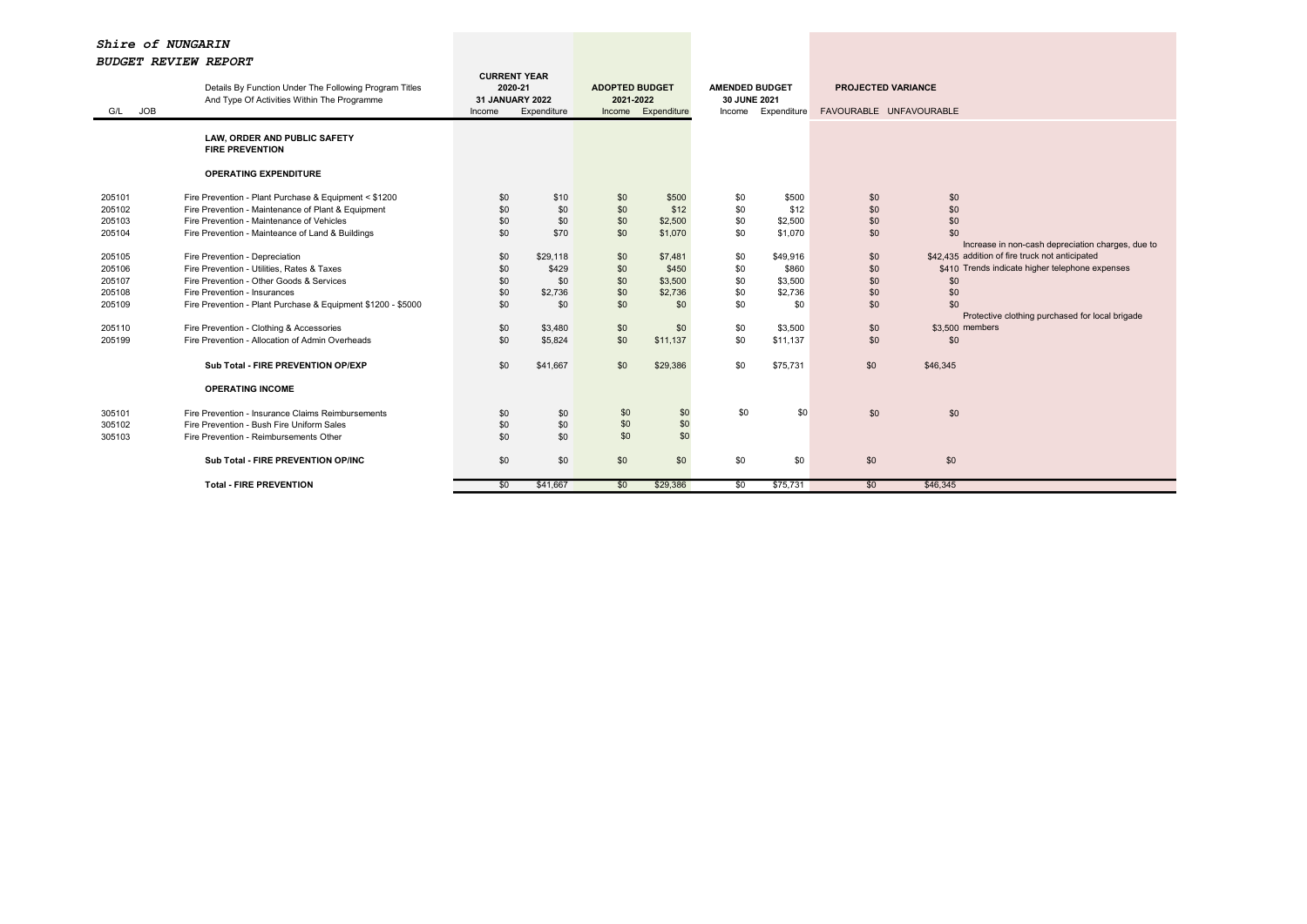***Shire of NUNGARIN***

***BUDGET REVIEW REPORT***

| G/L | JOB | Details By Function Under The Following Program Titles And Type Of Activities Within The Programme | CURRENT YEAR 2020-21 31 JANUARY 2022 | | ADOPTED BUDGET 2021-2022 | | AMENDED BUDGET 30 JUNE 2021 | | PROJECTED VARIANCE | | |
|---|---|---|---|---|---|---|---|---|---|---|---|
| | | | Income | Expenditure | Income | Expenditure | Income | Expenditure | FAVOURABLE | UNFAVOURABLE | |
| | | **LAW, ORDER AND PUBLIC SAFETY** | | | | | | | | | |
| | | **FIRE PREVENTION** | | | | | | | | | |
| | | **OPERATING EXPENDITURE** | | | | | | | | | |
| 205101 | | Fire Prevention - Plant Purchase & Equipment < $1200 | $0 | $10 | $0 | $500 | $0 | $500 | $0 | $0 | |
| 205102 | | Fire Prevention - Maintenance of Plant & Equipment | $0 | $0 | $0 | $12 | $0 | $12 | $0 | $0 | |
| 205103 | | Fire Prevention - Maintenance of Vehicles | $0 | $0 | $0 | $2,500 | $0 | $2,500 | $0 | $0 | |
| 205104 | | Fire Prevention - Mainteance of Land & Buildings | $0 | $70 | $0 | $1,070 | $0 | $1,070 | $0 | $0 | |
| 205105 | | Fire Prevention - Depreciation | $0 | $29,118 | $0 | $7,481 | $0 | $49,916 | $0 | $42,435 | Increase in non-cash depreciation charges, due to addition of fire truck not anticipated |
| 205106 | | Fire Prevention - Utilities, Rates & Taxes | $0 | $429 | $0 | $450 | $0 | $860 | $0 | $410 | Trends indicate higher telephone expenses |
| 205107 | | Fire Prevention - Other Goods & Services | $0 | $0 | $0 | $3,500 | $0 | $3,500 | $0 | $0 | |
| 205108 | | Fire Prevention - Insurances | $0 | $2,736 | $0 | $2,736 | $0 | $2,736 | $0 | $0 | |
| 205109 | | Fire Prevention - Plant Purchase & Equipment $1200 - $5000 | $0 | $0 | $0 | $0 | $0 | $0 | $0 | $0 | |
| 205110 | | Fire Prevention - Clothing & Accessories | $0 | $3,480 | $0 | $0 | $0 | $3,500 | $0 | $3,500 | Protective clothing purchased for local brigade members |
| 205199 | | Fire Prevention - Allocation of Admin Overheads | $0 | $5,824 | $0 | $11,137 | $0 | $11,137 | $0 | $0 | |
| | | **Sub Total - FIRE PREVENTION OP/EXP** | $0 | $41,667 | $0 | $29,386 | $0 | $75,731 | $0 | $46,345 | |
| | | **OPERATING INCOME** | | | | | | | | | |
| 305101 | | Fire Prevention - Insurance Claims Reimbursements | $0 | $0 | $0 | $0 | $0 | $0 | $0 | $0 | |
| 305102 | | Fire Prevention - Bush Fire Uniform Sales | $0 | $0 | $0 | $0 | | | | | |
| 305103 | | Fire Prevention - Reimbursements Other | $0 | $0 | $0 | $0 | | | | | |
| | | **Sub Total - FIRE PREVENTION OP/INC** | $0 | $0 | $0 | $0 | $0 | $0 | $0 | $0 | |
| | | **Total - FIRE PREVENTION** | $0 | $41,667 | $0 | $29,386 | $0 | $75,731 | $0 | $46,345 | |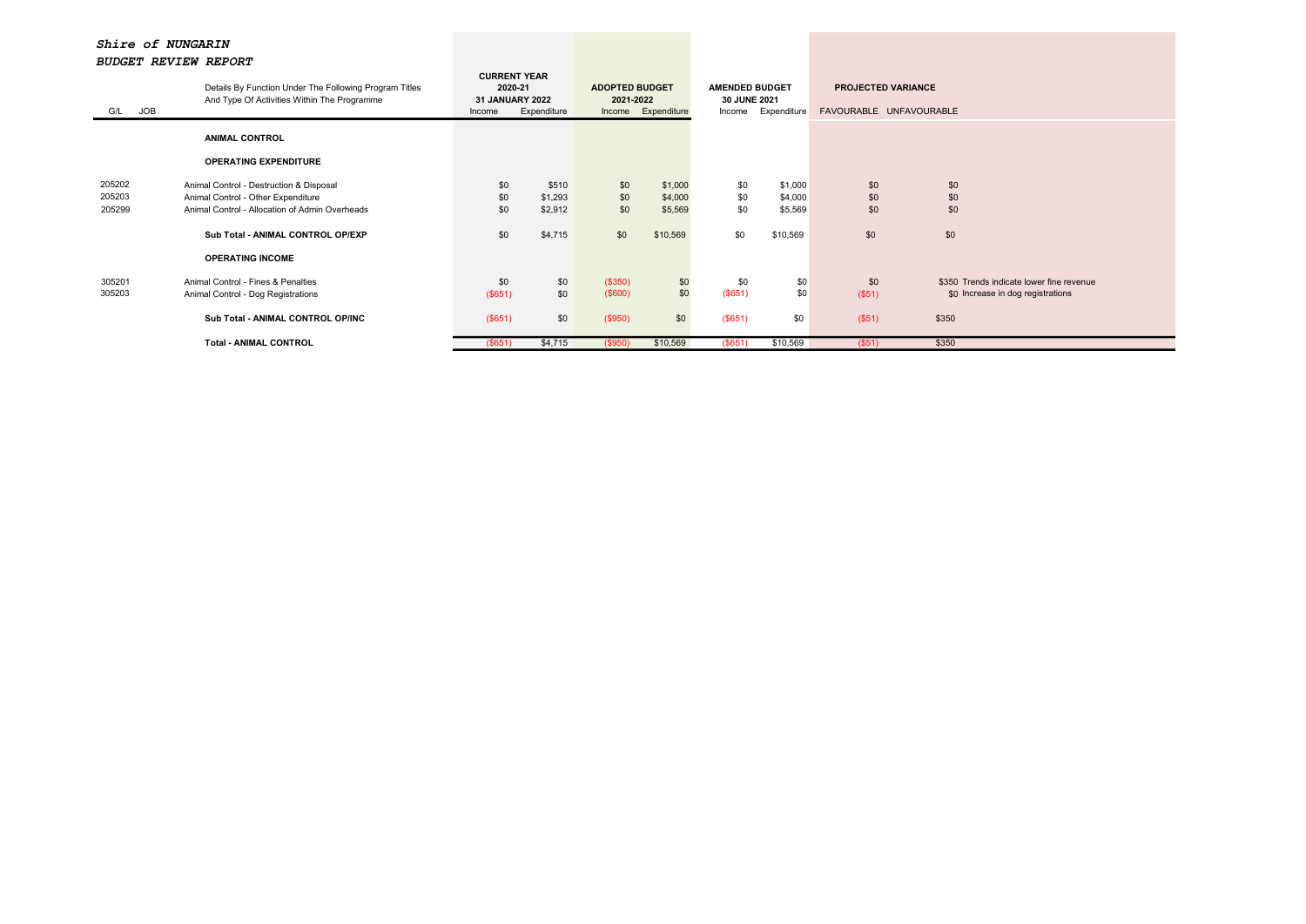***Shire of NUNGARIN***

***BUDGET REVIEW REPORT***

| G/L | JOB | Details By Function Under The Following Program Titles And Type Of Activities Within The Programme | CURRENT YEAR 2020-21 31 JANUARY 2022 | | ADOPTED BUDGET 2021-2022 | | AMENDED BUDGET 30 JUNE 2021 | | PROJECTED VARIANCE | | |
|---|---|---|---|---|---|---|---|---|---|---|---|
| | | | Income | Expenditure | Income | Expenditure | Income | Expenditure | FAVOURABLE | UNFAVOURABLE | |
| | | **ANIMAL CONTROL** | | | | | | | | | |
| | | **OPERATING EXPENDITURE** | | | | | | | | | |
| 205202 | | Animal Control - Destruction & Disposal | $0 | $510 | $0 | $1,000 | $0 | $1,000 | $0 | $0 | |
| 205203 | | Animal Control - Other Expenditure | $0 | $1,293 | $0 | $4,000 | $0 | $4,000 | $0 | $0 | |
| 205299 | | Animal Control - Allocation of Admin Overheads | $0 | $2,912 | $0 | $5,569 | $0 | $5,569 | $0 | $0 | |
| | | **Sub Total - ANIMAL CONTROL OP/EXP** | $0 | $4,715 | $0 | $10,569 | $0 | $10,569 | $0 | $0 | |
| | | **OPERATING INCOME** | | | | | | | | | |
| 305201 | | Animal Control - Fines & Penalties | $0 | $0 | ($350) | $0 | $0 | $0 | $0 | $350 | Trends indicate lower fine revenue |
| 305203 | | Animal Control - Dog Registrations | ($651) | $0 | ($600) | $0 | ($651) | $0 | ($51) | $0 | Increase in dog registrations |
| | | **Sub Total - ANIMAL CONTROL OP/INC** | ($651) | $0 | ($950) | $0 | ($651) | $0 | ($51) | $350 | |
| | | **Total - ANIMAL CONTROL** | ($651) | $4,715 | ($950) | $10,569 | ($651) | $10,569 | ($51) | $350 | |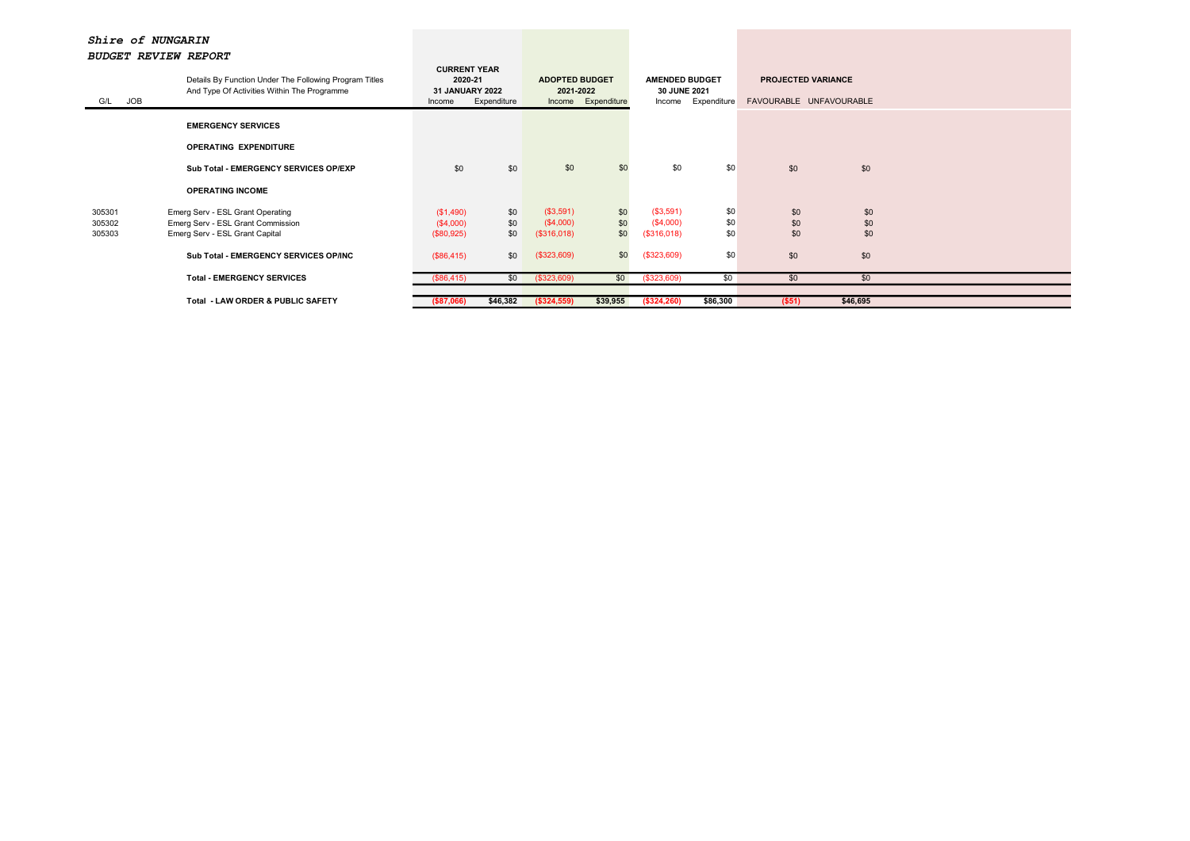***Shire of NUNGARIN***

***BUDGET REVIEW REPORT***

| G/L | JOB | Details By Function Under The Following Program Titles And Type Of Activities Within The Programme | CURRENT YEAR 2020-21 31 JANUARY 2022 | | ADOPTED BUDGET 2021-2022 | | AMENDED BUDGET 30 JUNE 2021 | | PROJECTED VARIANCE | |
|---|---|---|---|---|---|---|---|---|---|---|
| | | | Income | Expenditure | Income | Expenditure | Income | Expenditure | FAVOURABLE | UNFAVOURABLE |
| | | **EMERGENCY SERVICES** | | | | | | | | |
| | | **OPERATING EXPENDITURE** | | | | | | | | |
| | | **Sub Total - EMERGENCY SERVICES OP/EXP** | $0 | $0 | $0 | $0 | $0 | $0 | $0 | $0 |
| | | **OPERATING INCOME** | | | | | | | | |
| 305301 | | Emerg Serv - ESL Grant Operating | ($1,490) | $0 | ($3,591) | $0 | ($3,591) | $0 | $0 | $0 |
| 305302 | | Emerg Serv - ESL Grant Commission | ($4,000) | $0 | ($4,000) | $0 | ($4,000) | $0 | $0 | $0 |
| 305303 | | Emerg Serv - ESL Grant Capital | ($80,925) | $0 | ($316,018) | $0 | ($316,018) | $0 | $0 | $0 |
| | | **Sub Total - EMERGENCY SERVICES OP/INC** | ($86,415) | $0 | ($323,609) | $0 | ($323,609) | $0 | $0 | $0 |
| | | **Total - EMERGENCY SERVICES** | ($86,415) | $0 | ($323,609) | $0 | ($323,609) | $0 | $0 | $0 |
| | | **Total - LAW ORDER & PUBLIC SAFETY** | **($87,066)** | **$46,382** | **($324,559)** | **$39,955** | **($324,260)** | **$86,300** | **($51)** | **$46,695** |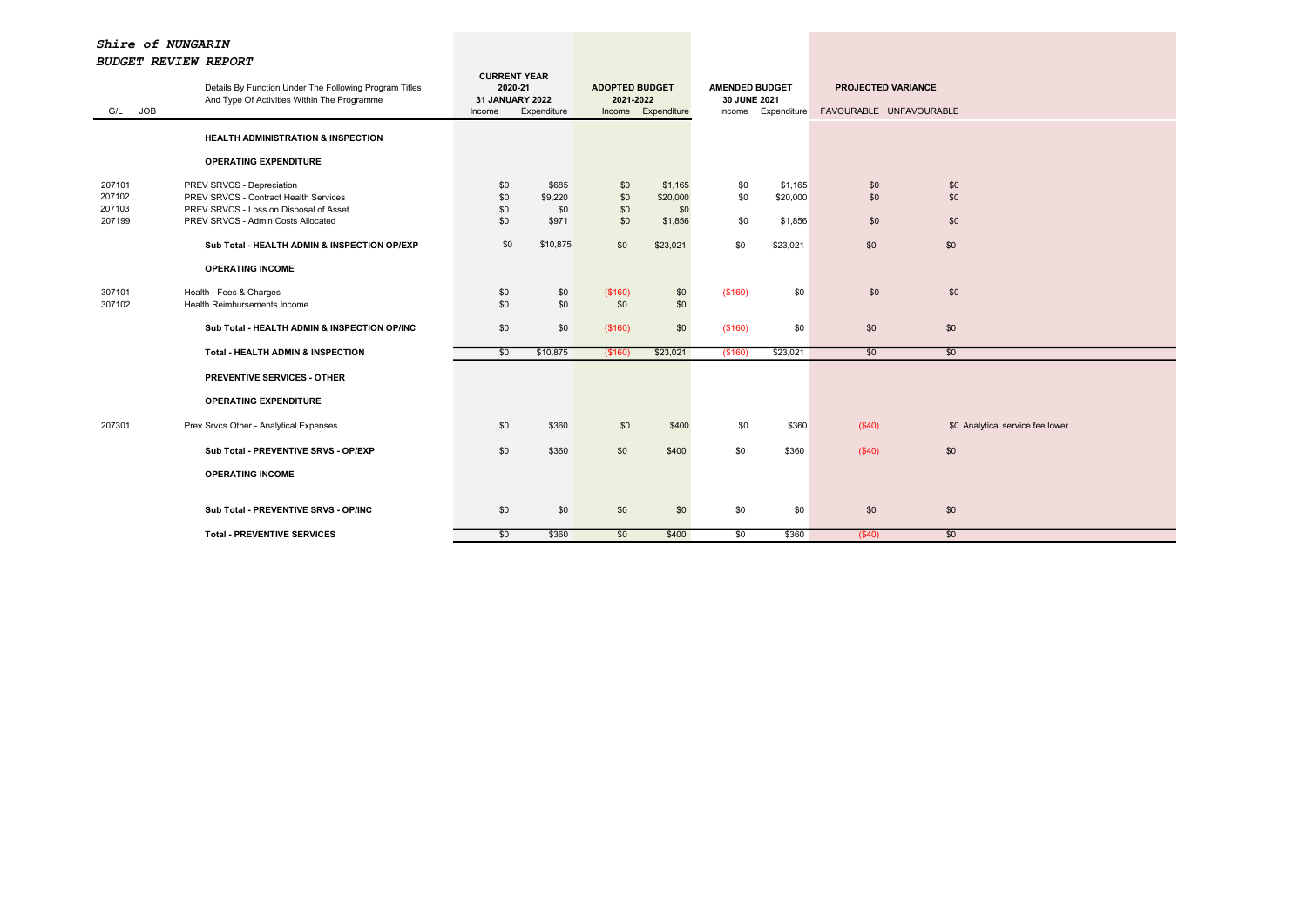*Shire of NUNGARIN*

*BUDGET REVIEW REPORT*

| G/L | JOB | Details By Function Under The Following Program Titles And Type Of Activities Within The Programme | CURRENT YEAR 2020-21 31 JANUARY 2022 | | ADOPTED BUDGET 2021-2022 | | AMENDED BUDGET 30 JUNE 2021 | | PROJECTED VARIANCE | | |
|---|---|---|---|---|---|---|---|---|---|---|---|
| | | | Income | Expenditure | Income | Expenditure | Income | Expenditure | FAVOURABLE | UNFAVOURABLE | |
| | | **HEALTH ADMINISTRATION & INSPECTION** | | | | | | | | | |
| | | **OPERATING EXPENDITURE** | | | | | | | | | |
| 207101 | | PREV SRVCS - Depreciation | $0 | $685 | $0 | $1,165 | $0 | $1,165 | $0 | $0 | |
| 207102 | | PREV SRVCS - Contract Health Services | $0 | $9,220 | $0 | $20,000 | $0 | $20,000 | $0 | $0 | |
| 207103 | | PREV SRVCS - Loss on Disposal of Asset | $0 | $0 | $0 | $0 | | | | | |
| 207199 | | PREV SRVCS - Admin Costs Allocated | $0 | $971 | $0 | $1,856 | $0 | $1,856 | $0 | $0 | |
| | | **Sub Total - HEALTH ADMIN & INSPECTION OP/EXP** | $0 | $10,875 | $0 | $23,021 | $0 | $23,021 | $0 | $0 | |
| | | **OPERATING INCOME** | | | | | | | | | |
| 307101 | | Health - Fees & Charges | $0 | $0 | ($160) | $0 | ($160) | $0 | $0 | $0 | |
| 307102 | | Health Reimbursements Income | $0 | $0 | $0 | $0 | | | | | |
| | | **Sub Total - HEALTH ADMIN & INSPECTION OP/INC** | $0 | $0 | ($160) | $0 | ($160) | $0 | $0 | $0 | |
| | | **Total - HEALTH ADMIN & INSPECTION** | $0 | $10,875 | ($160) | $23,021 | ($160) | $23,021 | $0 | $0 | |
| | | **PREVENTIVE SERVICES - OTHER** | | | | | | | | | |
| | | **OPERATING EXPENDITURE** | | | | | | | | | |
| 207301 | | Prev Srvcs Other - Analytical Expenses | $0 | $360 | $0 | $400 | $0 | $360 | ($40) | $0 | Analytical service fee lower |
| | | **Sub Total - PREVENTIVE SRVS - OP/EXP** | $0 | $360 | $0 | $400 | $0 | $360 | ($40) | $0 | |
| | | **OPERATING INCOME** | | | | | | | | | |
| | | **Sub Total - PREVENTIVE SRVS - OP/INC** | $0 | $0 | $0 | $0 | $0 | $0 | $0 | $0 | |
| | | **Total - PREVENTIVE SERVICES** | $0 | $360 | $0 | $400 | $0 | $360 | ($40) | $0 | |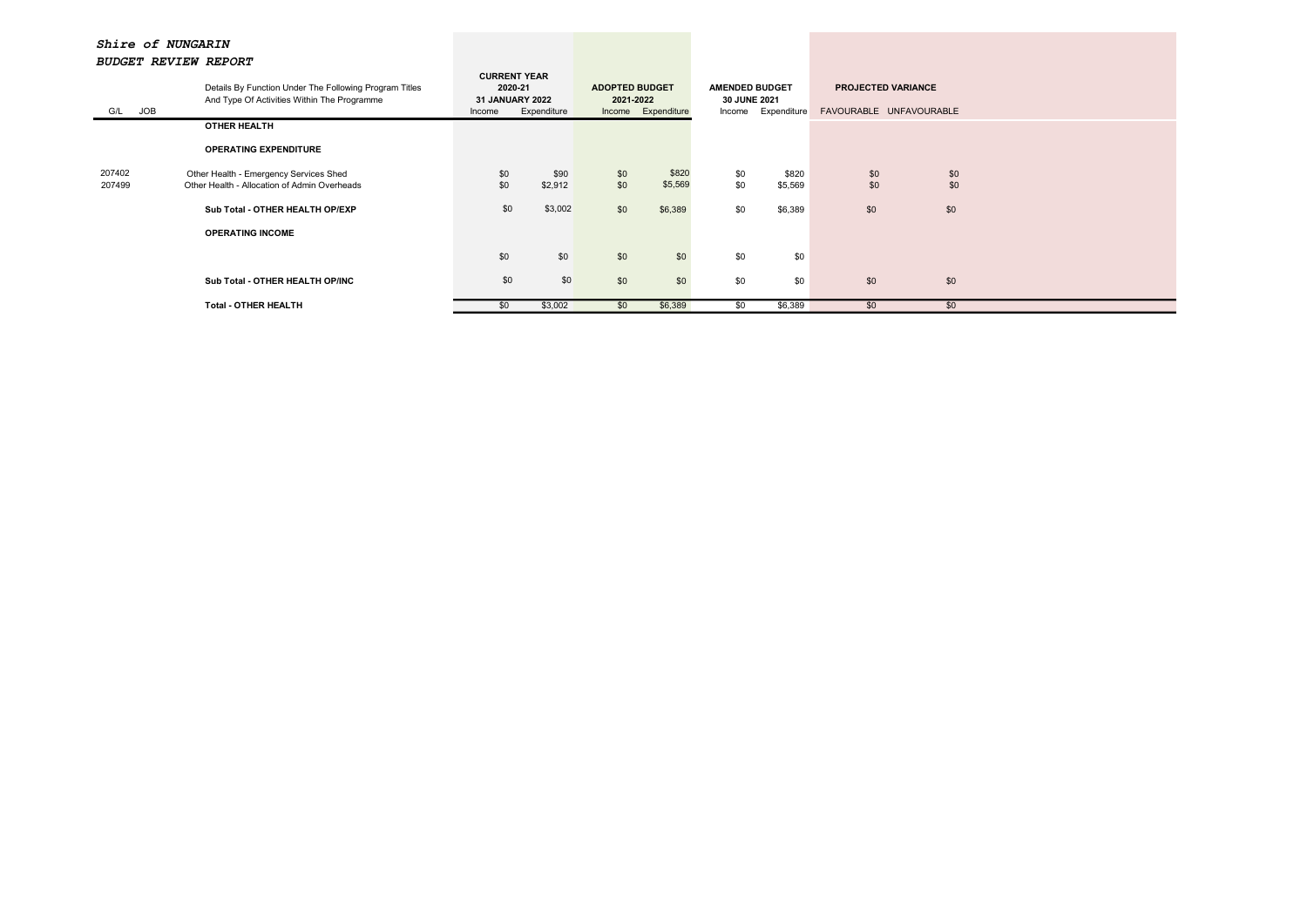***Shire of NUNGARIN***

***BUDGET REVIEW REPORT***

| G/L | JOB | Details By Function Under The Following Program Titles And Type Of Activities Within The Programme | CURRENT YEAR 2020-21 31 JANUARY 2022 | | ADOPTED BUDGET 2021-2022 | | AMENDED BUDGET 30 JUNE 2021 | | PROJECTED VARIANCE | |
|---|---|---|---|---|---|---|---|---|---|---|
| | | | Income | Expenditure | Income | Expenditure | Income | Expenditure | FAVOURABLE | UNFAVOURABLE |
| | | **OTHER HEALTH** | | | | | | | | |
| | | **OPERATING EXPENDITURE** | | | | | | | | |
| 207402 | | Other Health - Emergency Services Shed | $0 | $90 | $0 | $820 | $0 | $820 | $0 | $0 |
| 207499 | | Other Health - Allocation of Admin Overheads | $0 | $2,912 | $0 | $5,569 | $0 | $5,569 | $0 | $0 |
| | | **Sub Total - OTHER HEALTH OP/EXP** | $0 | $3,002 | $0 | $6,389 | $0 | $6,389 | $0 | $0 |
| | | **OPERATING INCOME** | | | | | | | | |
| | | | $0 | $0 | $0 | $0 | $0 | $0 | | |
| | | **Sub Total - OTHER HEALTH OP/INC** | $0 | $0 | $0 | $0 | $0 | $0 | $0 | $0 |
| | | **Total - OTHER HEALTH** | $0 | $3,002 | $0 | $6,389 | $0 | $6,389 | $0 | $0 |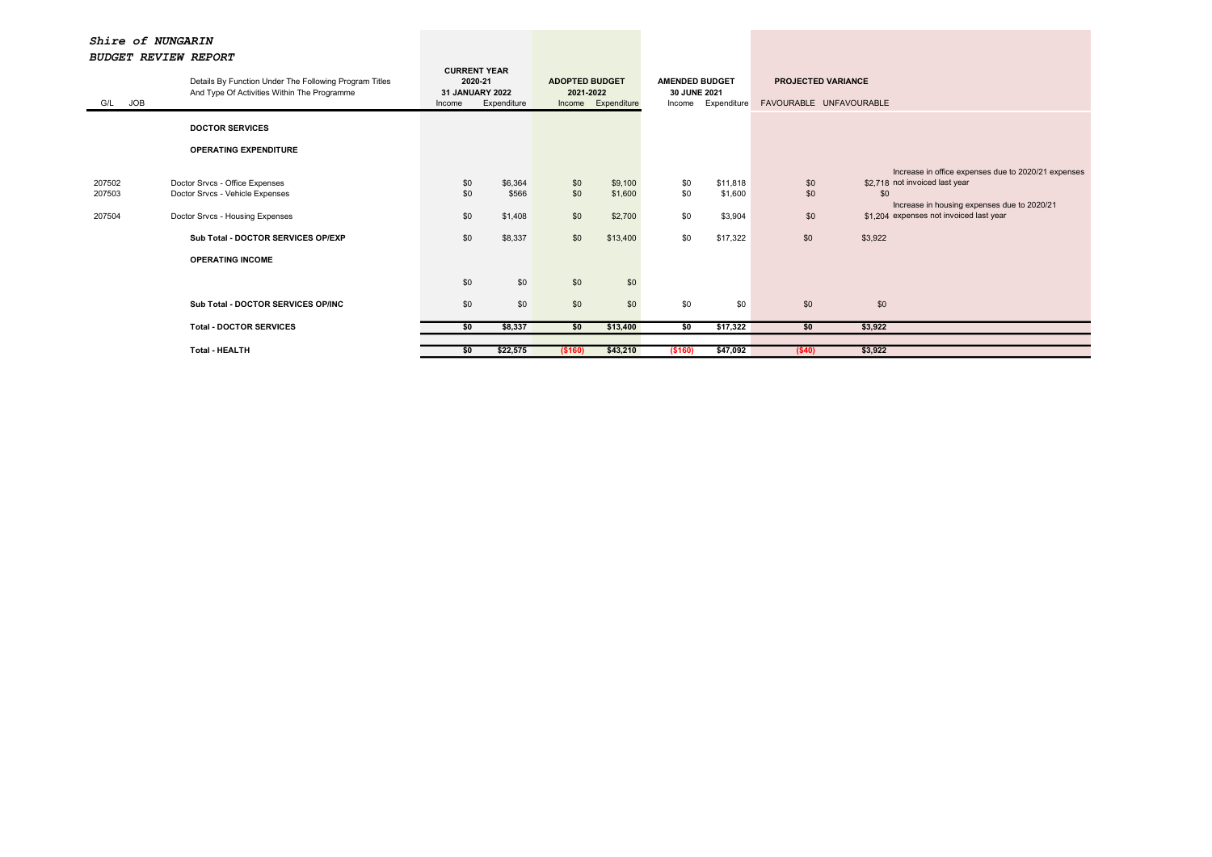***Shire of NUNGARIN***

***BUDGET REVIEW REPORT***

| G/L | JOB | Details By Function Under The Following Program Titles And Type Of Activities Within The Programme | CURRENT YEAR 2020-21 31 JANUARY 2022 | | ADOPTED BUDGET 2021-2022 | | AMENDED BUDGET 30 JUNE 2021 | | PROJECTED VARIANCE | | |
|---|---|---|---|---|---|---|---|---|---|---|---|
| | | | Income | Expenditure | Income | Expenditure | Income | Expenditure | FAVOURABLE | UNFAVOURABLE | |
| | | **DOCTOR SERVICES** | | | | | | | | | |
| | | **OPERATING EXPENDITURE** | | | | | | | | | |
| 207502 | | Doctor Srvcs - Office Expenses | $0 | $6,364 | $0 | $9,100 | $0 | $11,818 | $0 | $2,718 | Increase in office expenses due to 2020/21 expenses not invoiced last year |
| 207503 | | Doctor Srvcs - Vehicle Expenses | $0 | $566 | $0 | $1,600 | $0 | $1,600 | $0 | $0 | |
| 207504 | | Doctor Srvcs - Housing Expenses | $0 | $1,408 | $0 | $2,700 | $0 | $3,904 | $0 | $1,204 | Increase in housing expenses due to 2020/21 expenses not invoiced last year |
| | | **Sub Total - DOCTOR SERVICES OP/EXP** | $0 | $8,337 | $0 | $13,400 | $0 | $17,322 | $0 | $3,922 | |
| | | **OPERATING INCOME** | | | | | | | | | |
| | | | $0 | $0 | $0 | $0 | | | | | |
| | | **Sub Total - DOCTOR SERVICES OP/INC** | $0 | $0 | $0 | $0 | $0 | $0 | $0 | $0 | |
| | | **Total - DOCTOR SERVICES** | **$0** | **$8,337** | **$0** | **$13,400** | **$0** | **$17,322** | **$0** | **$3,922** | |
| | | **Total - HEALTH** | **$0** | **$22,575** | **($160)** | **$43,210** | **($160)** | **$47,092** | **($40)** | **$3,922** | |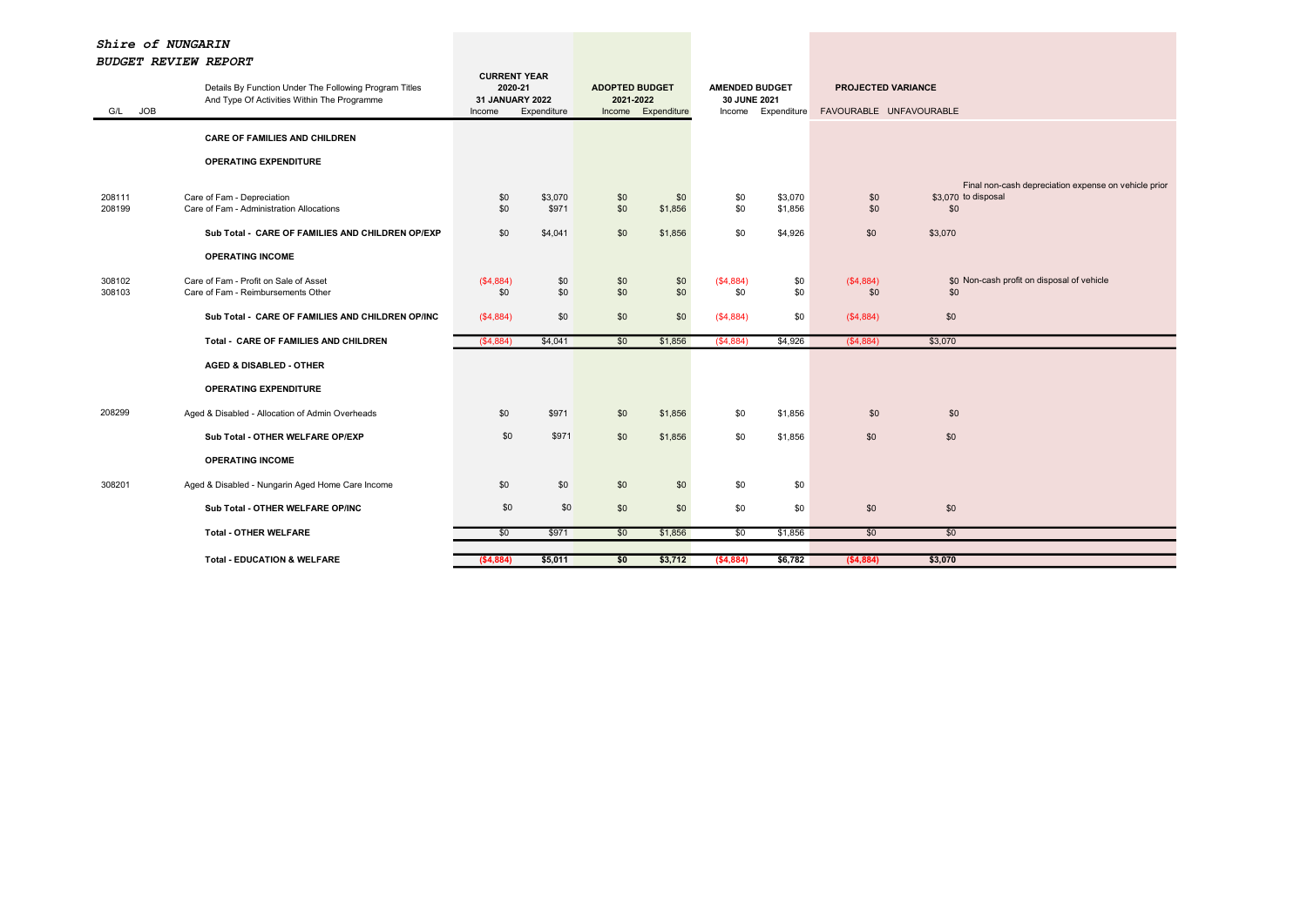***Shire of NUNGARIN***

***BUDGET REVIEW REPORT***

| G/L | JOB | Details By Function Under The Following Program Titles And Type Of Activities Within The Programme | CURRENT YEAR 2020-21 31 JANUARY 2022 | | ADOPTED BUDGET 2021-2022 | | AMENDED BUDGET 30 JUNE 2021 | | PROJECTED VARIANCE | | |
|---|---|---|---|---|---|---|---|---|---|---|---|
| | | | Income | Expenditure | Income | Expenditure | Income | Expenditure | FAVOURABLE | UNFAVOURABLE | |
| | | **CARE OF FAMILIES AND CHILDREN** | | | | | | | | | |
| | | **OPERATING EXPENDITURE** | | | | | | | | | |
| 208111 | | Care of Fam - Depreciation | $0 | $3,070 | $0 | $0 | $0 | $3,070 | $0 | $3,070 | Final non-cash depreciation expense on vehicle prior to disposal |
| 208199 | | Care of Fam - Administration Allocations | $0 | $971 | $0 | $1,856 | $0 | $1,856 | $0 | $0 | |
| | | **Sub Total - CARE OF FAMILIES AND CHILDREN OP/EXP** | $0 | $4,041 | $0 | $1,856 | $0 | $4,926 | $0 | $3,070 | |
| | | **OPERATING INCOME** | | | | | | | | | |
| 308102 | | Care of Fam - Profit on Sale of Asset | ($4,884) | $0 | $0 | $0 | ($4,884) | $0 | ($4,884) | $0 | Non-cash profit on disposal of vehicle |
| 308103 | | Care of Fam - Reimbursements Other | $0 | $0 | $0 | $0 | $0 | $0 | $0 | $0 | |
| | | **Sub Total - CARE OF FAMILIES AND CHILDREN OP/INC** | ($4,884) | $0 | $0 | $0 | ($4,884) | $0 | ($4,884) | $0 | |
| | | **Total - CARE OF FAMILIES AND CHILDREN** | ($4,884) | $4,041 | $0 | $1,856 | ($4,884) | $4,926 | ($4,884) | $3,070 | |
| | | **AGED & DISABLED - OTHER** | | | | | | | | | |
| | | **OPERATING EXPENDITURE** | | | | | | | | | |
| 208299 | | Aged & Disabled - Allocation of Admin Overheads | $0 | $971 | $0 | $1,856 | $0 | $1,856 | $0 | $0 | |
| | | **Sub Total - OTHER WELFARE OP/EXP** | $0 | $971 | $0 | $1,856 | $0 | $1,856 | $0 | $0 | |
| | | **OPERATING INCOME** | | | | | | | | | |
| 308201 | | Aged & Disabled - Nungarin Aged Home Care Income | $0 | $0 | $0 | $0 | $0 | $0 | | | |
| | | **Sub Total - OTHER WELFARE OP/INC** | $0 | $0 | $0 | $0 | $0 | $0 | $0 | $0 | |
| | | **Total - OTHER WELFARE** | $0 | $971 | $0 | $1,856 | $0 | $1,856 | $0 | $0 | |
| | | **Total - EDUCATION & WELFARE** | **($4,884)** | **$5,011** | **$0** | **$3,712** | **($4,884)** | **$6,782** | **($4,884)** | **$3,070** | |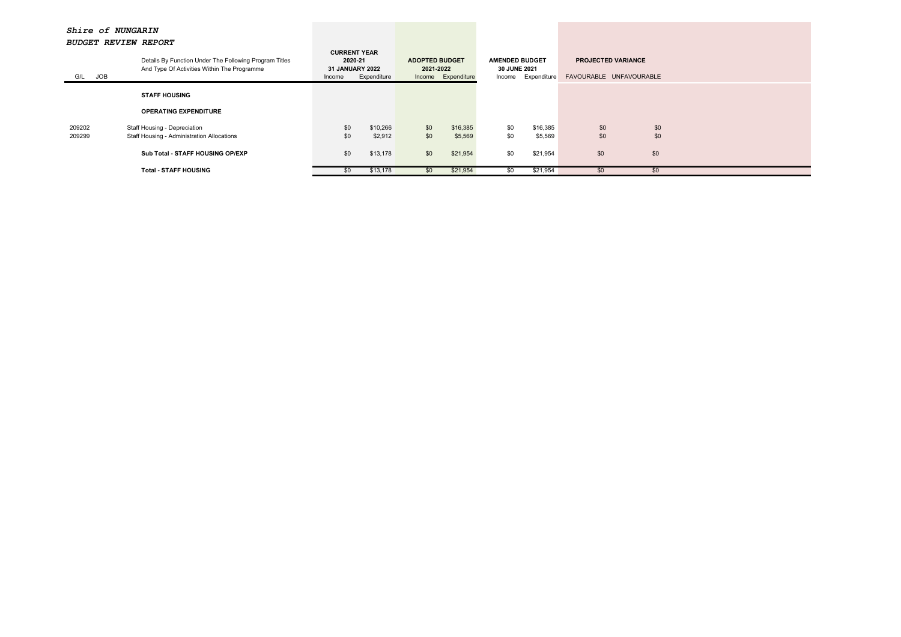***Shire of NUNGARIN***

***BUDGET REVIEW REPORT***

| G/L | JOB | Details By Function Under The Following Program Titles And Type Of Activities Within The Programme | CURRENT YEAR 2020-21 31 JANUARY 2022 | | ADOPTED BUDGET 2021-2022 | | AMENDED BUDGET 30 JUNE 2021 | | PROJECTED VARIANCE | |
|---|---|---|---|---|---|---|---|---|---|---|
| | | | Income | Expenditure | Income | Expenditure | Income | Expenditure | FAVOURABLE | UNFAVOURABLE |
| | | **STAFF HOUSING** | | | | | | | | |
| | | **OPERATING EXPENDITURE** | | | | | | | | |
| 209202 | | Staff Housing - Depreciation | $0 | $10,266 | $0 | $16,385 | $0 | $16,385 | $0 | $0 |
| 209299 | | Staff Housing - Administration Allocations | $0 | $2,912 | $0 | $5,569 | $0 | $5,569 | $0 | $0 |
| | | **Sub Total - STAFF HOUSING OP/EXP** | $0 | $13,178 | $0 | $21,954 | $0 | $21,954 | $0 | $0 |
| | | **Total - STAFF HOUSING** | $0 | $13,178 | $0 | $21,954 | $0 | $21,954 | $0 | $0 |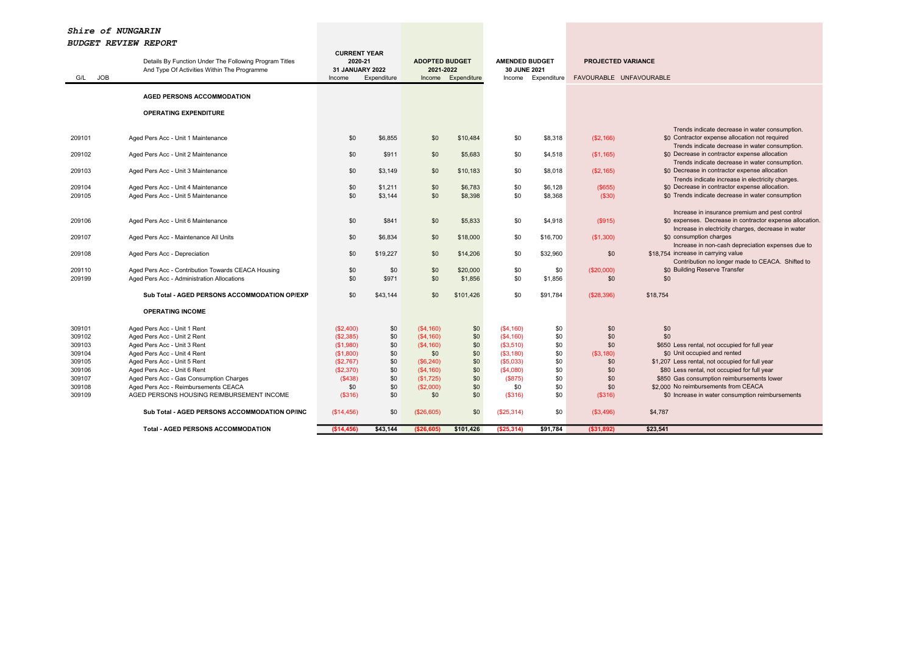***Shire of NUNGARIN***

***BUDGET REVIEW REPORT***

| G/L | JOB | Details By Function Under The Following Program Titles And Type Of Activities Within The Programme | CURRENT YEAR 2020-21 31 JANUARY 2022 | | ADOPTED BUDGET 2021-2022 | | AMENDED BUDGET 30 JUNE 2021 | | PROJECTED VARIANCE | | |
|---|---|---|---|---|---|---|---|---|---|---|---|
| | | | Income | Expenditure | Income | Expenditure | Income | Expenditure | FAVOURABLE | UNFAVOURABLE | |
| | | **AGED PERSONS ACCOMMODATION** | | | | | | | | | |
| | | **OPERATING EXPENDITURE** | | | | | | | | | |
| 209101 | | Aged Pers Acc - Unit 1 Maintenance | $0 | $6,855 | $0 | $10,484 | $0 | $8,318 | ($2,166) | $0 | Trends indicate decrease in water consumption. Contractor expense allocation not required |
| 209102 | | Aged Pers Acc - Unit 2 Maintenance | $0 | $911 | $0 | $5,683 | $0 | $4,518 | ($1,165) | $0 | Trends indicate decrease in water consumption. Decrease in contractor expense allocation |
| 209103 | | Aged Pers Acc - Unit 3 Maintenance | $0 | $3,149 | $0 | $10,183 | $0 | $8,018 | ($2,165) | $0 | Trends indicate decrease in water consumption. Decrease in contractor expense allocation |
| 209104 | | Aged Pers Acc - Unit 4 Maintenance | $0 | $1,211 | $0 | $6,783 | $0 | $6,128 | ($655) | $0 | Trends indicate increase in electricity charges. Decrease in contractor expense allocation. |
| 209105 | | Aged Pers Acc - Unit 5 Maintenance | $0 | $3,144 | $0 | $8,398 | $0 | $8,368 | ($30) | $0 | Trends indicate decrease in water consumption |
| 209106 | | Aged Pers Acc - Unit 6 Maintenance | $0 | $841 | $0 | $5,833 | $0 | $4,918 | ($915) | $0 | Increase in insurance premium and pest control expenses. Decrease in contractor expense allocation. |
| 209107 | | Aged Pers Acc - Maintenance All Units | $0 | $6,834 | $0 | $18,000 | $0 | $16,700 | ($1,300) | $0 | Increase in electricity charges, decrease in water consumption charges |
| 209108 | | Aged Pers Acc - Depreciation | $0 | $19,227 | $0 | $14,206 | $0 | $32,960 | $0 | $18,754 | Increase in non-cash depreciation expenses due to increase in carrying value |
| 209110 | | Aged Pers Acc - Contribution Towards CEACA Housing | $0 | $0 | $0 | $20,000 | $0 | $0 | ($20,000) | $0 | Contribution no longer made to CEACA. Shifted to Building Reserve Transfer |
| 209199 | | Aged Pers Acc - Administration Allocations | $0 | $971 | $0 | $1,856 | $0 | $1,856 | $0 | $0 | |
| | | **Sub Total - AGED PERSONS ACCOMMODATION OP/EXP** | $0 | $43,144 | $0 | $101,426 | $0 | $91,784 | ($28,396) | $18,754 | |
| | | **OPERATING INCOME** | | | | | | | | | |
| 309101 | | Aged Pers Acc - Unit 1 Rent | ($2,400) | $0 | ($4,160) | $0 | ($4,160) | $0 | $0 | $0 | |
| 309102 | | Aged Pers Acc - Unit 2 Rent | ($2,385) | $0 | ($4,160) | $0 | ($4,160) | $0 | $0 | $0 | |
| 309103 | | Aged Pers Acc - Unit 3 Rent | ($1,980) | $0 | ($4,160) | $0 | ($3,510) | $0 | $0 | $650 | Less rental, not occupied for full year |
| 309104 | | Aged Pers Acc - Unit 4 Rent | ($1,800) | $0 | $0 | $0 | ($3,180) | $0 | ($3,180) | $0 | Unit occupied and rented |
| 309105 | | Aged Pers Acc - Unit 5 Rent | ($2,767) | $0 | ($6,240) | $0 | ($5,033) | $0 | $0 | $1,207 | Less rental, not occupied for full year |
| 309106 | | Aged Pers Acc - Unit 6 Rent | ($2,370) | $0 | ($4,160) | $0 | ($4,080) | $0 | $0 | $80 | Less rental, not occupied for full year |
| 309107 | | Aged Pers Acc - Gas Consumption Charges | ($438) | $0 | ($1,725) | $0 | ($875) | $0 | $0 | $850 | Gas consumption reimbursements lower |
| 309108 | | Aged Pers Acc - Reimbursements CEACA | $0 | $0 | ($2,000) | $0 | $0 | $0 | $0 | $2,000 | No reimbursements from CEACA |
| 309109 | | AGED PERSONS HOUSING REIMBURSEMENT INCOME | ($316) | $0 | $0 | $0 | ($316) | $0 | ($316) | $0 | Increase in water consumption reimbursements |
| | | **Sub Total - AGED PERSONS ACCOMMODATION OP/INC** | ($14,456) | $0 | ($26,605) | $0 | ($25,314) | $0 | ($3,496) | $4,787 | |
| | | **Total - AGED PERSONS ACCOMMODATION** | **($14,456)** | **$43,144** | **($26,605)** | **$101,426** | **($25,314)** | **$91,784** | **($31,892)** | **$23,541** | |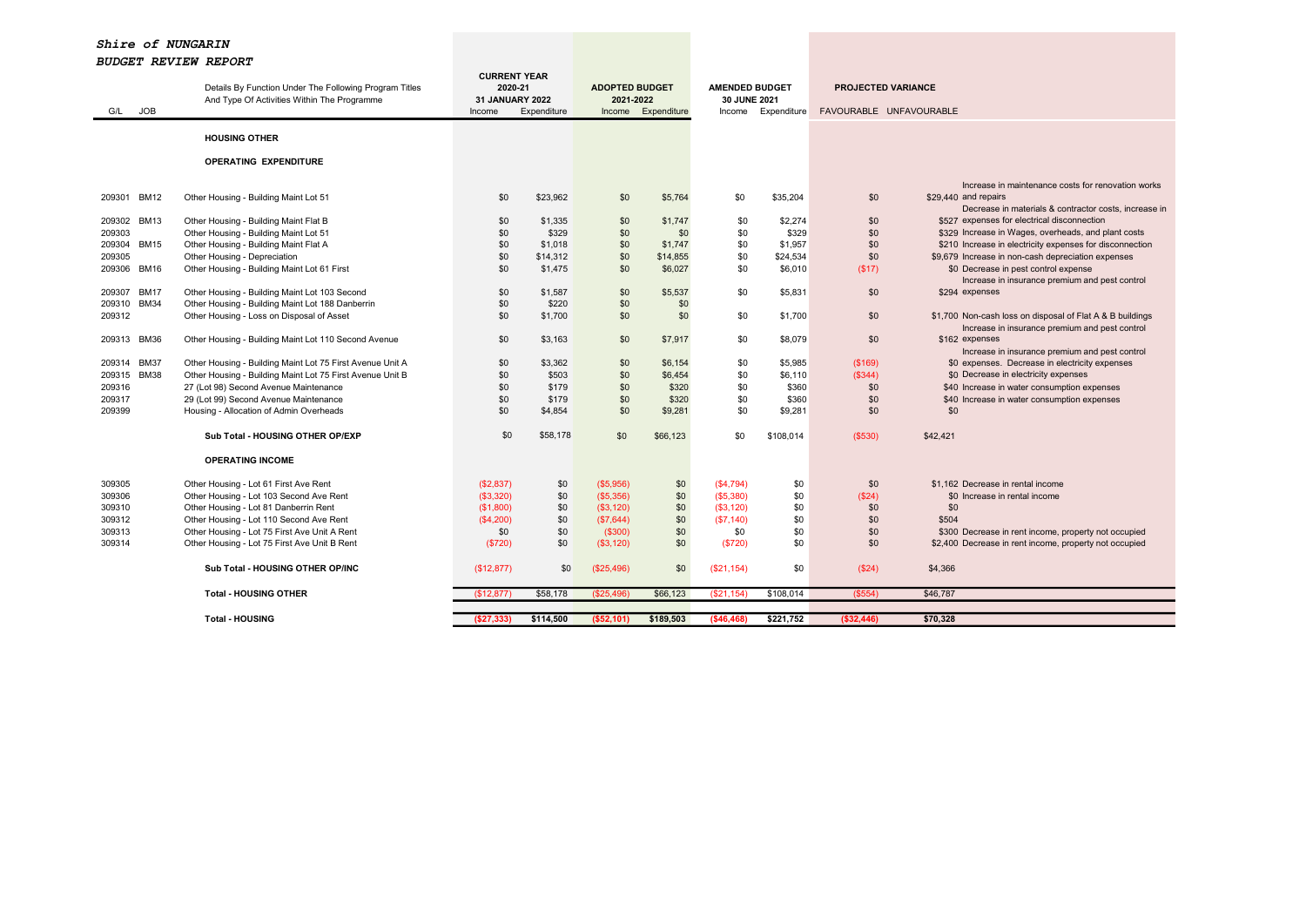***Shire of NUNGARIN***

***BUDGET REVIEW REPORT***

| G/L | JOB | Details By Function Under The Following Program Titles And Type Of Activities Within The Programme | CURRENT YEAR 2020-21 31 JANUARY 2022 Income | Expenditure | ADOPTED BUDGET 2021-2022 Income | Expenditure | AMENDED BUDGET 30 JUNE 2021 Income | Expenditure | PROJECTED VARIANCE FAVOURABLE | UNFAVOURABLE | |
|---|---|---|---|---|---|---|---|---|---|---|---|
| | | **HOUSING OTHER** | | | | | | | | | |
| | | **OPERATING EXPENDITURE** | | | | | | | | | |
| 209301 | BM12 | Other Housing - Building Maint Lot 51 | $0 | $23,962 | $0 | $5,764 | $0 | $35,204 | $0 | $29,440 | Increase in maintenance costs for renovation works and repairs |
| 209302 | BM13 | Other Housing - Building Maint Flat B | $0 | $1,335 | $0 | $1,747 | $0 | $2,274 | $0 | $527 | Decrease in materials & contractor costs, increase in expenses for electrical disconnection |
| 209303 | | Other Housing - Building Maint Lot 51 | $0 | $329 | $0 | $0 | $0 | $329 | $0 | $329 | Increase in Wages, overheads, and plant costs |
| 209304 | BM15 | Other Housing - Building Maint Flat A | $0 | $1,018 | $0 | $1,747 | $0 | $1,957 | $0 | $210 | Increase in electricity expenses for disconnection |
| 209305 | | Other Housing - Depreciation | $0 | $14,312 | $0 | $14,855 | $0 | $24,534 | $0 | $9,679 | Increase in non-cash depreciation expenses |
| 209306 | BM16 | Other Housing - Building Maint Lot 61 First | $0 | $1,475 | $0 | $6,027 | $0 | $6,010 | ($17) | $0 | Decrease in pest control expense |
| 209307 | BM17 | Other Housing - Building Maint Lot 103 Second | $0 | $1,587 | $0 | $5,537 | $0 | $5,831 | $0 | $294 | Increase in insurance premium and pest control expenses |
| 209310 | BM34 | Other Housing - Building Maint Lot 188 Danberrin | $0 | $220 | $0 | $0 | | | | | |
| 209312 | | Other Housing - Loss on Disposal of Asset | $0 | $1,700 | $0 | $0 | $0 | $1,700 | $0 | $1,700 | Non-cash loss on disposal of Flat A & B buildings |
| 209313 | BM36 | Other Housing - Building Maint Lot 110 Second Avenue | $0 | $3,163 | $0 | $7,917 | $0 | $8,079 | $0 | $162 | Increase in insurance premium and pest control expenses |
| 209314 | BM37 | Other Housing - Building Maint Lot 75 First Avenue Unit A | $0 | $3,362 | $0 | $6,154 | $0 | $5,985 | ($169) | $0 | Increase in insurance premium and pest control expenses. Decrease in electricity expenses |
| 209315 | BM38 | Other Housing - Building Maint Lot 75 First Avenue Unit B | $0 | $503 | $0 | $6,454 | $0 | $6,110 | ($344) | $0 | Decrease in electricity expenses |
| 209316 | | 27 (Lot 98) Second Avenue Maintenance | $0 | $179 | $0 | $320 | $0 | $360 | $0 | $40 | Increase in water consumption expenses |
| 209317 | | 29 (Lot 99) Second Avenue Maintenance | $0 | $179 | $0 | $320 | $0 | $360 | $0 | $40 | Increase in water consumption expenses |
| 209399 | | Housing - Allocation of Admin Overheads | $0 | $4,854 | $0 | $9,281 | $0 | $9,281 | $0 | $0 | |
| | | **Sub Total - HOUSING OTHER OP/EXP** | $0 | $58,178 | $0 | $66,123 | $0 | $108,014 | ($530) | $42,421 | |
| | | **OPERATING INCOME** | | | | | | | | | |
| 309305 | | Other Housing - Lot 61 First Ave Rent | ($2,837) | $0 | ($5,956) | $0 | ($4,794) | $0 | $0 | $1,162 | Decrease in rental income |
| 309306 | | Other Housing - Lot 103 Second Ave Rent | ($3,320) | $0 | ($5,356) | $0 | ($5,380) | $0 | ($24) | $0 | Increase in rental income |
| 309310 | | Other Housing - Lot 81 Danberrin Rent | ($1,800) | $0 | ($3,120) | $0 | ($3,120) | $0 | $0 | $0 | |
| 309312 | | Other Housing - Lot 110 Second Ave Rent | ($4,200) | $0 | ($7,644) | $0 | ($7,140) | $0 | $0 | $504 | |
| 309313 | | Other Housing - Lot 75 First Ave Unit A Rent | $0 | $0 | ($300) | $0 | $0 | $0 | $0 | $300 | Decrease in rent income, property not occupied |
| 309314 | | Other Housing - Lot 75 First Ave Unit B Rent | ($720) | $0 | ($3,120) | $0 | ($720) | $0 | $0 | $2,400 | Decrease in rent income, property not occupied |
| | | **Sub Total - HOUSING OTHER OP/INC** | ($12,877) | $0 | ($25,496) | $0 | ($21,154) | $0 | ($24) | $4,366 | |
| | | **Total - HOUSING OTHER** | ($12,877) | $58,178 | ($25,496) | $66,123 | ($21,154) | $108,014 | ($554) | $46,787 | |
| | | **Total - HOUSING** | **($27,333)** | **$114,500** | **($52,101)** | **$189,503** | **($46,468)** | **$221,752** | **($32,446)** | **$70,328** | |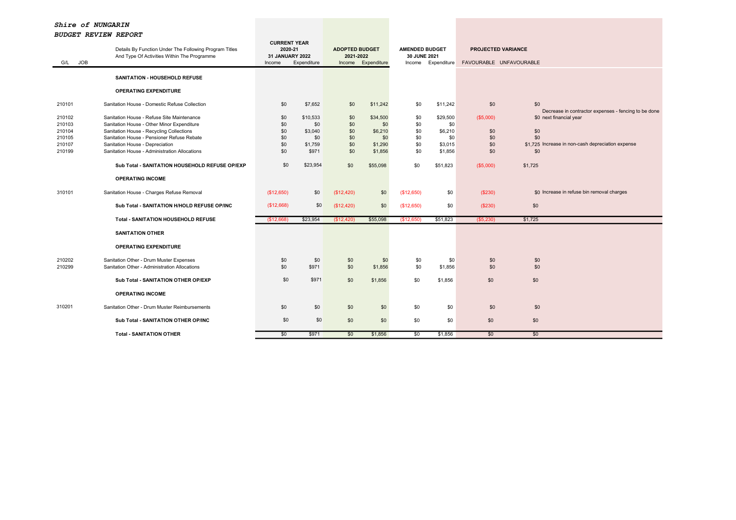***Shire of NUNGARIN***

***BUDGET REVIEW REPORT***

| G/L | JOB | Details By Function Under The Following Program Titles And Type Of Activities Within The Programme | CURRENT YEAR 2020-21 31 JANUARY 2022 | | ADOPTED BUDGET 2021-2022 | | AMENDED BUDGET 30 JUNE 2021 | | PROJECTED VARIANCE | | |
|---|---|---|---|---|---|---|---|---|---|---|---|
| | | | Income | Expenditure | Income | Expenditure | Income | Expenditure | FAVOURABLE | UNFAVOURABLE | |
| | | **SANITATION - HOUSEHOLD REFUSE** | | | | | | | | | |
| | | **OPERATING EXPENDITURE** | | | | | | | | | |
| 210101 | | Sanitation House - Domestic Refuse Collection | $0 | $7,652 | $0 | $11,242 | $0 | $11,242 | $0 | $0 | |
| 210102 | | Sanitation House - Refuse Site Maintenance | $0 | $10,533 | $0 | $34,500 | $0 | $29,500 | ($5,000) | $0 | Decrease in contractor expenses - fencing to be done next financial year |
| 210103 | | Sanitation House - Other Minor Expenditure | $0 | $0 | $0 | $0 | $0 | $0 | | | |
| 210104 | | Sanitation House - Recycling Collections | $0 | $3,040 | $0 | $6,210 | $0 | $6,210 | $0 | $0 | |
| 210105 | | Sanitation House - Pensioner Refuse Rebate | $0 | $0 | $0 | $0 | $0 | $0 | $0 | $0 | |
| 210107 | | Sanitation House - Depreciation | $0 | $1,759 | $0 | $1,290 | $0 | $3,015 | $0 | $1,725 | Increase in non-cash depreciation expense |
| 210199 | | Sanitation House - Administration Allocations | $0 | $971 | $0 | $1,856 | $0 | $1,856 | $0 | $0 | |
| | | **Sub Total - SANITATION HOUSEHOLD REFUSE OP/EXP** | $0 | $23,954 | $0 | $55,098 | $0 | $51,823 | ($5,000) | $1,725 | |
| | | **OPERATING INCOME** | | | | | | | | | |
| 310101 | | Sanitation House - Charges Refuse Removal | ($12,650) | $0 | ($12,420) | $0 | ($12,650) | $0 | ($230) | $0 | Increase in refuse bin removal charges |
| | | **Sub Total - SANITATION H/HOLD REFUSE OP/INC** | ($12,668) | $0 | ($12,420) | $0 | ($12,650) | $0 | ($230) | $0 | |
| | | **Total - SANITATION HOUSEHOLD REFUSE** | ($12,668) | $23,954 | ($12,420) | $55,098 | ($12,650) | $51,823 | ($5,230) | $1,725 | |
| | | **SANITATION OTHER** | | | | | | | | | |
| | | **OPERATING EXPENDITURE** | | | | | | | | | |
| 210202 | | Sanitation Other - Drum Muster Expenses | $0 | $0 | $0 | $0 | $0 | $0 | $0 | $0 | |
| 210299 | | Sanitation Other - Administration Allocations | $0 | $971 | $0 | $1,856 | $0 | $1,856 | $0 | $0 | |
| | | **Sub Total - SANITATION OTHER OP/EXP** | $0 | $971 | $0 | $1,856 | $0 | $1,856 | $0 | $0 | |
| | | **OPERATING INCOME** | | | | | | | | | |
| 310201 | | Sanitation Other - Drum Muster Reimbursements | $0 | $0 | $0 | $0 | $0 | $0 | $0 | $0 | |
| | | **Sub Total - SANITATION OTHER OP/INC** | $0 | $0 | $0 | $0 | $0 | $0 | $0 | $0 | |
| | | **Total - SANITATION OTHER** | $0 | $971 | $0 | $1,856 | $0 | $1,856 | $0 | $0 | |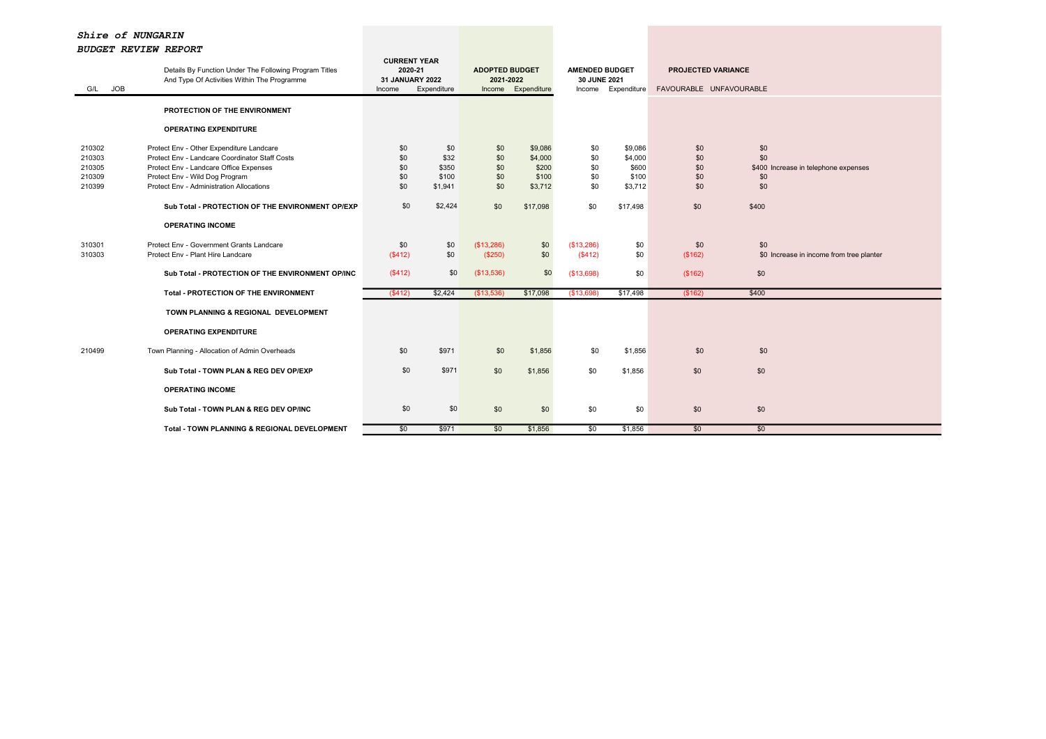***Shire of NUNGARIN***

***BUDGET REVIEW REPORT***

| G/L | JOB | Details By Function Under The Following Program Titles And Type Of Activities Within The Programme | CURRENT YEAR 2020-21 31 JANUARY 2022 | | ADOPTED BUDGET 2021-2022 | | AMENDED BUDGET 30 JUNE 2021 | | PROJECTED VARIANCE | | |
|---|---|---|---|---|---|---|---|---|---|---|---|
| | | | Income | Expenditure | Income | Expenditure | Income | Expenditure | FAVOURABLE | UNFAVOURABLE | |
| | | **PROTECTION OF THE ENVIRONMENT** | | | | | | | | | |
| | | **OPERATING EXPENDITURE** | | | | | | | | | |
| 210302 | | Protect Env - Other Expenditure Landcare | $0 | $0 | $0 | $9,086 | $0 | $9,086 | $0 | $0 | |
| 210303 | | Protect Env - Landcare Coordinator Staff Costs | $0 | $32 | $0 | $4,000 | $0 | $4,000 | $0 | $0 | |
| 210305 | | Protect Env - Landcare Office Expenses | $0 | $350 | $0 | $200 | $0 | $600 | $0 | $400 | Increase in telephone expenses |
| 210309 | | Protect Env - Wild Dog Program | $0 | $100 | $0 | $100 | $0 | $100 | $0 | $0 | |
| 210399 | | Protect Env - Administration Allocations | $0 | $1,941 | $0 | $3,712 | $0 | $3,712 | $0 | $0 | |
| | | **Sub Total - PROTECTION OF THE ENVIRONMENT OP/EXP** | $0 | $2,424 | $0 | $17,098 | $0 | $17,498 | $0 | $400 | |
| | | **OPERATING INCOME** | | | | | | | | | |
| 310301 | | Protect Env - Government Grants Landcare | $0 | $0 | ($13,286) | $0 | ($13,286) | $0 | $0 | $0 | |
| 310303 | | Protect Env - Plant Hire Landcare | ($412) | $0 | ($250) | $0 | ($412) | $0 | ($162) | $0 | Increase in income from tree planter |
| | | **Sub Total - PROTECTION OF THE ENVIRONMENT OP/INC** | ($412) | $0 | ($13,536) | $0 | ($13,698) | $0 | ($162) | $0 | |
| | | **Total - PROTECTION OF THE ENVIRONMENT** | ($412) | $2,424 | ($13,536) | $17,098 | ($13,698) | $17,498 | ($162) | $400 | |
| | | **TOWN PLANNING & REGIONAL DEVELOPMENT** | | | | | | | | | |
| | | **OPERATING EXPENDITURE** | | | | | | | | | |
| 210499 | | Town Planning - Allocation of Admin Overheads | $0 | $971 | $0 | $1,856 | $0 | $1,856 | $0 | $0 | |
| | | **Sub Total - TOWN PLAN & REG DEV OP/EXP** | $0 | $971 | $0 | $1,856 | $0 | $1,856 | $0 | $0 | |
| | | **OPERATING INCOME** | | | | | | | | | |
| | | **Sub Total - TOWN PLAN & REG DEV OP/INC** | $0 | $0 | $0 | $0 | $0 | $0 | $0 | $0 | |
| | | **Total - TOWN PLANNING & REGIONAL DEVELOPMENT** | $0 | $971 | $0 | $1,856 | $0 | $1,856 | $0 | $0 | |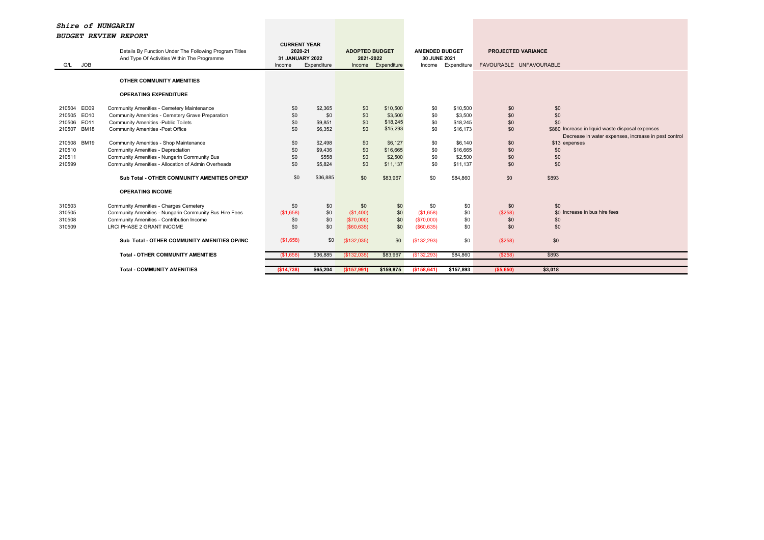***Shire of NUNGARIN***

***BUDGET REVIEW REPORT***

| G/L | JOB | Details By Function Under The Following Program Titles And Type Of Activities Within The Programme | CURRENT YEAR 2020-21 31 JANUARY 2022 Income | Expenditure | ADOPTED BUDGET 2021-2022 Income | Expenditure | AMENDED BUDGET 30 JUNE 2021 Income | Expenditure | PROJECTED VARIANCE FAVOURABLE | UNFAVOURABLE | |
|---|---|---|---|---|---|---|---|---|---|---|---|
| | | **OTHER COMMUNITY AMENITIES** | | | | | | | | | |
| | | **OPERATING EXPENDITURE** | | | | | | | | | |
| 210504 | EO09 | Community Amenities - Cemetery Maintenance | $0 | $2,365 | $0 | $10,500 | $0 | $10,500 | $0 | $0 | |
| 210505 | EO10 | Community Amenities - Cemetery Grave Preparation | $0 | $0 | $0 | $3,500 | $0 | $3,500 | $0 | $0 | |
| 210506 | EO11 | Community Amenities -Public Toilets | $0 | $9,851 | $0 | $18,245 | $0 | $18,245 | $0 | $0 | |
| 210507 | BM18 | Community Amenities -Post Office | $0 | $6,352 | $0 | $15,293 | $0 | $16,173 | $0 | $880 | Increase in liquid waste disposal expenses |
| 210508 | BM19 | Community Amenities - Shop Maintenance | $0 | $2,498 | $0 | $6,127 | $0 | $6,140 | $0 | $13 | Decrease in water expenses, increase in pest control expenses |
| 210510 | | Community Amenities - Depreciation | $0 | $9,436 | $0 | $16,665 | $0 | $16,665 | $0 | $0 | |
| 210511 | | Community Amenities - Nungarin Community Bus | $0 | $558 | $0 | $2,500 | $0 | $2,500 | $0 | $0 | |
| 210599 | | Community Amenities - Allocation of Admin Overheads | $0 | $5,824 | $0 | $11,137 | $0 | $11,137 | $0 | $0 | |
| | | **Sub Total - OTHER COMMUNITY AMENITIES OP/EXP** | $0 | $36,885 | $0 | $83,967 | $0 | $84,860 | $0 | $893 | |
| | | **OPERATING INCOME** | | | | | | | | | |
| 310503 | | Community Amenities - Charges Cemetery | $0 | $0 | $0 | $0 | $0 | $0 | $0 | $0 | |
| 310505 | | Community Amenities - Nungarin Community Bus Hire Fees | ($1,658) | $0 | ($1,400) | $0 | ($1,658) | $0 | ($258) | $0 | Increase in bus hire fees |
| 310508 | | Community Amenities - Contribution Income | $0 | $0 | ($70,000) | $0 | ($70,000) | $0 | $0 | $0 | |
| 310509 | | LRCI PHASE 2 GRANT INCOME | $0 | $0 | ($60,635) | $0 | ($60,635) | $0 | $0 | $0 | |
| | | **Sub Total - OTHER COMMUNITY AMENITIES OP/INC** | ($1,658) | $0 | ($132,035) | $0 | ($132,293) | $0 | ($258) | $0 | |
| | | **Total - OTHER COMMUNITY AMENITIES** | ($1,658) | $36,885 | ($132,035) | $83,967 | ($132,293) | $84,860 | ($258) | $893 | |
| | | **Total - COMMUNITY AMENITIES** | **($14,738)** | **$65,204** | **($157,991)** | **$159,875** | **($158,641)** | **$157,893** | **($5,650)** | **$3,018** | |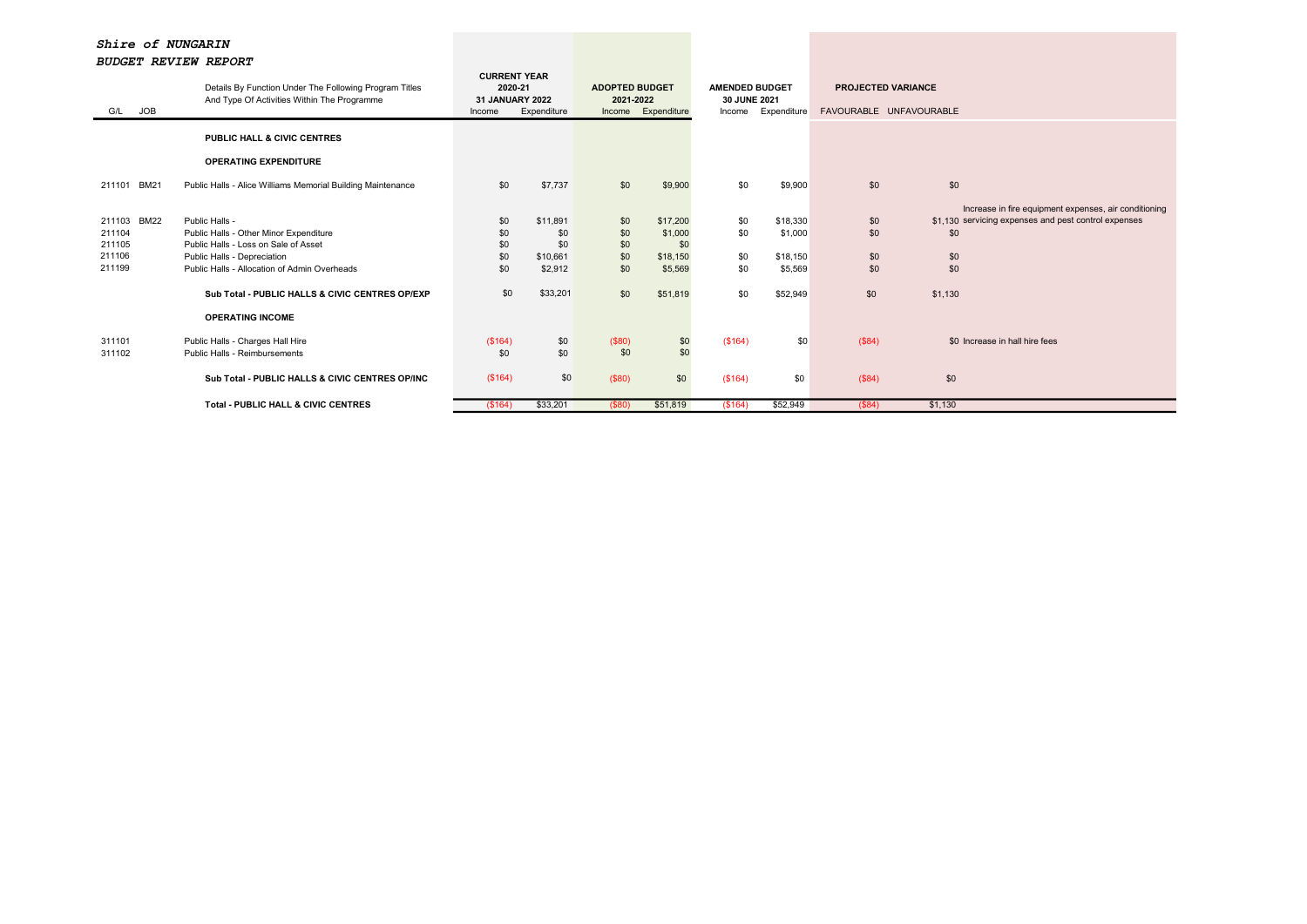***Shire of NUNGARIN***

***BUDGET REVIEW REPORT***

| G/L | JOB | Details By Function Under The Following Program Titles And Type Of Activities Within The Programme | CURRENT YEAR 2020-21 31 JANUARY 2022 | | ADOPTED BUDGET 2021-2022 | | AMENDED BUDGET 30 JUNE 2021 | | PROJECTED VARIANCE | | |
|---|---|---|---|---|---|---|---|---|---|---|---|
| | | | Income | Expenditure | Income | Expenditure | Income | Expenditure | FAVOURABLE | UNFAVOURABLE | |
| | | **PUBLIC HALL & CIVIC CENTRES** | | | | | | | | | |
| | | **OPERATING EXPENDITURE** | | | | | | | | | |
| 211101 | BM21 | Public Halls - Alice Williams Memorial Building Maintenance | $0 | $7,737 | $0 | $9,900 | $0 | $9,900 | $0 | $0 | |
| 211103 | BM22 | Public Halls - | $0 | $11,891 | $0 | $17,200 | $0 | $18,330 | $0 | $1,130 | Increase in fire equipment expenses, air conditioning servicing expenses and pest control expenses |
| 211104 | | Public Halls - Other Minor Expenditure | $0 | $0 | $0 | $1,000 | $0 | $1,000 | $0 | $0 | |
| 211105 | | Public Halls - Loss on Sale of Asset | $0 | $0 | $0 | $0 | | | | | |
| 211106 | | Public Halls - Depreciation | $0 | $10,661 | $0 | $18,150 | $0 | $18,150 | $0 | $0 | |
| 211199 | | Public Halls - Allocation of Admin Overheads | $0 | $2,912 | $0 | $5,569 | $0 | $5,569 | $0 | $0 | |
| | | **Sub Total - PUBLIC HALLS & CIVIC CENTRES OP/EXP** | $0 | $33,201 | $0 | $51,819 | $0 | $52,949 | $0 | $1,130 | |
| | | **OPERATING INCOME** | | | | | | | | | |
| 311101 | | Public Halls - Charges Hall Hire | ($164) | $0 | ($80) | $0 | ($164) | $0 | ($84) | $0 | Increase in hall hire fees |
| 311102 | | Public Halls - Reimbursements | $0 | $0 | $0 | $0 | | | | | |
| | | **Sub Total - PUBLIC HALLS & CIVIC CENTRES OP/INC** | ($164) | $0 | ($80) | $0 | ($164) | $0 | ($84) | $0 | |
| | | **Total - PUBLIC HALL & CIVIC CENTRES** | ($164) | $33,201 | ($80) | $51,819 | ($164) | $52,949 | ($84) | $1,130 | |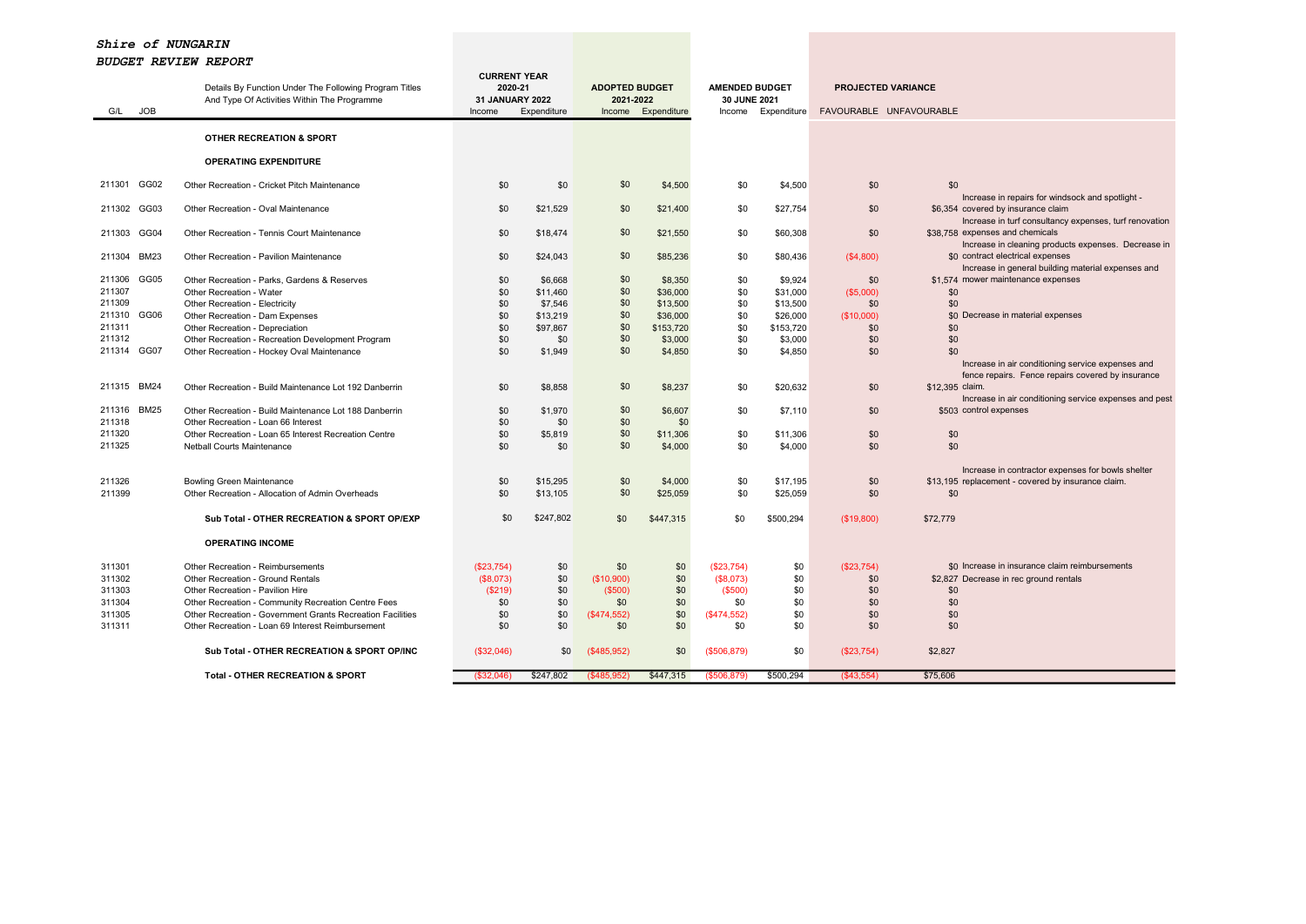***Shire of NUNGARIN***

***BUDGET REVIEW REPORT***

| G/L | JOB | Details By Function Under The Following Program Titles And Type Of Activities Within The Programme | CURRENT YEAR 2020-21 31 JANUARY 2022 Income | Expenditure | ADOPTED BUDGET 2021-2022 Income | Expenditure | AMENDED BUDGET 30 JUNE 2021 Income | Expenditure | PROJECTED VARIANCE FAVOURABLE | UNFAVOURABLE | |
|---|---|---|---|---|---|---|---|---|---|---|---|
| | | **OTHER RECREATION & SPORT** | | | | | | | | | |
| | | **OPERATING EXPENDITURE** | | | | | | | | | |
| 211301 | GG02 | Other Recreation - Cricket Pitch Maintenance | $0 | $0 | $0 | $4,500 | $0 | $4,500 | $0 | $0 | |
| 211302 | GG03 | Other Recreation - Oval Maintenance | $0 | $21,529 | $0 | $21,400 | $0 | $27,754 | $0 | $6,354 | Increase in repairs for windsock and spotlight - covered by insurance claim |
| 211303 | GG04 | Other Recreation - Tennis Court Maintenance | $0 | $18,474 | $0 | $21,550 | $0 | $60,308 | $0 | $38,758 | Increase in turf consultancy expenses, turf renovation expenses and chemicals |
| 211304 | BM23 | Other Recreation - Pavilion Maintenance | $0 | $24,043 | $0 | $85,236 | $0 | $80,436 | ($4,800) | $0 | Increase in cleaning products expenses. Decrease in contract electrical expenses |
| 211306 | GG05 | Other Recreation - Parks, Gardens & Reserves | $0 | $6,668 | $0 | $8,350 | $0 | $9,924 | $0 | $1,574 | Increase in general building material expenses and mower maintenance expenses |
| 211307 | | Other Recreation - Water | $0 | $11,460 | $0 | $36,000 | $0 | $31,000 | ($5,000) | $0 | |
| 211309 | | Other Recreation - Electricity | $0 | $7,546 | $0 | $13,500 | $0 | $13,500 | $0 | $0 | |
| 211310 | GG06 | Other Recreation - Dam Expenses | $0 | $13,219 | $0 | $36,000 | $0 | $26,000 | ($10,000) | $0 | Decrease in material expenses |
| 211311 | | Other Recreation - Depreciation | $0 | $97,867 | $0 | $153,720 | $0 | $153,720 | $0 | $0 | |
| 211312 | | Other Recreation - Recreation Development Program | $0 | $0 | $0 | $3,000 | $0 | $3,000 | $0 | $0 | |
| 211314 | GG07 | Other Recreation - Hockey Oval Maintenance | $0 | $1,949 | $0 | $4,850 | $0 | $4,850 | $0 | $0 | |
| 211315 | BM24 | Other Recreation - Build Maintenance Lot 192 Danberrin | $0 | $8,858 | $0 | $8,237 | $0 | $20,632 | $0 | $12,395 | Increase in air conditioning service expenses and fence repairs. Fence repairs covered by insurance claim. |
| 211316 | BM25 | Other Recreation - Build Maintenance Lot 188 Danberrin | $0 | $1,970 | $0 | $6,607 | $0 | $7,110 | $0 | $503 | Increase in air conditioning service expenses and pest control expenses |
| 211318 | | Other Recreation - Loan 66 Interest | $0 | $0 | $0 | $0 | | | | | |
| 211320 | | Other Recreation - Loan 65 Interest Recreation Centre | $0 | $5,819 | $0 | $11,306 | $0 | $11,306 | $0 | $0 | |
| 211325 | | Netball Courts Maintenance | $0 | $0 | $0 | $4,000 | $0 | $4,000 | $0 | $0 | |
| 211326 | | Bowling Green Maintenance | $0 | $15,295 | $0 | $4,000 | $0 | $17,195 | $0 | $13,195 | Increase in contractor expenses for bowls shelter replacement - covered by insurance claim. |
| 211399 | | Other Recreation - Allocation of Admin Overheads | $0 | $13,105 | $0 | $25,059 | $0 | $25,059 | $0 | $0 | |
| | | **Sub Total - OTHER RECREATION & SPORT OP/EXP** | $0 | $247,802 | $0 | $447,315 | $0 | $500,294 | ($19,800) | $72,779 | |
| | | **OPERATING INCOME** | | | | | | | | | |
| 311301 | | Other Recreation - Reimbursements | ($23,754) | $0 | $0 | $0 | ($23,754) | $0 | ($23,754) | $0 | Increase in insurance claim reimbursements |
| 311302 | | Other Recreation - Ground Rentals | ($8,073) | $0 | ($10,900) | $0 | ($8,073) | $0 | $0 | $2,827 | Decrease in rec ground rentals |
| 311303 | | Other Recreation - Pavilion Hire | ($219) | $0 | ($500) | $0 | ($500) | $0 | $0 | $0 | |
| 311304 | | Other Recreation - Community Recreation Centre Fees | $0 | $0 | $0 | $0 | $0 | $0 | $0 | $0 | |
| 311305 | | Other Recreation - Government Grants Recreation Facilities | $0 | $0 | ($474,552) | $0 | ($474,552) | $0 | $0 | $0 | |
| 311311 | | Other Recreation - Loan 69 Interest Reimbursement | $0 | $0 | $0 | $0 | $0 | $0 | $0 | $0 | |
| | | **Sub Total - OTHER RECREATION & SPORT OP/INC** | ($32,046) | $0 | ($485,952) | $0 | ($506,879) | $0 | ($23,754) | $2,827 | |
| | | **Total - OTHER RECREATION & SPORT** | ($32,046) | $247,802 | ($485,952) | $447,315 | ($506,879) | $500,294 | ($43,554) | $75,606 | |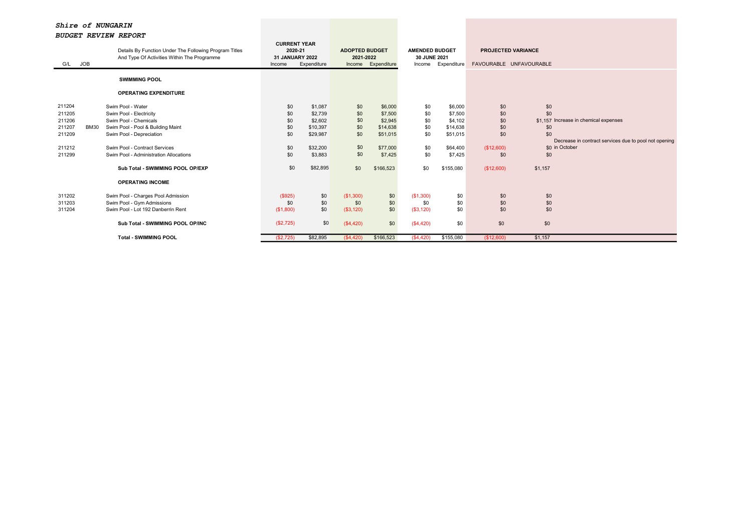***Shire of NUNGARIN***

***BUDGET REVIEW REPORT***

| G/L | JOB | Details By Function Under The Following Program Titles And Type Of Activities Within The Programme | CURRENT YEAR 2020-21 31 JANUARY 2022 | | ADOPTED BUDGET 2021-2022 | | AMENDED BUDGET 30 JUNE 2021 | | PROJECTED VARIANCE | | |
|---|---|---|---|---|---|---|---|---|---|---|---|
| | | | Income | Expenditure | Income | Expenditure | Income | Expenditure | FAVOURABLE | UNFAVOURABLE | |
| | | **SWIMMING POOL** | | | | | | | | | |
| | | **OPERATING EXPENDITURE** | | | | | | | | | |
| 211204 | | Swim Pool - Water | $0 | $1,087 | $0 | $6,000 | $0 | $6,000 | $0 | $0 | |
| 211205 | | Swim Pool - Electricity | $0 | $2,739 | $0 | $7,500 | $0 | $7,500 | $0 | $0 | |
| 211206 | | Swim Pool - Chemicals | $0 | $2,602 | $0 | $2,945 | $0 | $4,102 | $0 | $1,157 | Increase in chemical expenses |
| 211207 | BM30 | Swim Pool - Pool & Building Maint | $0 | $10,397 | $0 | $14,638 | $0 | $14,638 | $0 | $0 | |
| 211209 | | Swim Pool - Depreciation | $0 | $29,987 | $0 | $51,015 | $0 | $51,015 | $0 | $0 | |
| 211212 | | Swim Pool - Contract Services | $0 | $32,200 | $0 | $77,000 | $0 | $64,400 | ($12,600) | $0 | Decrease in contract services due to pool not opening in October |
| 211299 | | Swim Pool - Administration Allocations | $0 | $3,883 | $0 | $7,425 | $0 | $7,425 | $0 | $0 | |
| | | **Sub Total - SWIMMING POOL OP/EXP** | $0 | $82,895 | $0 | $166,523 | $0 | $155,080 | ($12,600) | $1,157 | |
| | | **OPERATING INCOME** | | | | | | | | | |
| 311202 | | Swim Pool - Charges Pool Admission | ($925) | $0 | ($1,300) | $0 | ($1,300) | $0 | $0 | $0 | |
| 311203 | | Swim Pool - Gym Admissions | $0 | $0 | $0 | $0 | $0 | $0 | $0 | $0 | |
| 311204 | | Swim Pool - Lot 192 Danberrin Rent | ($1,800) | $0 | ($3,120) | $0 | ($3,120) | $0 | $0 | $0 | |
| | | **Sub Total - SWIMMING POOL OP/INC** | ($2,725) | $0 | ($4,420) | $0 | ($4,420) | $0 | $0 | $0 | |
| | | **Total - SWIMMING POOL** | ($2,725) | $82,895 | ($4,420) | $166,523 | ($4,420) | $155,080 | ($12,600) | $1,157 | |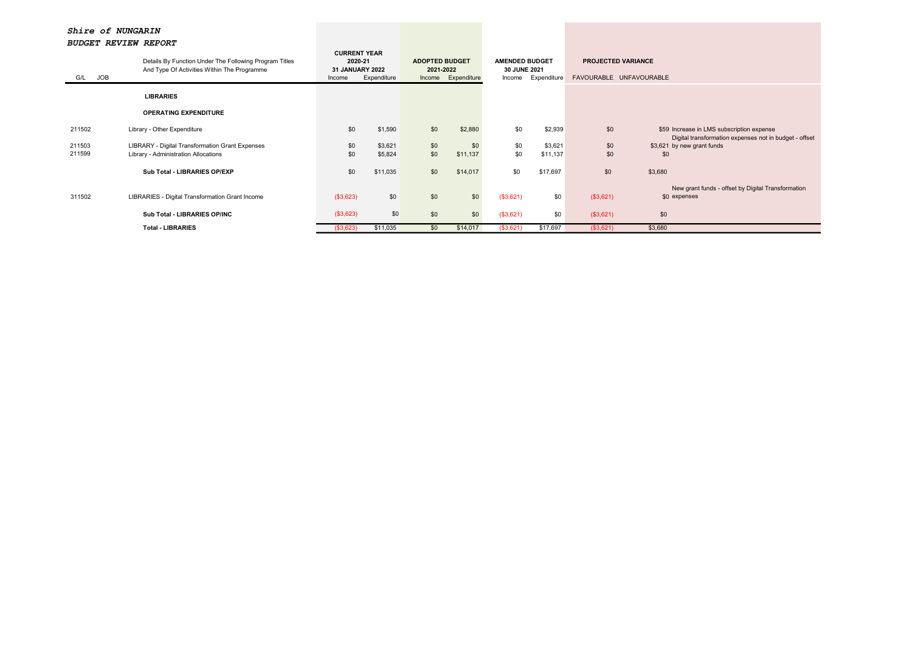***Shire of NUNGARIN***

***BUDGET REVIEW REPORT***

| G/L | JOB | Details By Function Under The Following Program Titles And Type Of Activities Within The Programme | CURRENT YEAR 2020-21 31 JANUARY 2022 | | ADOPTED BUDGET 2021-2022 | | AMENDED BUDGET 30 JUNE 2021 | | PROJECTED VARIANCE | | |
|---|---|---|---|---|---|---|---|---|---|---|---|
| | | | Income | Expenditure | Income | Expenditure | Income | Expenditure | FAVOURABLE | UNFAVOURABLE | |
| | | **LIBRARIES** | | | | | | | | | |
| | | **OPERATING EXPENDITURE** | | | | | | | | | |
| 211502 | | Library - Other Expenditure | $0 | $1,590 | $0 | $2,880 | $0 | $2,939 | $0 | $59 | Increase in LMS subscription expense |
| 211503 | | LIBRARY - Digital Transformation Grant Expenses | $0 | $3,621 | $0 | $0 | $0 | $3,621 | $0 | $3,621 | Digital transformation expenses not in budget - offset by new grant funds |
| 211599 | | Library - Administration Allocations | $0 | $5,824 | $0 | $11,137 | $0 | $11,137 | $0 | $0 | |
| | | **Sub Total - LIBRARIES OP/EXP** | $0 | $11,035 | $0 | $14,017 | $0 | $17,697 | $0 | $3,680 | |
| 311502 | | LIBRARIES - Digital Transformation Grant Income | ($3,623) | $0 | $0 | $0 | ($3,621) | $0 | ($3,621) | $0 | New grant funds - offset by Digital Transformation expenses |
| | | **Sub Total - LIBRARIES OP/INC** | ($3,623) | $0 | $0 | $0 | ($3,621) | $0 | ($3,621) | $0 | |
| | | **Total - LIBRARIES** | ($3,623) | $11,035 | $0 | $14,017 | ($3,621) | $17,697 | ($3,621) | $3,680 | |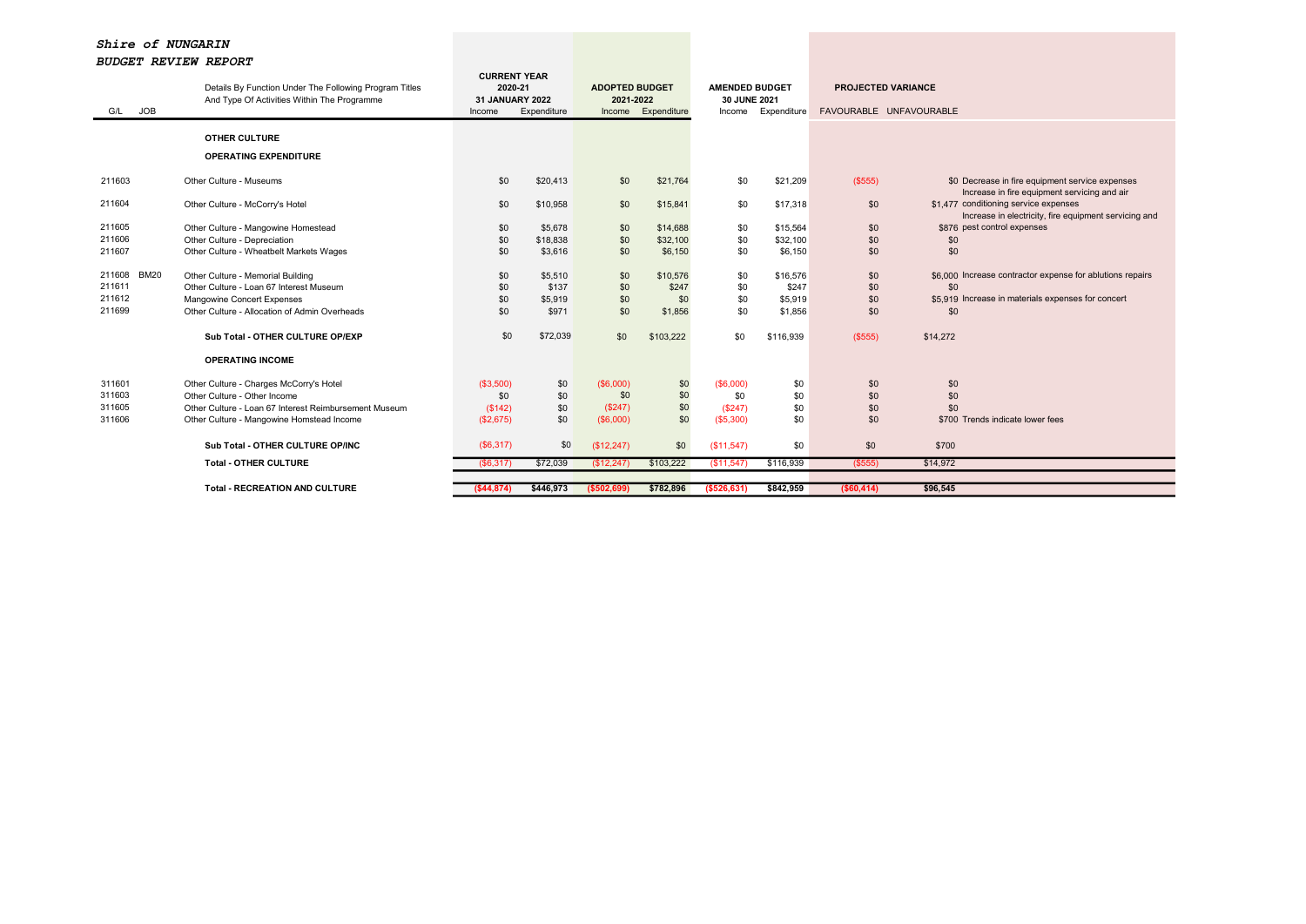# *Shire of NUNGARIN*

## *BUDGET REVIEW REPORT*

| G/L | JOB | Details By Function Under The Following Program Titles And Type Of Activities Within The Programme | CURRENT YEAR 2020-21 31 JANUARY 2022 | | ADOPTED BUDGET 2021-2022 | | AMENDED BUDGET 30 JUNE 2021 | | PROJECTED VARIANCE | | |
|---|---|---|---|---|---|---|---|---|---|---|---|
| | | | Income | Expenditure | Income | Expenditure | Income | Expenditure | FAVOURABLE | UNFAVOURABLE | |
| | | **OTHER CULTURE** | | | | | | | | | |
| | | **OPERATING EXPENDITURE** | | | | | | | | | |
| 211603 | | Other Culture - Museums | $0 | $20,413 | $0 | $21,764 | $0 | $21,209 | ($555) | $0 | Decrease in fire equipment service expenses |
| 211604 | | Other Culture - McCorry's Hotel | $0 | $10,958 | $0 | $15,841 | $0 | $17,318 | $0 | $1,477 | Increase in fire equipment servicing and air conditioning service expenses |
| 211605 | | Other Culture - Mangowine Homestead | $0 | $5,678 | $0 | $14,688 | $0 | $15,564 | $0 | $876 | Increase in electricity, fire equipment servicing and pest control expenses |
| 211606 | | Other Culture - Depreciation | $0 | $18,838 | $0 | $32,100 | $0 | $32,100 | $0 | $0 | |
| 211607 | | Other Culture - Wheatbelt Markets Wages | $0 | $3,616 | $0 | $6,150 | $0 | $6,150 | $0 | $0 | |
| 211608 | BM20 | Other Culture - Memorial Building | $0 | $5,510 | $0 | $10,576 | $0 | $16,576 | $0 | $6,000 | Increase contractor expense for ablutions repairs |
| 211611 | | Other Culture - Loan 67 Interest Museum | $0 | $137 | $0 | $247 | $0 | $247 | $0 | $0 | |
| 211612 | | Mangowine Concert Expenses | $0 | $5,919 | $0 | $0 | $0 | $5,919 | $0 | $5,919 | Increase in materials expenses for concert |
| 211699 | | Other Culture - Allocation of Admin Overheads | $0 | $971 | $0 | $1,856 | $0 | $1,856 | $0 | $0 | |
| | | **Sub Total - OTHER CULTURE OP/EXP** | $0 | $72,039 | $0 | $103,222 | $0 | $116,939 | ($555) | $14,272 | |
| | | **OPERATING INCOME** | | | | | | | | | |
| 311601 | | Other Culture - Charges McCorry's Hotel | ($3,500) | $0 | ($6,000) | $0 | ($6,000) | $0 | $0 | $0 | |
| 311603 | | Other Culture - Other Income | $0 | $0 | $0 | $0 | $0 | $0 | $0 | $0 | |
| 311605 | | Other Culture - Loan 67 Interest Reimbursement Museum | ($142) | $0 | ($247) | $0 | ($247) | $0 | $0 | $0 | |
| 311606 | | Other Culture - Mangowine Homstead Income | ($2,675) | $0 | ($6,000) | $0 | ($5,300) | $0 | $0 | $700 | Trends indicate lower fees |
| | | **Sub Total - OTHER CULTURE OP/INC** | ($6,317) | $0 | ($12,247) | $0 | ($11,547) | $0 | $0 | $700 | |
| | | **Total - OTHER CULTURE** | ($6,317) | $72,039 | ($12,247) | $103,222 | ($11,547) | $116,939 | ($555) | $14,972 | |
| | | **Total - RECREATION AND CULTURE** | **($44,874)** | **$446,973** | **($502,699)** | **$782,896** | **($526,631)** | **$842,959** | **($60,414)** | **$96,545** | |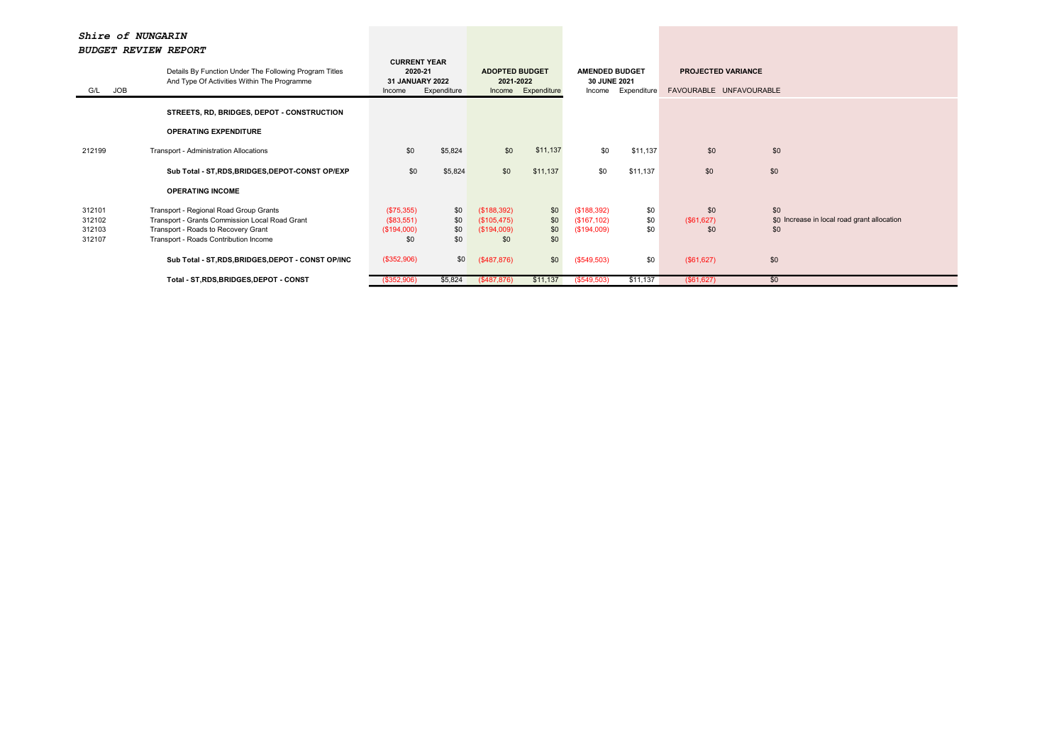***Shire of NUNGARIN***

***BUDGET REVIEW REPORT***

| G/L | JOB | Details By Function Under The Following Program Titles And Type Of Activities Within The Programme | CURRENT YEAR 2020-21 31 JANUARY 2022 | | ADOPTED BUDGET 2021-2022 | | AMENDED BUDGET 30 JUNE 2021 | | PROJECTED VARIANCE | | |
|---|---|---|---|---|---|---|---|---|---|---|---|
| | | | Income | Expenditure | Income | Expenditure | Income | Expenditure | FAVOURABLE | UNFAVOURABLE | |
| | | **STREETS, RD, BRIDGES, DEPOT - CONSTRUCTION** | | | | | | | | | |
| | | **OPERATING EXPENDITURE** | | | | | | | | | |
| 212199 | | Transport - Administration Allocations | $0 | $5,824 | $0 | $11,137 | $0 | $11,137 | $0 | $0 | |
| | | **Sub Total - ST,RDS,BRIDGES,DEPOT-CONST OP/EXP** | $0 | $5,824 | $0 | $11,137 | $0 | $11,137 | $0 | $0 | |
| | | **OPERATING INCOME** | | | | | | | | | |
| 312101 | | Transport - Regional Road Group Grants | ($75,355) | $0 | ($188,392) | $0 | ($188,392) | $0 | $0 | $0 | |
| 312102 | | Transport - Grants Commission Local Road Grant | ($83,551) | $0 | ($105,475) | $0 | ($167,102) | $0 | ($61,627) | $0 | Increase in local road grant allocation |
| 312103 | | Transport - Roads to Recovery Grant | ($194,000) | $0 | ($194,009) | $0 | ($194,009) | $0 | $0 | $0 | |
| 312107 | | Transport - Roads Contribution Income | $0 | $0 | $0 | $0 | | | | | |
| | | **Sub Total - ST,RDS,BRIDGES,DEPOT - CONST OP/INC** | ($352,906) | $0 | ($487,876) | $0 | ($549,503) | $0 | ($61,627) | $0 | |
| | | **Total - ST,RDS,BRIDGES,DEPOT - CONST** | ($352,906) | $5,824 | ($487,876) | $11,137 | ($549,503) | $11,137 | ($61,627) | $0 | |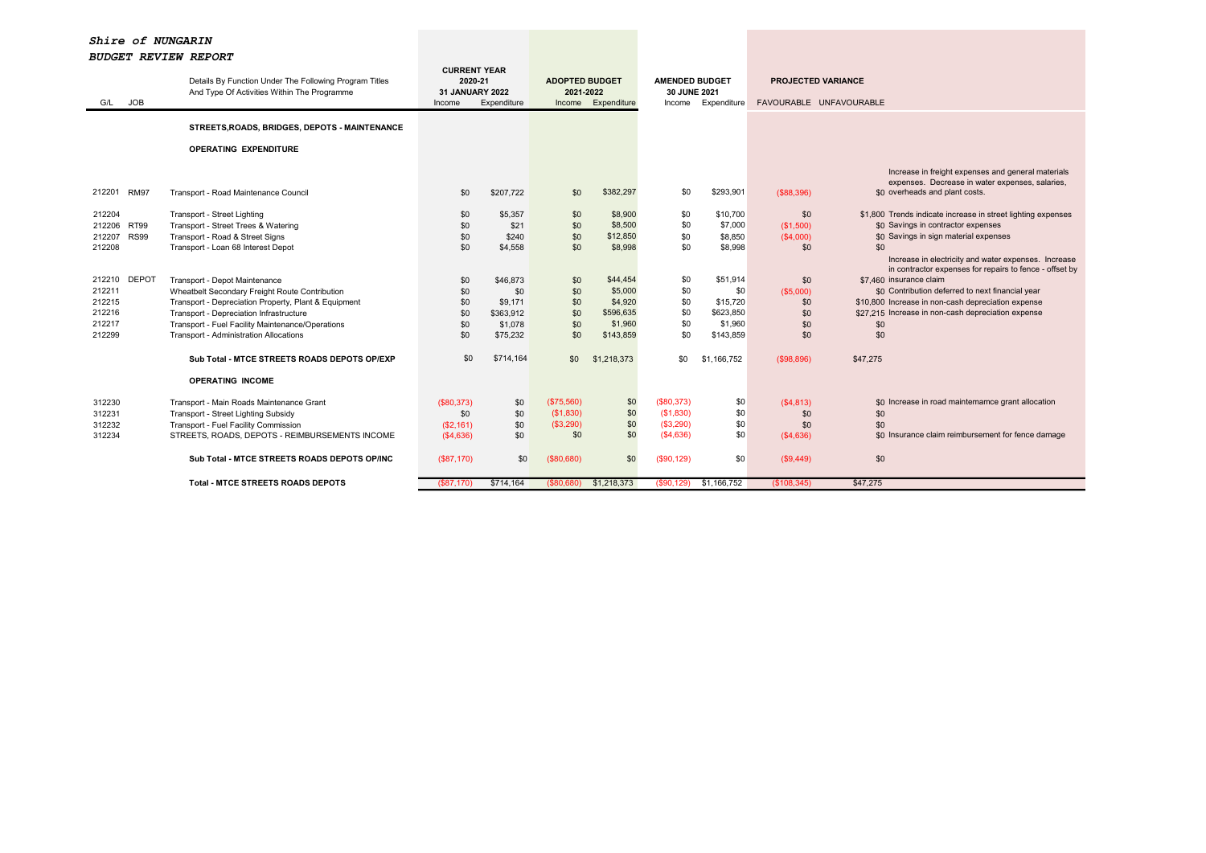***Shire of NUNGARIN***

***BUDGET REVIEW REPORT***

| G/L | JOB | Details By Function Under The Following Program Titles And Type Of Activities Within The Programme | CURRENT YEAR 2020-21 31 JANUARY 2022 Income | Expenditure | ADOPTED BUDGET 2021-2022 Income | Expenditure | AMENDED BUDGET 30 JUNE 2021 Income | Expenditure | PROJECTED VARIANCE FAVOURABLE | UNFAVOURABLE | |
|---|---|---|---|---|---|---|---|---|---|---|---|
| | | **STREETS,ROADS, BRIDGES, DEPOTS - MAINTENANCE** | | | | | | | | | |
| | | **OPERATING EXPENDITURE** | | | | | | | | | |
| 212201 | RM97 | Transport - Road Maintenance Council | $0 | $207,722 | $0 | $382,297 | $0 | $293,901 | ($88,396) | $0 | Increase in freight expenses and general materials expenses. Decrease in water expenses, salaries, overheads and plant costs. |
| 212204 | | Transport - Street Lighting | $0 | $5,357 | $0 | $8,900 | $0 | $10,700 | $0 | $1,800 | Trends indicate increase in street lighting expenses |
| 212206 | RT99 | Transport - Street Trees & Watering | $0 | $21 | $0 | $8,500 | $0 | $7,000 | ($1,500) | $0 | Savings in contractor expenses |
| 212207 | RS99 | Transport - Road & Street Signs | $0 | $240 | $0 | $12,850 | $0 | $8,850 | ($4,000) | $0 | Savings in sign material expenses |
| 212208 | | Transport - Loan 68 Interest Depot | $0 | $4,558 | $0 | $8,998 | $0 | $8,998 | $0 | $0 | |
| 212210 | DEPOT | Transport - Depot Maintenance | $0 | $46,873 | $0 | $44,454 | $0 | $51,914 | $0 | $7,460 | Increase in electricity and water expenses. Increase in contractor expenses for repairs to fence - offset by insurance claim |
| 212211 | | Wheatbelt Secondary Freight Route Contribution | $0 | $0 | $0 | $5,000 | $0 | $0 | ($5,000) | $0 | Contribution deferred to next financial year |
| 212215 | | Transport - Depreciation Property, Plant & Equipment | $0 | $9,171 | $0 | $4,920 | $0 | $15,720 | $0 | $10,800 | Increase in non-cash depreciation expense |
| 212216 | | Transport - Depreciation Infrastructure | $0 | $363,912 | $0 | $596,635 | $0 | $623,850 | $0 | $27,215 | Increase in non-cash depreciation expense |
| 212217 | | Transport - Fuel Facility Maintenance/Operations | $0 | $1,078 | $0 | $1,960 | $0 | $1,960 | $0 | $0 | |
| 212299 | | Transport - Administration Allocations | $0 | $75,232 | $0 | $143,859 | $0 | $143,859 | $0 | $0 | |
| | | **Sub Total - MTCE STREETS ROADS DEPOTS OP/EXP** | $0 | $714,164 | $0 | $1,218,373 | $0 | $1,166,752 | ($98,896) | $47,275 | |
| | | **OPERATING INCOME** | | | | | | | | | |
| 312230 | | Transport - Main Roads Maintenance Grant | ($80,373) | $0 | ($75,560) | $0 | ($80,373) | $0 | ($4,813) | $0 | Increase in road maintemamce grant allocation |
| 312231 | | Transport - Street Lighting Subsidy | $0 | $0 | ($1,830) | $0 | ($1,830) | $0 | $0 | $0 | |
| 312232 | | Transport - Fuel Facility Commission | ($2,161) | $0 | ($3,290) | $0 | ($3,290) | $0 | $0 | $0 | |
| 312234 | | STREETS, ROADS, DEPOTS - REIMBURSEMENTS INCOME | ($4,636) | $0 | $0 | $0 | ($4,636) | $0 | ($4,636) | $0 | Insurance claim reimbursement for fence damage |
| | | **Sub Total - MTCE STREETS ROADS DEPOTS OP/INC** | ($87,170) | $0 | ($80,680) | $0 | ($90,129) | $0 | ($9,449) | $0 | |
| | | **Total - MTCE STREETS ROADS DEPOTS** | ($87,170) | $714,164 | ($80,680) | $1,218,373 | ($90,129) | $1,166,752 | ($108,345) | $47,275 | |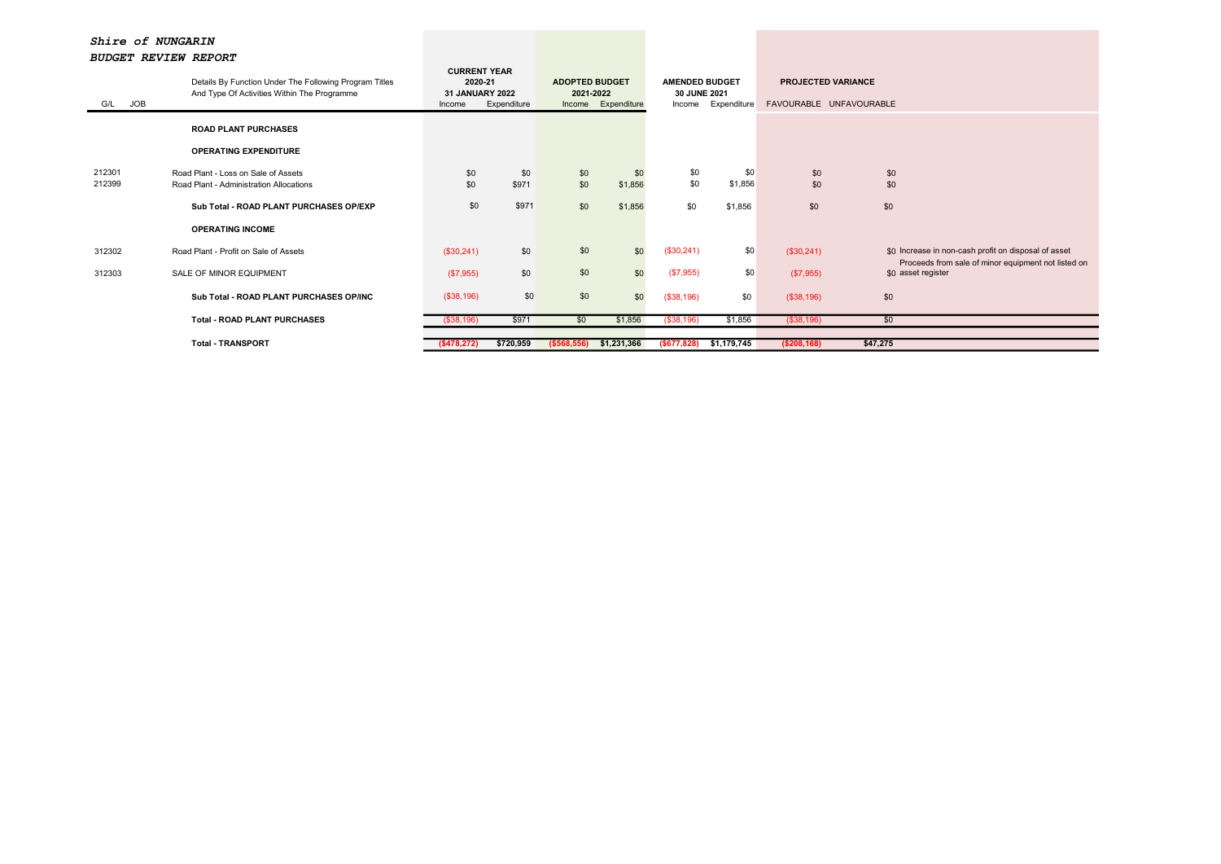*Shire of NUNGARIN*

*BUDGET REVIEW REPORT*

| G/L | JOB | Details By Function Under The Following Program Titles And Type Of Activities Within The Programme | CURRENT YEAR 2020-21 31 JANUARY 2022 | | ADOPTED BUDGET 2021-2022 | | AMENDED BUDGET 30 JUNE 2021 | | PROJECTED VARIANCE | | |
|---|---|---|---|---|---|---|---|---|---|---|---|
| | | | Income | Expenditure | Income | Expenditure | Income | Expenditure | FAVOURABLE | UNFAVOURABLE | |
| | | **ROAD PLANT PURCHASES** | | | | | | | | | |
| | | **OPERATING EXPENDITURE** | | | | | | | | | |
| 212301 | | Road Plant - Loss on Sale of Assets | $0 | $0 | $0 | $0 | $0 | $0 | $0 | $0 | |
| 212399 | | Road Plant - Administration Allocations | $0 | $971 | $0 | $1,856 | $0 | $1,856 | $0 | $0 | |
| | | **Sub Total - ROAD PLANT PURCHASES OP/EXP** | $0 | $971 | $0 | $1,856 | $0 | $1,856 | $0 | $0 | |
| | | **OPERATING INCOME** | | | | | | | | | |
| 312302 | | Road Plant - Profit on Sale of Assets | ($30,241) | $0 | $0 | $0 | ($30,241) | $0 | ($30,241) | $0 | Increase in non-cash profit on disposal of asset |
| 312303 | | SALE OF MINOR EQUIPMENT | ($7,955) | $0 | $0 | $0 | ($7,955) | $0 | ($7,955) | $0 | Proceeds from sale of minor equipment not listed on asset register |
| | | **Sub Total - ROAD PLANT PURCHASES OP/INC** | ($38,196) | $0 | $0 | $0 | ($38,196) | $0 | ($38,196) | $0 | |
| | | **Total - ROAD PLANT PURCHASES** | ($38,196) | $971 | $0 | $1,856 | ($38,196) | $1,856 | ($38,196) | $0 | |
| | | **Total - TRANSPORT** | **($478,272)** | **$720,959** | **($568,556)** | **$1,231,366** | **($677,828)** | **$1,179,745** | **($208,168)** | **$47,275** | |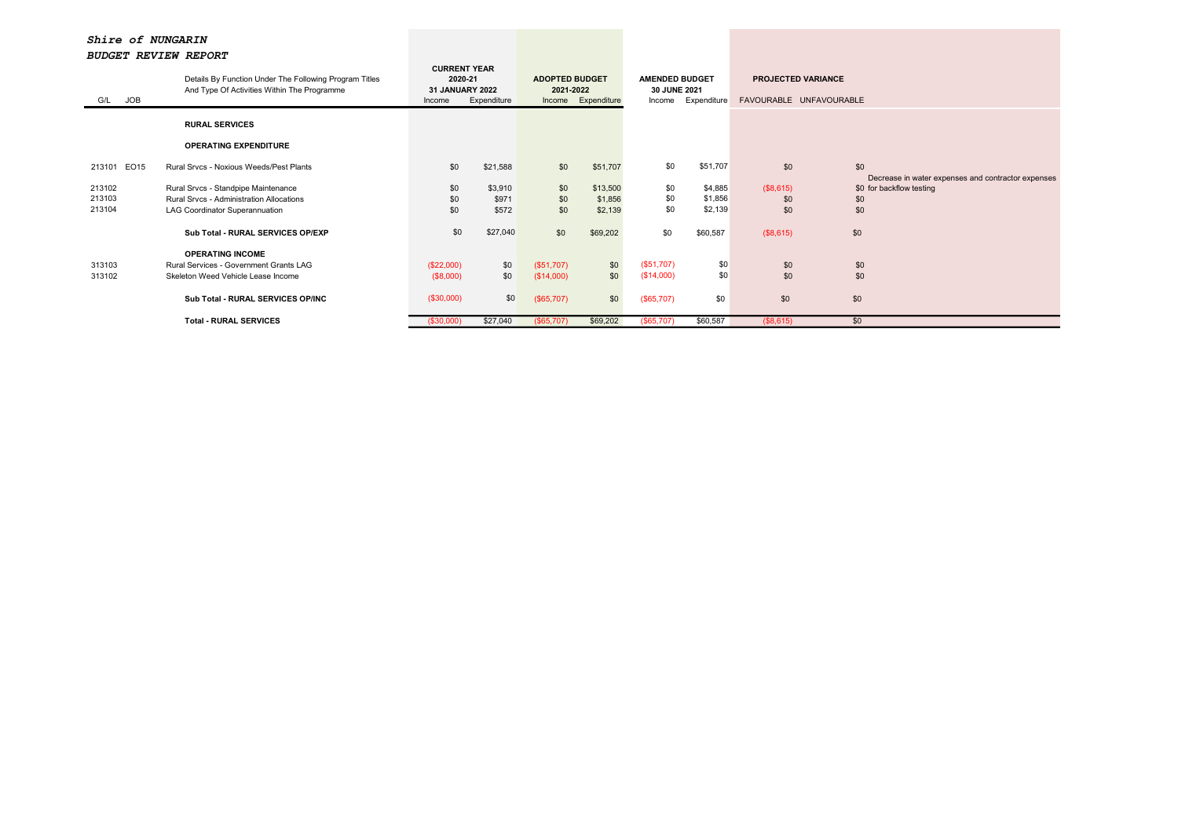***Shire of NUNGARIN***

***BUDGET REVIEW REPORT***

| G/L | JOB | Details By Function Under The Following Program Titles And Type Of Activities Within The Programme | CURRENT YEAR 2020-21 31 JANUARY 2022 | | ADOPTED BUDGET 2021-2022 | | AMENDED BUDGET 30 JUNE 2021 | | PROJECTED VARIANCE | | |
|---|---|---|---|---|---|---|---|---|---|---|---|
| | | | Income | Expenditure | Income | Expenditure | Income | Expenditure | FAVOURABLE | UNFAVOURABLE | |
| | | **RURAL SERVICES** | | | | | | | | | |
| | | **OPERATING EXPENDITURE** | | | | | | | | | |
| 213101 | EO15 | Rural Srvcs - Noxious Weeds/Pest Plants | $0 | $21,588 | $0 | $51,707 | $0 | $51,707 | $0 | $0 | |
| 213102 | | Rural Srvcs - Standpipe Maintenance | $0 | $3,910 | $0 | $13,500 | $0 | $4,885 | ($8,615) | $0 | Decrease in water expenses and contractor expenses for backflow testing |
| 213103 | | Rural Srvcs - Administration Allocations | $0 | $971 | $0 | $1,856 | $0 | $1,856 | $0 | $0 | |
| 213104 | | LAG Coordinator Superannuation | $0 | $572 | $0 | $2,139 | $0 | $2,139 | $0 | $0 | |
| | | **Sub Total - RURAL SERVICES OP/EXP** | $0 | $27,040 | $0 | $69,202 | $0 | $60,587 | ($8,615) | $0 | |
| | | **OPERATING INCOME** | | | | | | | | | |
| 313103 | | Rural Services - Government Grants LAG | ($22,000) | $0 | ($51,707) | $0 | ($51,707) | $0 | $0 | $0 | |
| 313102 | | Skeleton Weed Vehicle Lease Income | ($8,000) | $0 | ($14,000) | $0 | ($14,000) | $0 | $0 | $0 | |
| | | **Sub Total - RURAL SERVICES OP/INC** | ($30,000) | $0 | ($65,707) | $0 | ($65,707) | $0 | $0 | $0 | |
| | | **Total - RURAL SERVICES** | ($30,000) | $27,040 | ($65,707) | $69,202 | ($65,707) | $60,587 | ($8,615) | $0 | |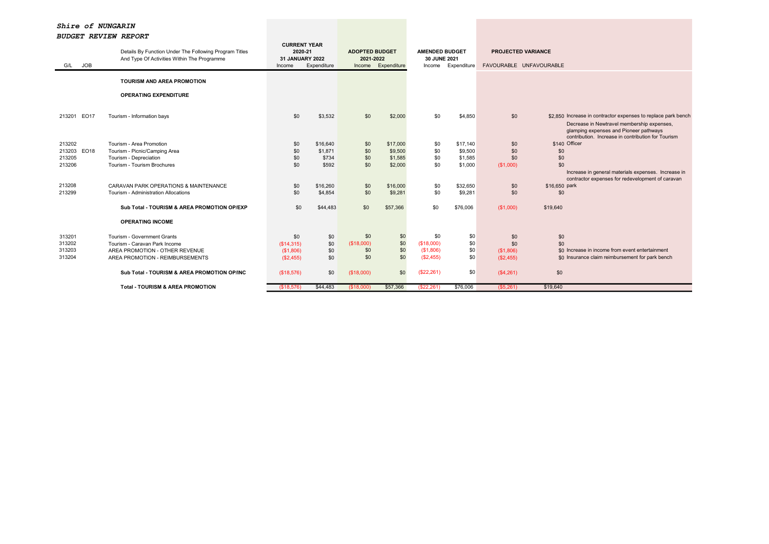*Shire of NUNGARIN*

*BUDGET REVIEW REPORT*

| G/L | JOB | Details By Function Under The Following Program Titles And Type Of Activities Within The Programme | CURRENT YEAR 2020-21 31 JANUARY 2022 | | ADOPTED BUDGET 2021-2022 | | AMENDED BUDGET 30 JUNE 2021 | | PROJECTED VARIANCE | | |
|---|---|---|---|---|---|---|---|---|---|---|---|
| | | | Income | Expenditure | Income | Expenditure | Income | Expenditure | FAVOURABLE | UNFAVOURABLE | |
| | | **TOURISM AND AREA PROMOTION** | | | | | | | | | |
| | | **OPERATING EXPENDITURE** | | | | | | | | | |
| 213201 | EO17 | Tourism - Information bays | $0 | $3,532 | $0 | $2,000 | $0 | $4,850 | $0 | $2,850 | Increase in contractor expenses to replace park bench |
| 213202 | | Tourism - Area Promotion | $0 | $16,640 | $0 | $17,000 | $0 | $17,140 | $0 | $140 | Decrease in Newtravel membership expenses, glamping expenses and Pioneer pathways contribution. Increase in contribution for Tourism Officer |
| 213203 | EO18 | Tourism - Picnic/Camping Area | $0 | $1,871 | $0 | $9,500 | $0 | $9,500 | $0 | $0 | |
| 213205 | | Tourism - Depreciation | $0 | $734 | $0 | $1,585 | $0 | $1,585 | $0 | $0 | |
| 213206 | | Tourism - Tourism Brochures | $0 | $592 | $0 | $2,000 | $0 | $1,000 | ($1,000) | $0 | |
| 213208 | | CARAVAN PARK OPERATIONS & MAINTENANCE | $0 | $16,260 | $0 | $16,000 | $0 | $32,650 | $0 | $16,650 | Increase in general materials expenses. Increase in contractor expenses for redevelopment of caravan park |
| 213299 | | Tourism - Administration Allocations | $0 | $4,854 | $0 | $9,281 | $0 | $9,281 | $0 | $0 | |
| | | **Sub Total - TOURISM & AREA PROMOTION OP/EXP** | $0 | $44,483 | $0 | $57,366 | $0 | $76,006 | ($1,000) | $19,640 | |
| | | **OPERATING INCOME** | | | | | | | | | |
| 313201 | | Tourism - Government Grants | $0 | $0 | $0 | $0 | $0 | $0 | $0 | $0 | |
| 313202 | | Tourism - Caravan Park Income | ($14,315) | $0 | ($18,000) | $0 | ($18,000) | $0 | $0 | $0 | |
| 313203 | | AREA PROMOTION - OTHER REVENUE | ($1,806) | $0 | $0 | $0 | ($1,806) | $0 | ($1,806) | $0 | Increase in income from event entertainment |
| 313204 | | AREA PROMOTION - REIMBURSEMENTS | ($2,455) | $0 | $0 | $0 | ($2,455) | $0 | ($2,455) | $0 | Insurance claim reimbursement for park bench |
| | | **Sub Total - TOURISM & AREA PROMOTION OP/INC** | ($18,576) | $0 | ($18,000) | $0 | ($22,261) | $0 | ($4,261) | $0 | |
| | | **Total - TOURISM & AREA PROMOTION** | ($18,576) | $44,483 | ($18,000) | $57,366 | ($22,261) | $76,006 | ($5,261) | $19,640 | |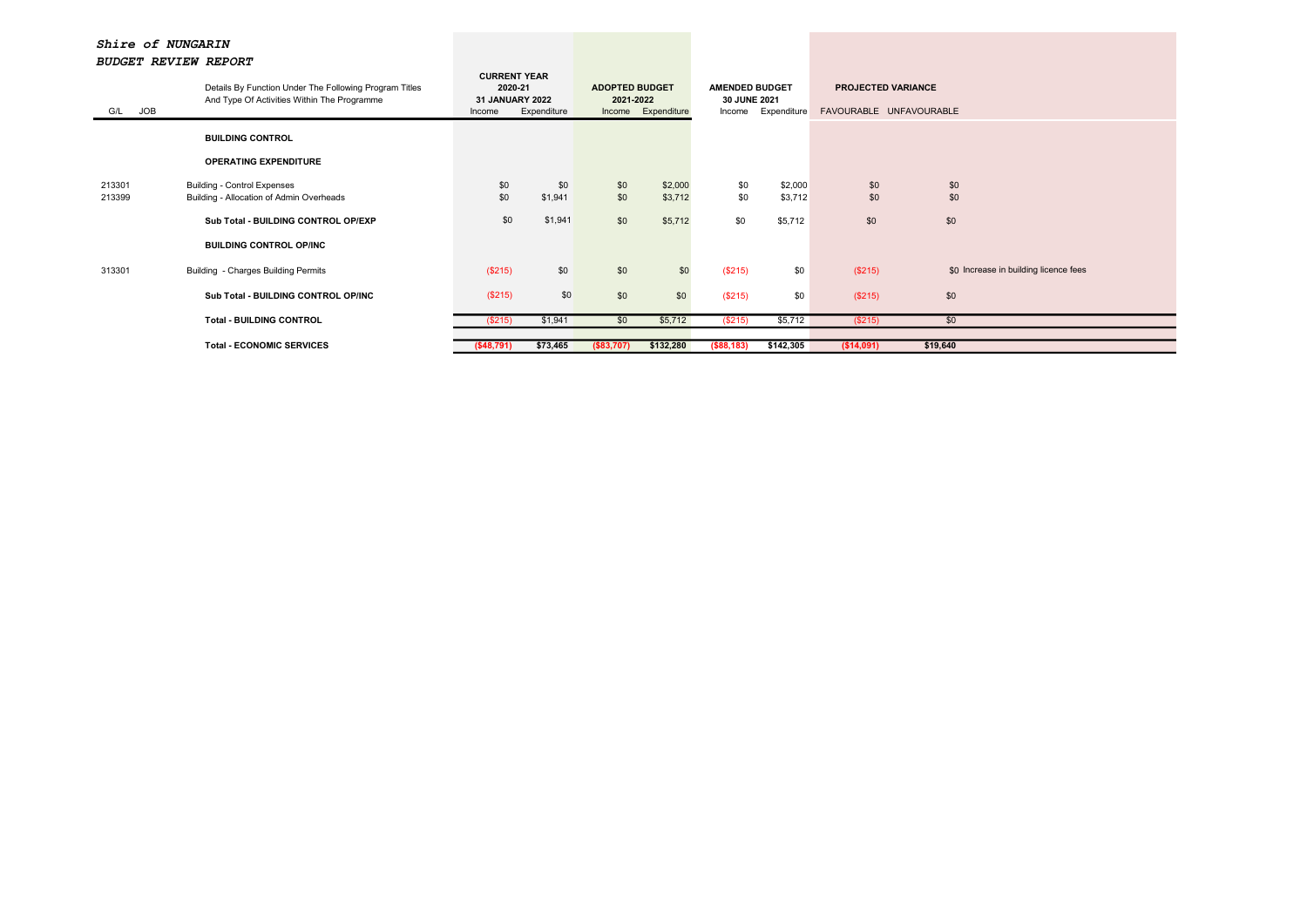***Shire of NUNGARIN***

***BUDGET REVIEW REPORT***

| G/L | JOB | Details By Function Under The Following Program Titles And Type Of Activities Within The Programme | CURRENT YEAR 2020-21 31 JANUARY 2022 | | ADOPTED BUDGET 2021-2022 | | AMENDED BUDGET 30 JUNE 2021 | | PROJECTED VARIANCE | | |
|---|---|---|---|---|---|---|---|---|---|---|---|
| | | | Income | Expenditure | Income | Expenditure | Income | Expenditure | FAVOURABLE | UNFAVOURABLE | |
| | | **BUILDING CONTROL** | | | | | | | | | |
| | | **OPERATING EXPENDITURE** | | | | | | | | | |
| 213301 | | Building - Control Expenses | $0 | $0 | $0 | $2,000 | $0 | $2,000 | $0 | $0 | |
| 213399 | | Building - Allocation of Admin Overheads | $0 | $1,941 | $0 | $3,712 | $0 | $3,712 | $0 | $0 | |
| | | **Sub Total - BUILDING CONTROL OP/EXP** | $0 | $1,941 | $0 | $5,712 | $0 | $5,712 | $0 | $0 | |
| | | **BUILDING CONTROL OP/INC** | | | | | | | | | |
| 313301 | | Building - Charges Building Permits | ($215) | $0 | $0 | $0 | ($215) | $0 | ($215) | $0 | Increase in building licence fees |
| | | **Sub Total - BUILDING CONTROL OP/INC** | ($215) | $0 | $0 | $0 | ($215) | $0 | ($215) | $0 | |
| | | **Total - BUILDING CONTROL** | ($215) | $1,941 | $0 | $5,712 | ($215) | $5,712 | ($215) | $0 | |
| | | **Total - ECONOMIC SERVICES** | **($48,791)** | **$73,465** | **($83,707)** | **$132,280** | **($88,183)** | **$142,305** | **($14,091)** | **$19,640** | |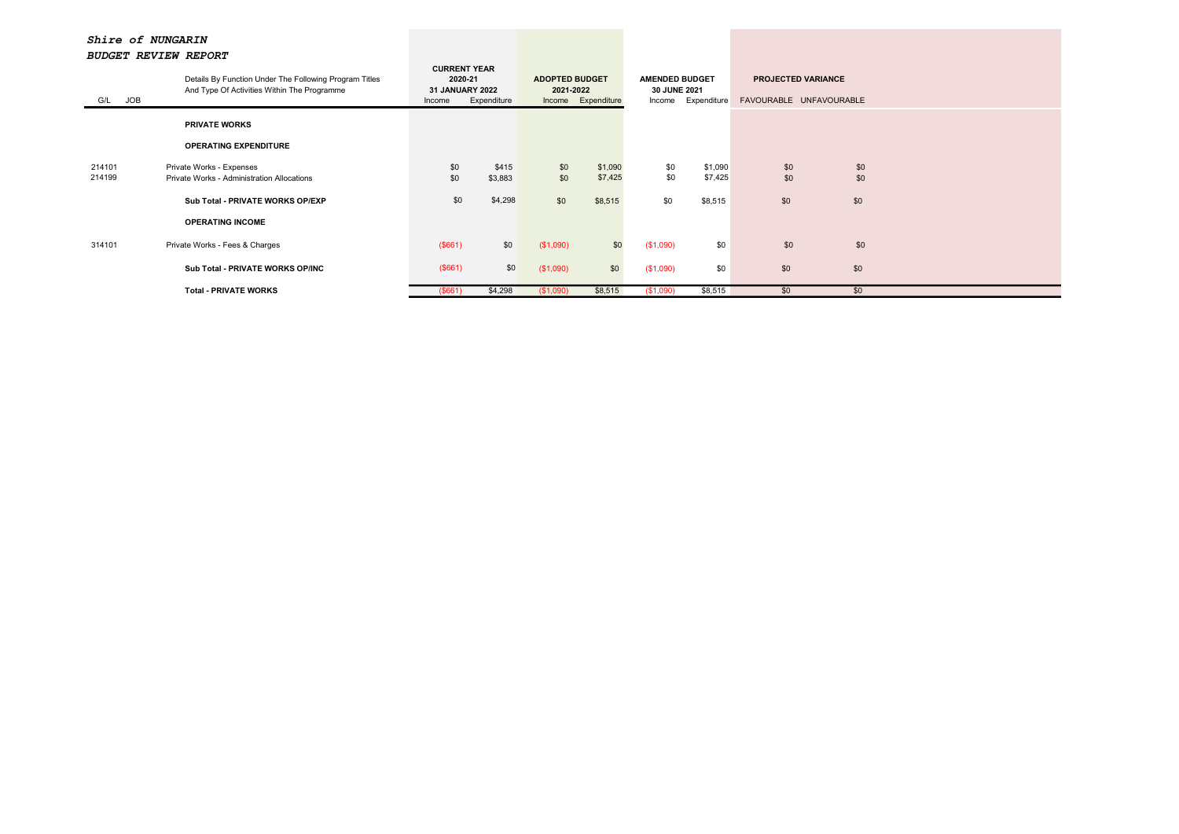***Shire of NUNGARIN***
***BUDGET REVIEW REPORT***

| G/L | JOB | Details By Function Under The Following Program Titles And Type Of Activities Within The Programme | CURRENT YEAR 2020-21 31 JANUARY 2022 | | ADOPTED BUDGET 2021-2022 | | AMENDED BUDGET 30 JUNE 2021 | | PROJECTED VARIANCE | |
|---|---|---|---|---|---|---|---|---|---|---|
| | | | Income | Expenditure | Income | Expenditure | Income | Expenditure | FAVOURABLE | UNFAVOURABLE |
| | | **PRIVATE WORKS** | | | | | | | | |
| | | **OPERATING EXPENDITURE** | | | | | | | | |
| 214101 | | Private Works - Expenses | $0 | $415 | $0 | $1,090 | $0 | $1,090 | $0 | $0 |
| 214199 | | Private Works - Administration Allocations | $0 | $3,883 | $0 | $7,425 | $0 | $7,425 | $0 | $0 |
| | | **Sub Total - PRIVATE WORKS OP/EXP** | $0 | $4,298 | $0 | $8,515 | $0 | $8,515 | $0 | $0 |
| | | **OPERATING INCOME** | | | | | | | | |
| 314101 | | Private Works - Fees & Charges | ($661) | $0 | ($1,090) | $0 | ($1,090) | $0 | $0 | $0 |
| | | **Sub Total - PRIVATE WORKS OP/INC** | ($661) | $0 | ($1,090) | $0 | ($1,090) | $0 | $0 | $0 |
| | | **Total - PRIVATE WORKS** | ($661) | $4,298 | ($1,090) | $8,515 | ($1,090) | $8,515 | $0 | $0 |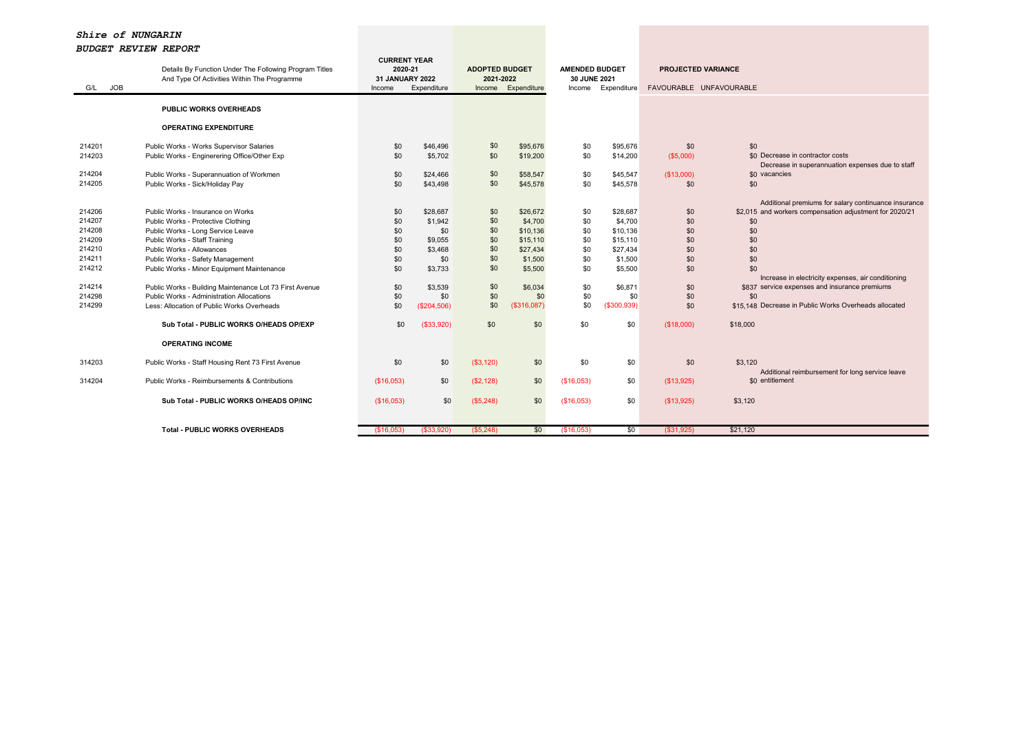***Shire of NUNGARIN***
***BUDGET REVIEW REPORT***

| G/L | JOB | Details By Function Under The Following Program Titles And Type Of Activities Within The Programme | CURRENT YEAR 2020-21 31 JANUARY 2022 Income | Expenditure | ADOPTED BUDGET 2021-2022 Income | Expenditure | AMENDED BUDGET 30 JUNE 2021 Income | Expenditure | PROJECTED VARIANCE FAVOURABLE | UNFAVOURABLE | |
|---|---|---|---|---|---|---|---|---|---|---|---|
| | | **PUBLIC WORKS OVERHEADS** | | | | | | | | | |
| | | **OPERATING EXPENDITURE** | | | | | | | | | |
| 214201 | | Public Works - Works Supervisor Salaries | $0 | $46,496 | $0 | $95,676 | $0 | $95,676 | $0 | $0 | |
| 214203 | | Public Works - Enginerering Office/Other Exp | $0 | $5,702 | $0 | $19,200 | $0 | $14,200 | ($5,000) | $0 | Decrease in contractor costs |
| 214204 | | Public Works - Superannuation of Workmen | $0 | $24,466 | $0 | $58,547 | $0 | $45,547 | ($13,000) | $0 | Decrease in superannuation expenses due to staff vacancies |
| 214205 | | Public Works - Sick/Holiday Pay | $0 | $43,498 | $0 | $45,578 | $0 | $45,578 | $0 | $0 | |
| 214206 | | Public Works - Insurance on Works | $0 | $28,687 | $0 | $26,672 | $0 | $28,687 | $0 | $2,015 | Additional premiums for salary continuance insurance and workers compensation adjustment for 2020/21 |
| 214207 | | Public Works - Protective Clothing | $0 | $1,942 | $0 | $4,700 | $0 | $4,700 | $0 | $0 | |
| 214208 | | Public Works - Long Service Leave | $0 | $0 | $0 | $10,136 | $0 | $10,136 | $0 | $0 | |
| 214209 | | Public Works - Staff Training | $0 | $9,055 | $0 | $15,110 | $0 | $15,110 | $0 | $0 | |
| 214210 | | Public Works - Allowances | $0 | $3,468 | $0 | $27,434 | $0 | $27,434 | $0 | $0 | |
| 214211 | | Public Works - Safety Management | $0 | $0 | $0 | $1,500 | $0 | $1,500 | $0 | $0 | |
| 214212 | | Public Works - Minor Equipment Maintenance | $0 | $3,733 | $0 | $5,500 | $0 | $5,500 | $0 | $0 | |
| 214214 | | Public Works - Building Maintenance Lot 73 First Avenue | $0 | $3,539 | $0 | $6,034 | $0 | $6,871 | $0 | $837 | Increase in electricity expenses, air conditioning service expenses and insurance premiums |
| 214298 | | Public Works - Administration Allocations | $0 | $0 | $0 | $0 | $0 | $0 | $0 | $0 | |
| 214299 | | Less: Allocation of Public Works Overheads | $0 | ($204,506) | $0 | ($316,087) | $0 | ($300,939) | $0 | $15,148 | Decrease in Public Works Overheads allocated |
| | | **Sub Total - PUBLIC WORKS O/HEADS OP/EXP** | $0 | ($33,920) | $0 | $0 | $0 | $0 | ($18,000) | $18,000 | |
| | | **OPERATING INCOME** | | | | | | | | | |
| 314203 | | Public Works - Staff Housing Rent 73 First Avenue | $0 | $0 | ($3,120) | $0 | $0 | $0 | $0 | $3,120 | |
| 314204 | | Public Works - Reimbursements & Contributions | ($16,053) | $0 | ($2,128) | $0 | ($16,053) | $0 | ($13,925) | $0 | Additional reimbursement for long service leave entitlement |
| | | **Sub Total - PUBLIC WORKS O/HEADS OP/INC** | ($16,053) | $0 | ($5,248) | $0 | ($16,053) | $0 | ($13,925) | $3,120 | |
| | | **Total - PUBLIC WORKS OVERHEADS** | ($16,053) | ($33,920) | ($5,248) | $0 | ($16,053) | $0 | ($31,925) | $21,120 | |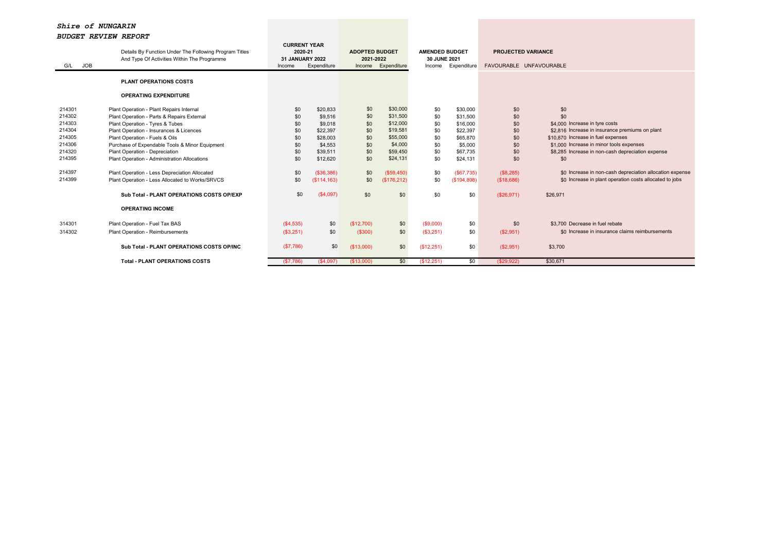*Shire of NUNGARIN*

*BUDGET REVIEW REPORT*

| G/L | JOB | Details By Function Under The Following Program Titles And Type Of Activities Within The Programme | CURRENT YEAR 2020-21 31 JANUARY 2022 Income | Expenditure | ADOPTED BUDGET 2021-2022 Income | Expenditure | AMENDED BUDGET 30 JUNE 2021 Income | Expenditure | PROJECTED VARIANCE FAVOURABLE | UNFAVOURABLE | |
|---|---|---|---|---|---|---|---|---|---|---|---|
| | | **PLANT OPERATIONS COSTS** | | | | | | | | | |
| | | **OPERATING EXPENDITURE** | | | | | | | | | |
| 214301 | | Plant Operation - Plant Repairs Internal | $0 | $20,833 | $0 | $30,000 | $0 | $30,000 | $0 | $0 | |
| 214302 | | Plant Operation - Parts & Repairs External | $0 | $9,516 | $0 | $31,500 | $0 | $31,500 | $0 | $0 | |
| 214303 | | Plant Operation - Tyres & Tubes | $0 | $9,018 | $0 | $12,000 | $0 | $16,000 | $0 | $4,000 | Increase in tyre costs |
| 214304 | | Plant Operation - Insurances & Licences | $0 | $22,397 | $0 | $19,581 | $0 | $22,397 | $0 | $2,816 | Increase in insurance premiums on plant |
| 214305 | | Plant Operation - Fuels & Oils | $0 | $28,003 | $0 | $55,000 | $0 | $65,870 | $0 | $10,870 | Increase in fuel expenses |
| 214306 | | Purchase of Expendable Tools & Minor Equipment | $0 | $4,553 | $0 | $4,000 | $0 | $5,000 | $0 | $1,000 | Increase in minor tools expenses |
| 214320 | | Plant Operation - Depreciation | $0 | $39,511 | $0 | $59,450 | $0 | $67,735 | $0 | $8,285 | Increase in non-cash depreciation expense |
| 214395 | | Plant Operation - Administration Allocations | $0 | $12,620 | $0 | $24,131 | $0 | $24,131 | $0 | $0 | |
| 214397 | | Plant Operation - Less Depreciation Allocated | $0 | ($36,386) | $0 | ($59,450) | $0 | ($67,735) | ($8,285) | $0 | Increase in non-cash depreciation allocation expense |
| 214399 | | Plant Operation - Less Allocated to Works/SRVCS | $0 | ($114,163) | $0 | ($176,212) | $0 | ($194,898) | ($18,686) | $0 | Increase in plant operation costs allocated to jobs |
| | | **Sub Total - PLANT OPERATIONS COSTS OP/EXP** | $0 | ($4,097) | $0 | $0 | $0 | $0 | ($26,971) | $26,971 | |
| | | **OPERATING INCOME** | | | | | | | | | |
| 314301 | | Plant Operation - Fuel Tax BAS | ($4,535) | $0 | ($12,700) | $0 | ($9,000) | $0 | $0 | $3,700 | Decrease in fuel rebate |
| 314302 | | Plant Operation - Reimbursements | ($3,251) | $0 | ($300) | $0 | ($3,251) | $0 | ($2,951) | $0 | Increase in insurance claims reimbursements |
| | | **Sub Total - PLANT OPERATIONS COSTS OP/INC** | ($7,786) | $0 | ($13,000) | $0 | ($12,251) | $0 | ($2,951) | $3,700 | |
| | | **Total - PLANT OPERATIONS COSTS** | ($7,786) | ($4,097) | ($13,000) | $0 | ($12,251) | $0 | ($29,922) | $30,671 | |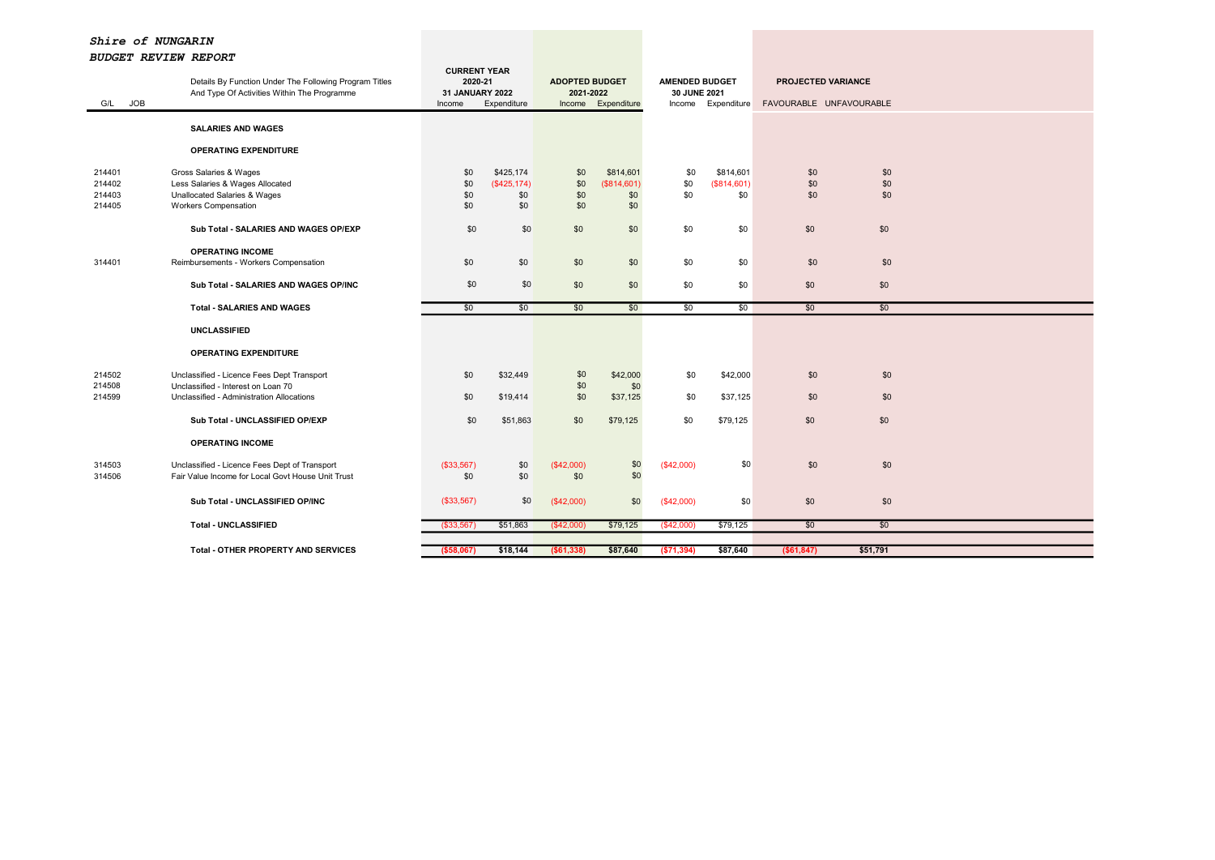***Shire of NUNGARIN***
***BUDGET REVIEW REPORT***

| G/L | JOB | Details By Function Under The Following Program Titles And Type Of Activities Within The Programme | CURRENT YEAR 2020-21 31 JANUARY 2022 | | ADOPTED BUDGET 2021-2022 | | AMENDED BUDGET 30 JUNE 2021 | | PROJECTED VARIANCE | |
|---|---|---|---|---|---|---|---|---|---|---|
| | | | Income | Expenditure | Income | Expenditure | Income | Expenditure | FAVOURABLE | UNFAVOURABLE |
| | | **SALARIES AND WAGES** | | | | | | | | |
| | | **OPERATING EXPENDITURE** | | | | | | | | |
| 214401 | | Gross Salaries & Wages | $0 | $425,174 | $0 | $814,601 | $0 | $814,601 | $0 | $0 |
| 214402 | | Less Salaries & Wages Allocated | $0 | ($425,174) | $0 | ($814,601) | $0 | ($814,601) | $0 | $0 |
| 214403 | | Unallocated Salaries & Wages | $0 | $0 | $0 | $0 | $0 | $0 | $0 | $0 |
| 214405 | | Workers Compensation | $0 | $0 | $0 | $0 | | | | |
| | | **Sub Total - SALARIES AND WAGES OP/EXP** | $0 | $0 | $0 | $0 | $0 | $0 | $0 | $0 |
| | | **OPERATING INCOME** | | | | | | | | |
| 314401 | | Reimbursements - Workers Compensation | $0 | $0 | $0 | $0 | $0 | $0 | $0 | $0 |
| | | **Sub Total - SALARIES AND WAGES OP/INC** | $0 | $0 | $0 | $0 | $0 | $0 | $0 | $0 |
| | | **Total - SALARIES AND WAGES** | $0 | $0 | $0 | $0 | $0 | $0 | $0 | $0 |
| | | **UNCLASSIFIED** | | | | | | | | |
| | | **OPERATING EXPENDITURE** | | | | | | | | |
| 214502 | | Unclassified - Licence Fees Dept Transport | $0 | $32,449 | $0 | $42,000 | $0 | $42,000 | $0 | $0 |
| 214508 | | Unclassified - Interest on Loan 70 | | | $0 | $0 | | | | |
| 214599 | | Unclassified - Administration Allocations | $0 | $19,414 | $0 | $37,125 | $0 | $37,125 | $0 | $0 |
| | | **Sub Total - UNCLASSIFIED OP/EXP** | $0 | $51,863 | $0 | $79,125 | $0 | $79,125 | $0 | $0 |
| | | **OPERATING INCOME** | | | | | | | | |
| 314503 | | Unclassified - Licence Fees Dept of Transport | ($33,567) | $0 | ($42,000) | $0 | ($42,000) | $0 | $0 | $0 |
| 314506 | | Fair Value Income for Local Govt House Unit Trust | $0 | $0 | $0 | $0 | | | | |
| | | **Sub Total - UNCLASSIFIED OP/INC** | ($33,567) | $0 | ($42,000) | $0 | ($42,000) | $0 | $0 | $0 |
| | | **Total - UNCLASSIFIED** | ($33,567) | $51,863 | ($42,000) | $79,125 | ($42,000) | $79,125 | $0 | $0 |
| | | **Total - OTHER PROPERTY AND SERVICES** | **($58,067)** | **$18,144** | **($61,338)** | **$87,640** | **($71,394)** | **$87,640** | **($61,847)** | **$51,791** |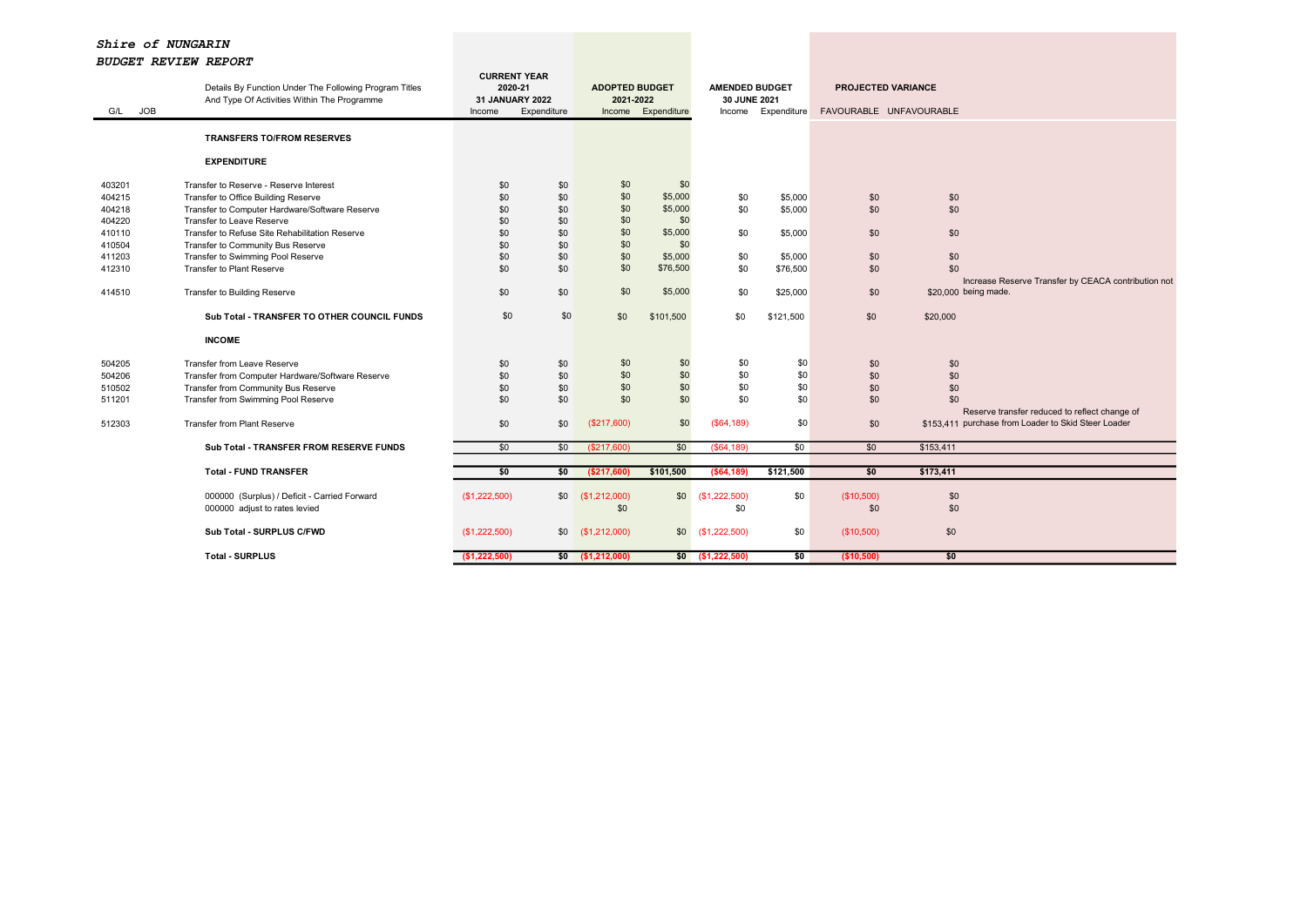***Shire of NUNGARIN***
***BUDGET REVIEW REPORT***

| G/L | JOB | Details By Function Under The Following Program Titles And Type Of Activities Within The Programme | CURRENT YEAR 2020-21 31 JANUARY 2022 | | ADOPTED BUDGET 2021-2022 | | AMENDED BUDGET 30 JUNE 2021 | | PROJECTED VARIANCE | | |
|---|---|---|---|---|---|---|---|---|---|---|---|
| | | | Income | Expenditure | Income | Expenditure | Income | Expenditure | FAVOURABLE | UNFAVOURABLE | |
| | | **TRANSFERS TO/FROM RESERVES** | | | | | | | | | |
| | | **EXPENDITURE** | | | | | | | | | |
| 403201 | | Transfer to Reserve - Reserve Interest | $0 | $0 | $0 | $0 | | | | | |
| 404215 | | Transfer to Office Building Reserve | $0 | $0 | $0 | $5,000 | $0 | $5,000 | $0 | $0 | |
| 404218 | | Transfer to Computer Hardware/Software Reserve | $0 | $0 | $0 | $5,000 | $0 | $5,000 | $0 | $0 | |
| 404220 | | Transfer to Leave Reserve | $0 | $0 | $0 | $0 | | | | | |
| 410110 | | Transfer to Refuse Site Rehabilitation Reserve | $0 | $0 | $0 | $5,000 | $0 | $5,000 | $0 | $0 | |
| 410504 | | Transfer to Community Bus Reserve | $0 | $0 | $0 | $0 | | | | | |
| 411203 | | Transfer to Swimming Pool Reserve | $0 | $0 | $0 | $5,000 | $0 | $5,000 | $0 | $0 | |
| 412310 | | Transfer to Plant Reserve | $0 | $0 | $0 | $76,500 | $0 | $76,500 | $0 | $0 | |
| 414510 | | Transfer to Building Reserve | $0 | $0 | $0 | $5,000 | $0 | $25,000 | $0 | $20,000 | Increase Reserve Transfer by CEACA contribution not being made. |
| | | **Sub Total - TRANSFER TO OTHER COUNCIL FUNDS** | $0 | $0 | $0 | $101,500 | $0 | $121,500 | $0 | $20,000 | |
| | | **INCOME** | | | | | | | | | |
| 504205 | | Transfer from Leave Reserve | $0 | $0 | $0 | $0 | $0 | $0 | $0 | $0 | |
| 504206 | | Transfer from Computer Hardware/Software Reserve | $0 | $0 | $0 | $0 | $0 | $0 | $0 | $0 | |
| 510502 | | Transfer from Community Bus Reserve | $0 | $0 | $0 | $0 | $0 | $0 | $0 | $0 | |
| 511201 | | Transfer from Swimming Pool Reserve | $0 | $0 | $0 | $0 | $0 | $0 | $0 | $0 | |
| 512303 | | Transfer from Plant Reserve | $0 | $0 | ($217,600) | $0 | ($64,189) | $0 | $0 | $153,411 | Reserve transfer reduced to reflect change of purchase from Loader to Skid Steer Loader |
| | | **Sub Total - TRANSFER FROM RESERVE FUNDS** | $0 | $0 | ($217,600) | $0 | ($64,189) | $0 | $0 | $153,411 | |
| | | **Total - FUND TRANSFER** | **$0** | **$0** | **($217,600)** | **$101,500** | **($64,189)** | **$121,500** | **$0** | **$173,411** | |
| | | 000000 (Surplus) / Deficit - Carried Forward | ($1,222,500) | $0 | ($1,212,000) | $0 | ($1,222,500) | $0 | ($10,500) | $0 | |
| | | 000000 adjust to rates levied | | | $0 | | $0 | | $0 | $0 | |
| | | **Sub Total - SURPLUS C/FWD** | ($1,222,500) | $0 | ($1,212,000) | $0 | ($1,222,500) | $0 | ($10,500) | $0 | |
| | | **Total - SURPLUS** | **($1,222,500)** | **$0** | **($1,212,000)** | **$0** | **($1,222,500)** | **$0** | **($10,500)** | **$0** | |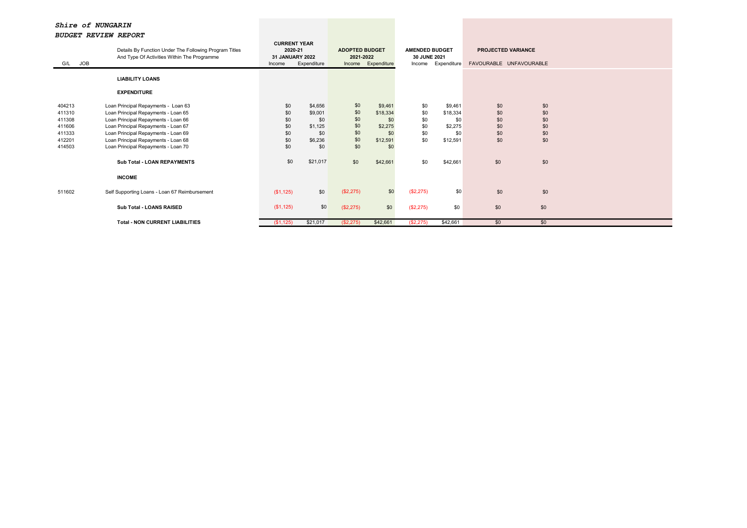# *Shire of NUNGARIN*

## *BUDGET REVIEW REPORT*

| G/L | JOB | Details By Function Under The Following Program Titles And Type Of Activities Within The Programme | CURRENT YEAR 2020-21 31 JANUARY 2022 | | ADOPTED BUDGET 2021-2022 | | AMENDED BUDGET 30 JUNE 2021 | | PROJECTED VARIANCE | |
|---|---|---|---|---|---|---|---|---|---|---|
| | | | Income | Expenditure | Income | Expenditure | Income | Expenditure | FAVOURABLE | UNFAVOURABLE |
| | | **LIABILITY LOANS** | | | | | | | | |
| | | **EXPENDITURE** | | | | | | | | |
| 404213 | | Loan Principal Repayments - Loan 63 | $0 | $4,656 | $0 | $9,461 | $0 | $9,461 | $0 | $0 |
| 411310 | | Loan Principal Repayments - Loan 65 | $0 | $9,001 | $0 | $18,334 | $0 | $18,334 | $0 | $0 |
| 411308 | | Loan Principal Repayments - Loan 66 | $0 | $0 | $0 | $0 | $0 | $0 | $0 | $0 |
| 411606 | | Loan Principal Repayments - Loan 67 | $0 | $1,125 | $0 | $2,275 | $0 | $2,275 | $0 | $0 |
| 411333 | | Loan Principal Repayments - Loan 69 | $0 | $0 | $0 | $0 | $0 | $0 | $0 | $0 |
| 412201 | | Loan Principal Repayments - Loan 68 | $0 | $6,236 | $0 | $12,591 | $0 | $12,591 | $0 | $0 |
| 414503 | | Loan Principal Repayments - Loan 70 | $0 | $0 | $0 | $0 | | | | |
| | | **Sub Total - LOAN REPAYMENTS** | $0 | $21,017 | $0 | $42,661 | $0 | $42,661 | $0 | $0 |
| | | **INCOME** | | | | | | | | |
| 511602 | | Self Supporting Loans - Loan 67 Reimbursement | ($1,125) | $0 | ($2,275) | $0 | ($2,275) | $0 | $0 | $0 |
| | | **Sub Total - LOANS RAISED** | ($1,125) | $0 | ($2,275) | $0 | ($2,275) | $0 | $0 | $0 |
| | | **Total - NON CURRENT LIABILITIES** | ($1,125) | $21,017 | ($2,275) | $42,661 | ($2,275) | $42,661 | $0 | $0 |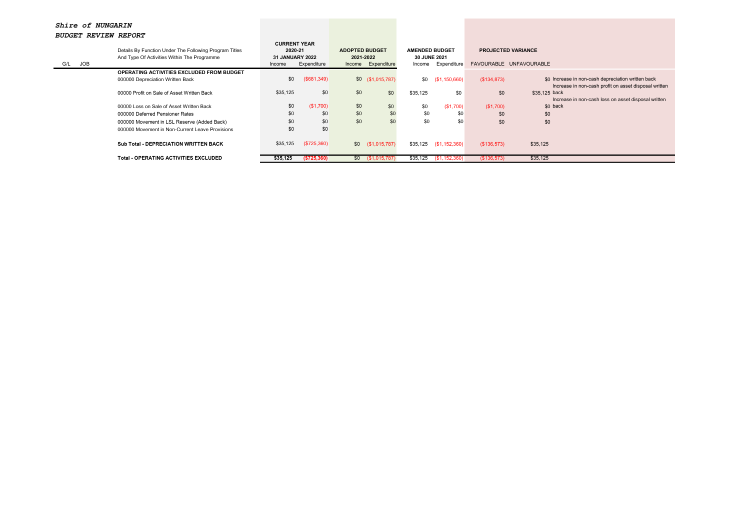***Shire of NUNGARIN***

***BUDGET REVIEW REPORT***

| G/L | JOB | Details By Function Under The Following Program Titles And Type Of Activities Within The Programme | CURRENT YEAR 2020-21 31 JANUARY 2022 | | ADOPTED BUDGET 2021-2022 | | AMENDED BUDGET 30 JUNE 2021 | | PROJECTED VARIANCE | | |
|---|---|---|---|---|---|---|---|---|---|---|---|
| | | | Income | Expenditure | Income | Expenditure | Income | Expenditure | FAVOURABLE | UNFAVOURABLE | |
| | | **OPERATING ACTIVITIES EXCLUDED FROM BUDGET** | | | | | | | | | |
| | | 000000 Depreciation Written Back | $0 | ($681,349) | $0 | ($1,015,787) | $0 | ($1,150,660) | ($134,873) | $0 | Increase in non-cash depreciation written back |
| | | 00000 Profit on Sale of Asset Written Back | $35,125 | $0 | $0 | $0 | $35,125 | $0 | $0 | $35,125 | Increase in non-cash profit on asset disposal written back |
| | | 00000 Loss on Sale of Asset Written Back | $0 | ($1,700) | $0 | $0 | $0 | ($1,700) | ($1,700) | $0 | Increase in non-cash loss on asset disposal written back |
| | | 000000 Deferred Pensioner Rates | $0 | $0 | $0 | $0 | $0 | $0 | $0 | $0 | |
| | | 000000 Movement in LSL Reserve (Added Back) | $0 | $0 | $0 | $0 | $0 | $0 | $0 | $0 | |
| | | 000000 Movement in Non-Current Leave Provisions | $0 | $0 | | | | | | | |
| | | **Sub Total - DEPRECIATION WRITTEN BACK** | $35,125 | ($725,360) | $0 | ($1,015,787) | $35,125 | ($1,152,360) | ($136,573) | $35,125 | |
| | | **Total - OPERATING ACTIVITIES EXCLUDED** | **$35,125** | **($725,360)** | $0 | ($1,015,787) | $35,125 | ($1,152,360) | ($136,573) | $35,125 | |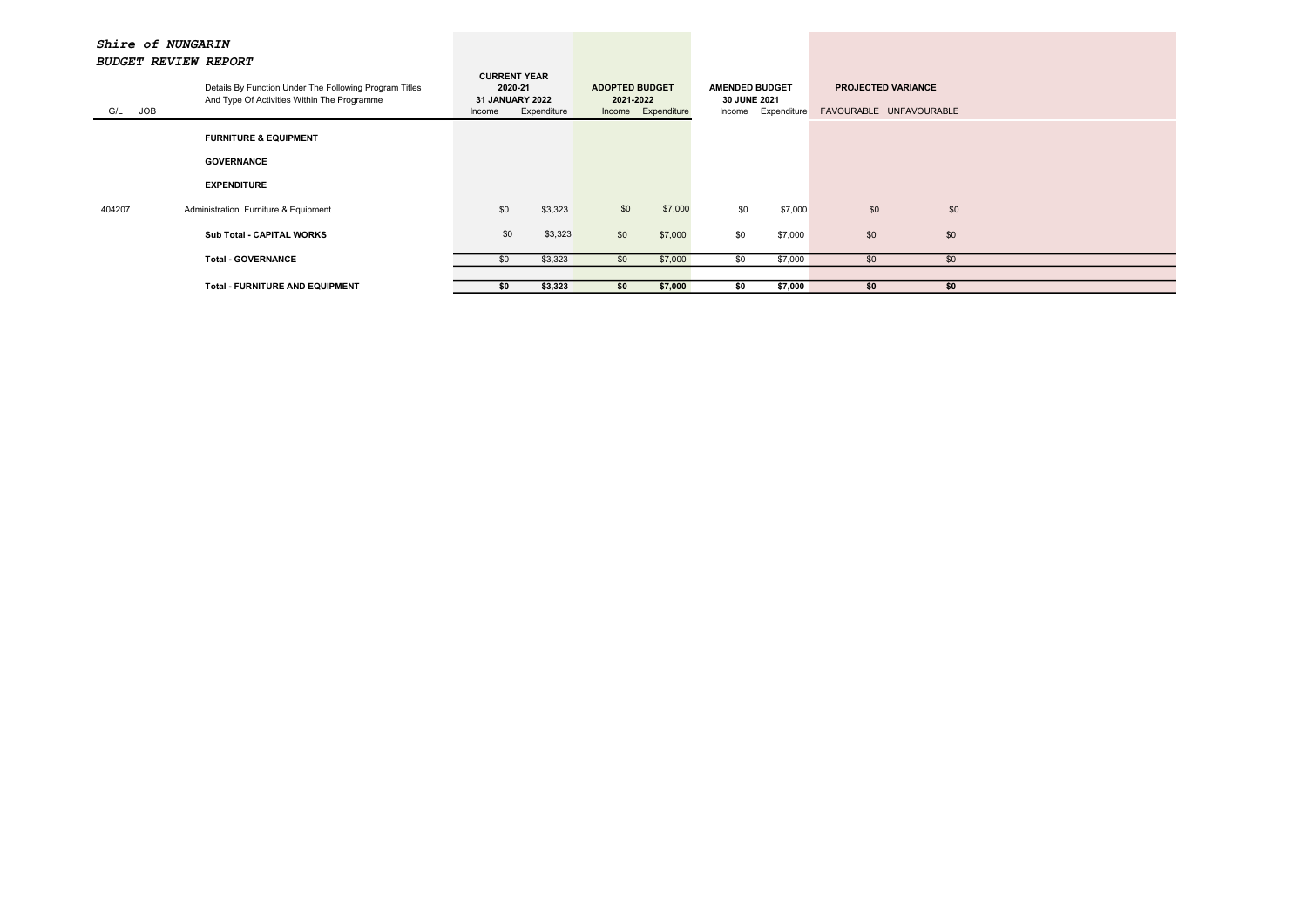***Shire of NUNGARIN***

***BUDGET REVIEW REPORT***

| G/L | JOB | Details By Function Under The Following Program Titles And Type Of Activities Within The Programme | CURRENT YEAR 2020-21 31 JANUARY 2022 | | ADOPTED BUDGET 2021-2022 | | AMENDED BUDGET 30 JUNE 2021 | | PROJECTED VARIANCE | |
|---|---|---|---|---|---|---|---|---|---|---|
| | | | Income | Expenditure | Income | Expenditure | Income | Expenditure | FAVOURABLE | UNFAVOURABLE |
| | | **FURNITURE & EQUIPMENT** | | | | | | | | |
| | | **GOVERNANCE** | | | | | | | | |
| | | **EXPENDITURE** | | | | | | | | |
| 404207 | | Administration Furniture & Equipment | $0 | $3,323 | $0 | $7,000 | $0 | $7,000 | $0 | $0 |
| | | **Sub Total - CAPITAL WORKS** | $0 | $3,323 | $0 | $7,000 | $0 | $7,000 | $0 | $0 |
| | | **Total - GOVERNANCE** | $0 | $3,323 | $0 | $7,000 | $0 | $7,000 | $0 | $0 |
| | | **Total - FURNITURE AND EQUIPMENT** | **$0** | **$3,323** | **$0** | **$7,000** | **$0** | **$7,000** | **$0** | **$0** |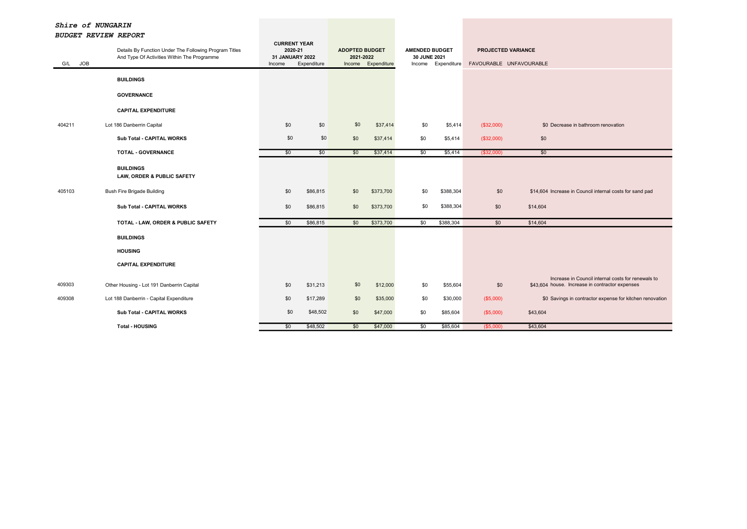***Shire of NUNGARIN***
***BUDGET REVIEW REPORT***

| G/L | JOB | Details By Function Under The Following Program Titles And Type Of Activities Within The Programme | CURRENT YEAR 2020-21 31 JANUARY 2022 | | ADOPTED BUDGET 2021-2022 | | AMENDED BUDGET 30 JUNE 2021 | | PROJECTED VARIANCE | | |
|---|---|---|---|---|---|---|---|---|---|---|---|
| | | | Income | Expenditure | Income | Expenditure | Income | Expenditure | FAVOURABLE | UNFAVOURABLE | |
| | | **BUILDINGS** | | | | | | | | | |
| | | **GOVERNANCE** | | | | | | | | | |
| | | **CAPITAL EXPENDITURE** | | | | | | | | | |
| 404211 | | Lot 186 Danberrin Capital | $0 | $0 | $0 | $37,414 | $0 | $5,414 | ($32,000) | $0 | Decrease in bathroom renovation |
| | | **Sub Total - CAPITAL WORKS** | $0 | $0 | $0 | $37,414 | $0 | $5,414 | ($32,000) | $0 | |
| | | **TOTAL - GOVERNANCE** | $0 | $0 | $0 | $37,414 | $0 | $5,414 | ($32,000) | $0 | |
| | | **BUILDINGS** **LAW, ORDER & PUBLIC SAFETY** | | | | | | | | | |
| 405103 | | Bush Fire Brigade Building | $0 | $86,815 | $0 | $373,700 | $0 | $388,304 | $0 | $14,604 | Increase in Council internal costs for sand pad |
| | | **Sub Total - CAPITAL WORKS** | $0 | $86,815 | $0 | $373,700 | $0 | $388,304 | $0 | $14,604 | |
| | | **TOTAL - LAW, ORDER & PUBLIC SAFETY** | $0 | $86,815 | $0 | $373,700 | $0 | $388,304 | $0 | $14,604 | |
| | | **BUILDINGS** | | | | | | | | | |
| | | **HOUSING** | | | | | | | | | |
| | | **CAPITAL EXPENDITURE** | | | | | | | | | |
| 409303 | | Other Housing - Lot 191 Danberrin Capital | $0 | $31,213 | $0 | $12,000 | $0 | $55,604 | $0 | $43,604 | Increase in Council internal costs for renewals to house. Increase in contractor expenses |
| 409308 | | Lot 188 Danberrin - Capital Expenditure | $0 | $17,289 | $0 | $35,000 | $0 | $30,000 | ($5,000) | $0 | Savings in contractor expense for kitchen renovation |
| | | **Sub Total - CAPITAL WORKS** | $0 | $48,502 | $0 | $47,000 | $0 | $85,604 | ($5,000) | $43,604 | |
| | | **Total - HOUSING** | $0 | $48,502 | $0 | $47,000 | $0 | $85,604 | ($5,000) | $43,604 | |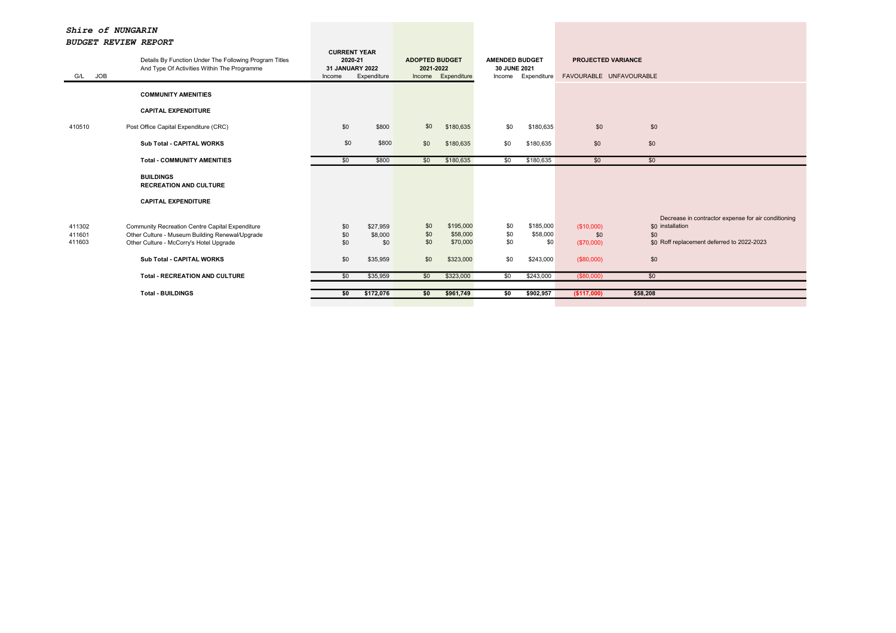***Shire of NUNGARIN***
***BUDGET REVIEW REPORT***

| G/L | JOB | Details By Function Under The Following Program Titles And Type Of Activities Within The Programme | CURRENT YEAR 2020-21 31 JANUARY 2022 | | ADOPTED BUDGET 2021-2022 | | AMENDED BUDGET 30 JUNE 2021 | | PROJECTED VARIANCE | | |
|---|---|---|---|---|---|---|---|---|---|---|---|
| | | | Income | Expenditure | Income | Expenditure | Income | Expenditure | FAVOURABLE | UNFAVOURABLE | |
| | | **COMMUNITY AMENITIES** | | | | | | | | | |
| | | **CAPITAL EXPENDITURE** | | | | | | | | | |
| 410510 | | Post Office Capital Expenditure (CRC) | $0 | $800 | $0 | $180,635 | $0 | $180,635 | $0 | $0 | |
| | | **Sub Total - CAPITAL WORKS** | $0 | $800 | $0 | $180,635 | $0 | $180,635 | $0 | $0 | |
| | | **Total - COMMUNITY AMENITIES** | $0 | $800 | $0 | $180,635 | $0 | $180,635 | $0 | $0 | |
| | | **BUILDINGS** | | | | | | | | | |
| | | **RECREATION AND CULTURE** | | | | | | | | | |
| | | **CAPITAL EXPENDITURE** | | | | | | | | | |
| 411302 | | Community Recreation Centre Capital Expenditure | $0 | $27,959 | $0 | $195,000 | $0 | $185,000 | ($10,000) | $0 | Decrease in contractor expense for air conditioning installation |
| 411601 | | Other Culture - Museum Building Renewal/Upgrade | $0 | $8,000 | $0 | $58,000 | $0 | $58,000 | $0 | $0 | |
| 411603 | | Other Culture - McCorry's Hotel Upgrade | $0 | $0 | $0 | $70,000 | $0 | $0 | ($70,000) | $0 | Roff replacement deferred to 2022-2023 |
| | | **Sub Total - CAPITAL WORKS** | $0 | $35,959 | $0 | $323,000 | $0 | $243,000 | ($80,000) | $0 | |
| | | **Total - RECREATION AND CULTURE** | $0 | $35,959 | $0 | $323,000 | $0 | $243,000 | ($80,000) | $0 | |
| | | **Total - BUILDINGS** | **$0** | **$172,076** | **$0** | **$961,749** | **$0** | **$902,957** | **($117,000)** | **$58,208** | |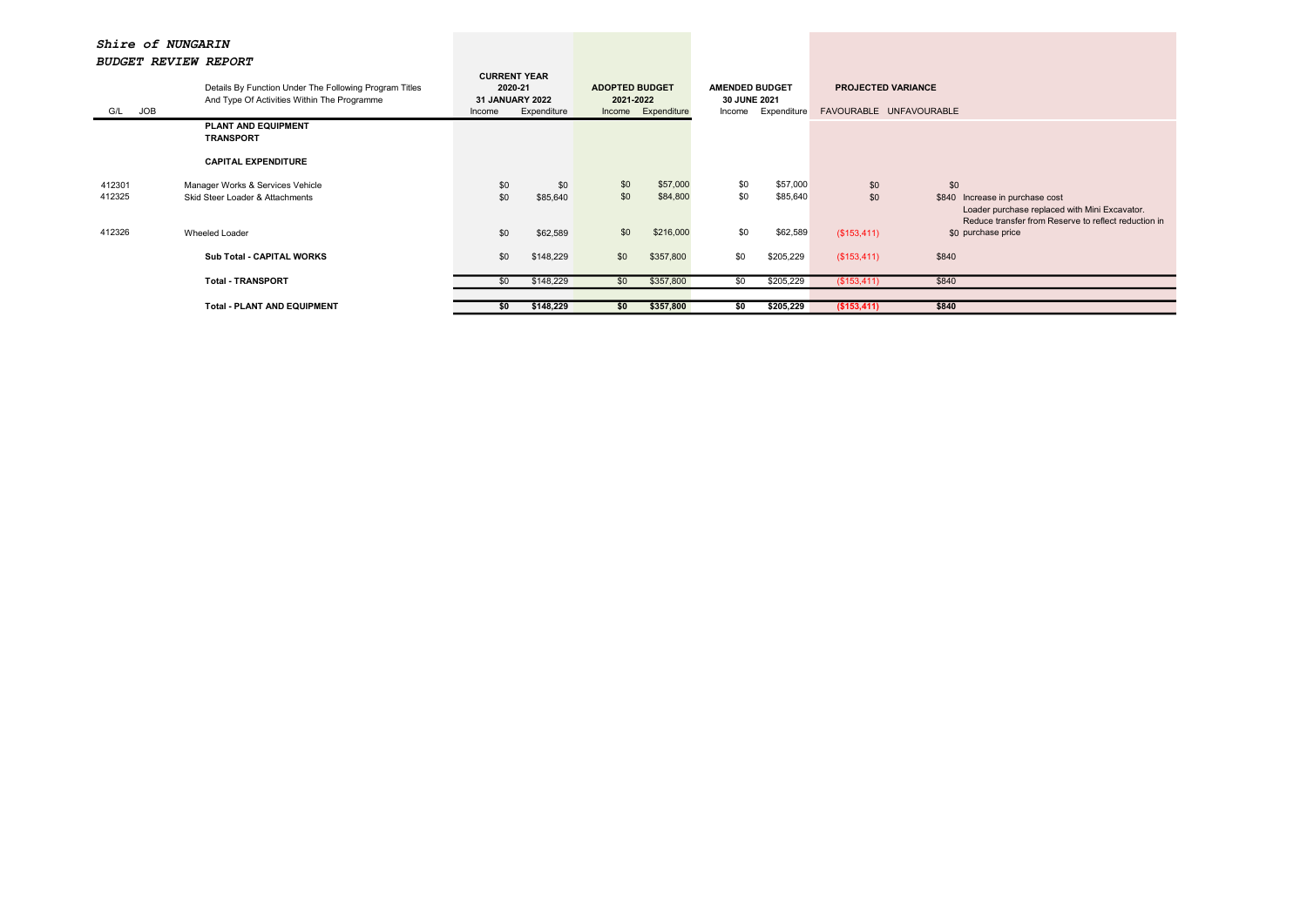***Shire of NUNGARIN***

***BUDGET REVIEW REPORT***

| G/L | JOB | Details By Function Under The Following Program Titles And Type Of Activities Within The Programme | CURRENT YEAR 2020-21 31 JANUARY 2022 | | ADOPTED BUDGET 2021-2022 | | AMENDED BUDGET 30 JUNE 2021 | | PROJECTED VARIANCE | | |
|---|---|---|---|---|---|---|---|---|---|---|---|
| | | | Income | Expenditure | Income | Expenditure | Income | Expenditure | FAVOURABLE | UNFAVOURABLE | |
| | | **PLANT AND EQUIPMENT** | | | | | | | | | |
| | | **TRANSPORT** | | | | | | | | | |
| | | **CAPITAL EXPENDITURE** | | | | | | | | | |
| 412301 | | Manager Works & Services Vehicle | $0 | $0 | $0 | $57,000 | $0 | $57,000 | $0 | $0 | |
| 412325 | | Skid Steer Loader & Attachments | $0 | $85,640 | $0 | $84,800 | $0 | $85,640 | $0 | $840 | Increase in purchase cost |
| 412326 | | Wheeled Loader | $0 | $62,589 | $0 | $216,000 | $0 | $62,589 | ($153,411) | $0 | Loader purchase replaced with Mini Excavator. Reduce transfer from Reserve to reflect reduction in purchase price |
| | | **Sub Total - CAPITAL WORKS** | $0 | $148,229 | $0 | $357,800 | $0 | $205,229 | ($153,411) | $840 | |
| | | **Total - TRANSPORT** | $0 | $148,229 | $0 | $357,800 | $0 | $205,229 | ($153,411) | $840 | |
| | | **Total - PLANT AND EQUIPMENT** | **$0** | **$148,229** | **$0** | **$357,800** | **$0** | **$205,229** | **($153,411)** | **$840** | |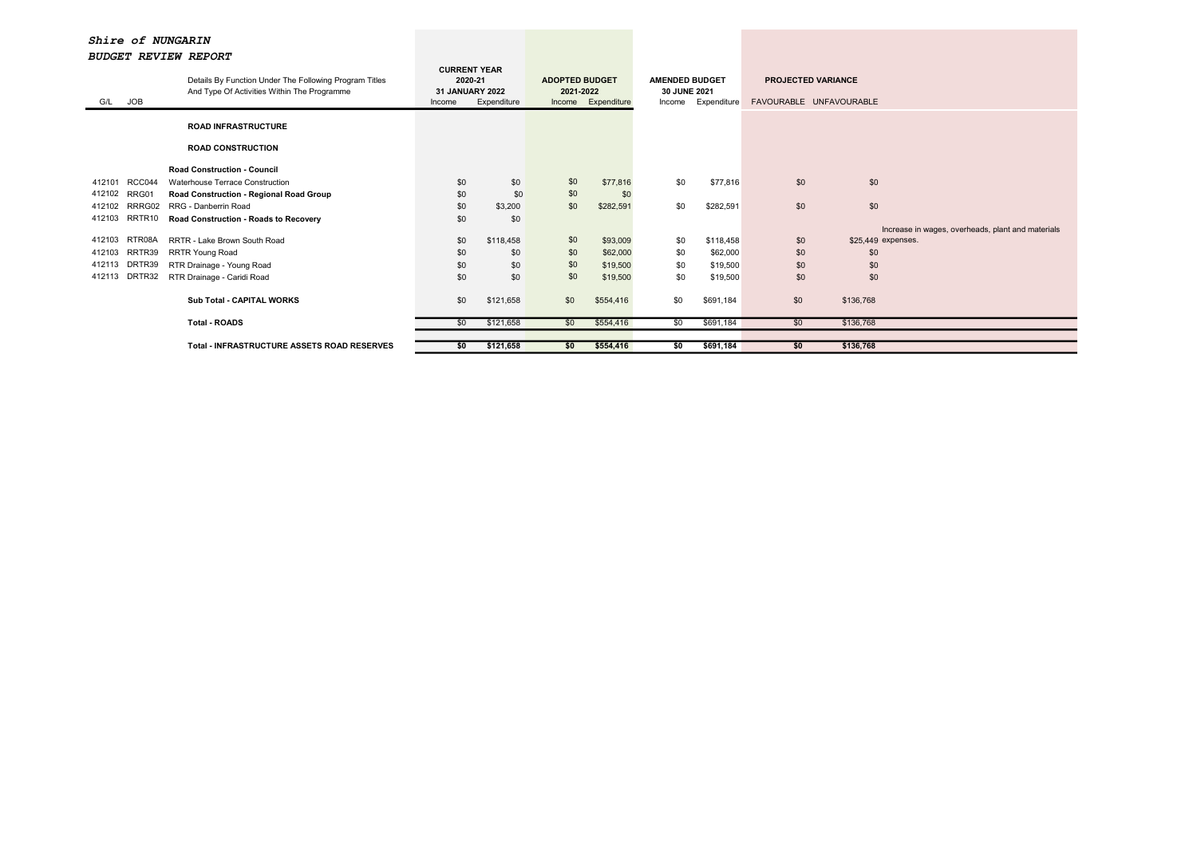***Shire of NUNGARIN***

***BUDGET REVIEW REPORT***

| G/L | JOB | Details By Function Under The Following Program Titles And Type Of Activities Within The Programme | CURRENT YEAR 2020-21 31 JANUARY 2022 | | ADOPTED BUDGET 2021-2022 | | AMENDED BUDGET 30 JUNE 2021 | | PROJECTED VARIANCE | | |
|---|---|---|---|---|---|---|---|---|---|---|---|
| | | | Income | Expenditure | Income | Expenditure | Income | Expenditure | FAVOURABLE | UNFAVOURABLE | |
| | | **ROAD INFRASTRUCTURE** | | | | | | | | | |
| | | **ROAD CONSTRUCTION** | | | | | | | | | |
| | | **Road Construction - Council** | | | | | | | | | |
| 412101 | RCC044 | Waterhouse Terrace Construction | $0 | $0 | $0 | $77,816 | $0 | $77,816 | $0 | $0 | |
| 412102 | RRG01 | **Road Construction - Regional Road Group** | $0 | $0 | $0 | $0 | | | | | |
| 412102 | RRRG02 | RRG - Danberrin Road | $0 | $3,200 | $0 | $282,591 | $0 | $282,591 | $0 | $0 | |
| 412103 | RRTR10 | **Road Construction - Roads to Recovery** | $0 | $0 | | | | | | | |
| 412103 | RTR08A | RRTR - Lake Brown South Road | $0 | $118,458 | $0 | $93,009 | $0 | $118,458 | $0 | $25,449 | Increase in wages, overheads, plant and materials expenses. |
| 412103 | RRTR39 | RRTR Young Road | $0 | $0 | $0 | $62,000 | $0 | $62,000 | $0 | $0 | |
| 412113 | DRTR39 | RTR Drainage - Young Road | $0 | $0 | $0 | $19,500 | $0 | $19,500 | $0 | $0 | |
| 412113 | DRTR32 | RTR Drainage - Caridi Road | $0 | $0 | $0 | $19,500 | $0 | $19,500 | $0 | $0 | |
| | | **Sub Total - CAPITAL WORKS** | $0 | $121,658 | $0 | $554,416 | $0 | $691,184 | $0 | $136,768 | |
| | | **Total - ROADS** | $0 | $121,658 | $0 | $554,416 | $0 | $691,184 | $0 | $136,768 | |
| | | **Total - INFRASTRUCTURE ASSETS ROAD RESERVES** | **$0** | **$121,658** | **$0** | **$554,416** | **$0** | **$691,184** | **$0** | **$136,768** | |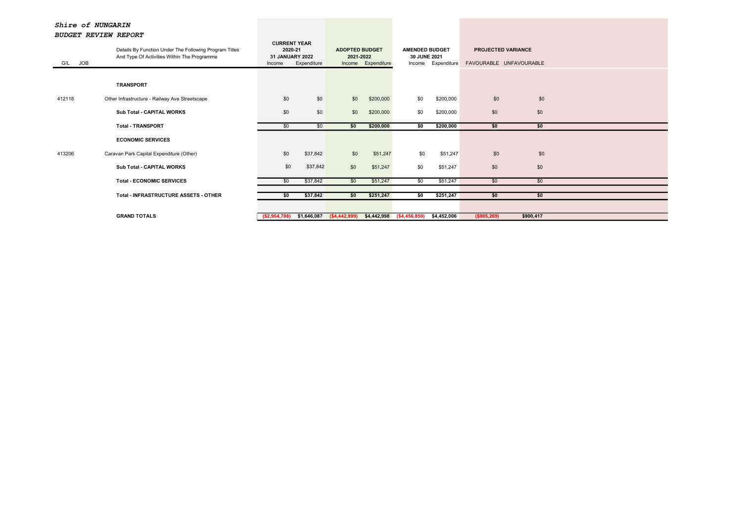*Shire of NUNGARIN*

*BUDGET REVIEW REPORT*

| G/L | JOB | Details By Function Under The Following Program Titles And Type Of Activities Within The Programme | CURRENT YEAR 2020-21 31 JANUARY 2022 | | ADOPTED BUDGET 2021-2022 | | AMENDED BUDGET 30 JUNE 2021 | | PROJECTED VARIANCE | |
|---|---|---|---|---|---|---|---|---|---|---|
| | | | Income | Expenditure | Income | Expenditure | Income | Expenditure | FAVOURABLE | UNFAVOURABLE |
| | | **TRANSPORT** | | | | | | | | |
| 412118 | | Other Infrastructure - Railway Ave Streetscape | $0 | $0 | $0 | $200,000 | $0 | $200,000 | $0 | $0 |
| | | **Sub Total - CAPITAL WORKS** | $0 | $0 | $0 | $200,000 | $0 | $200,000 | $0 | $0 |
| | | **Total - TRANSPORT** | $0 | $0 | **$0** | **$200,000** | **$0** | **$200,000** | **$0** | **$0** |
| | | **ECONOMIC SERVICES** | | | | | | | | |
| 413206 | | Caravan Park Capital Expenditure (Other) | $0 | $37,842 | $0 | $51,247 | $0 | $51,247 | $0 | $0 |
| | | **Sub Total - CAPITAL WORKS** | $0 | $37,842 | $0 | $51,247 | $0 | $51,247 | $0 | $0 |
| | | **Total - ECONOMIC SERVICES** | $0 | $37,842 | $0 | $51,247 | $0 | $51,247 | $0 | $0 |
| | | **Total - INFRASTRUCTURE ASSETS - OTHER** | **$0** | **$37,842** | **$0** | **$251,247** | **$0** | **$251,247** | **$0** | **$0** |
| | | **GRAND TOTALS** | **($2,954,708)** | **$1,646,087** | **($4,442,999)** | **$4,442,998** | **($4,456,859)** | **$4,452,006** | **($905,269)** | **$900,417** |